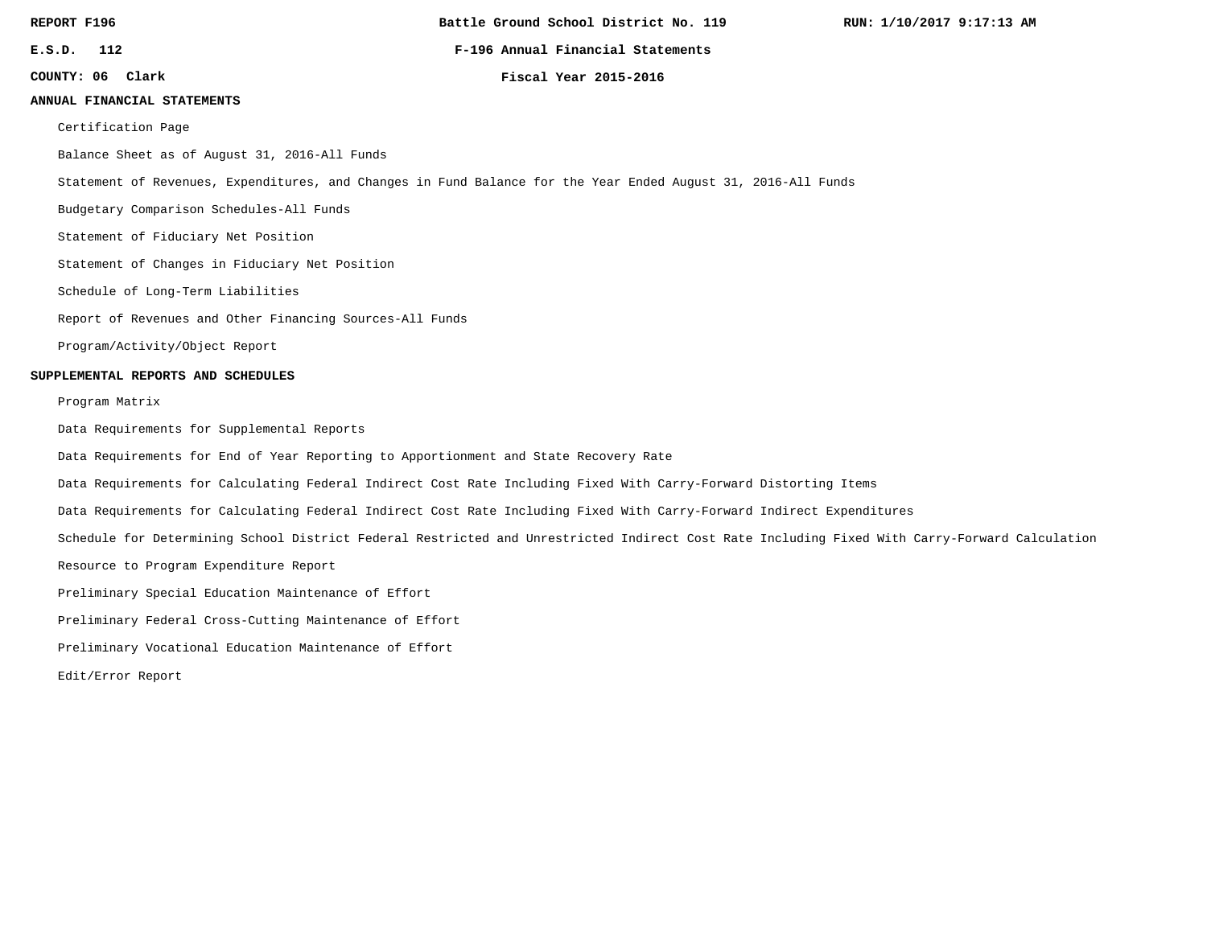REPORT F196 | Battle Ground School District No. 119 | RUN: 1/10/2017 9:17:13 AM

E.S.D. 112 | F-196 Annual Financial Statements

COUNTY: 06 Clark | Fiscal Year 2015-2016

## ANNUAL FINANCIAL STATEMENTS

- Certification Page
- Balance Sheet as of August 31, 2016-All Funds
- Statement of Revenues, Expenditures, and Changes in Fund Balance for the Year Ended August 31, 2016-All Funds
- Budgetary Comparison Schedules-All Funds
- Statement of Fiduciary Net Position
- Statement of Changes in Fiduciary Net Position
- Schedule of Long-Term Liabilities
- Report of Revenues and Other Financing Sources-All Funds
- Program/Activity/Object Report

## SUPPLEMENTAL REPORTS AND SCHEDULES

- Program Matrix
- Data Requirements for Supplemental Reports
- Data Requirements for End of Year Reporting to Apportionment and State Recovery Rate
- Data Requirements for Calculating Federal Indirect Cost Rate Including Fixed With Carry-Forward Distorting Items
- Data Requirements for Calculating Federal Indirect Cost Rate Including Fixed With Carry-Forward Indirect Expenditures
- Schedule for Determining School District Federal Restricted and Unrestricted Indirect Cost Rate Including Fixed With Carry-Forward Calculation
- Resource to Program Expenditure Report
- Preliminary Special Education Maintenance of Effort
- Preliminary Federal Cross-Cutting Maintenance of Effort
- Preliminary Vocational Education Maintenance of Effort
- Edit/Error Report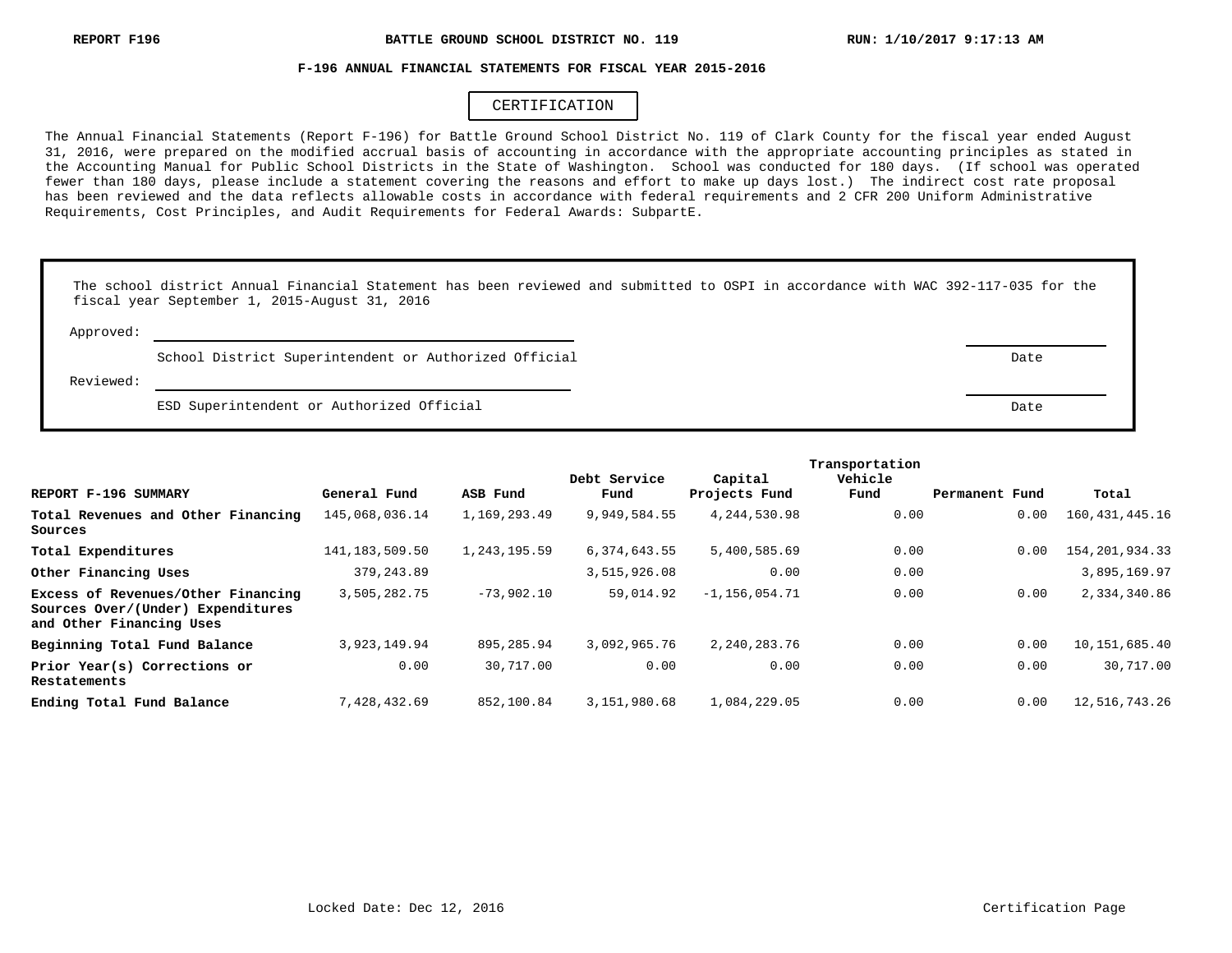REPORT F196 | BATTLE GROUND SCHOOL DISTRICT NO. 119 | RUN: 1/10/2017 9:17:13 AM

## F-196 ANNUAL FINANCIAL STATEMENTS FOR FISCAL YEAR 2015-2016

### CERTIFICATION

The Annual Financial Statements (Report F-196) for Battle Ground School District No. 119 of Clark County for the fiscal year ended August 31, 2016, were prepared on the modified accrual basis of accounting in accordance with the appropriate accounting principles as stated in the Accounting Manual for Public School Districts in the State of Washington. School was conducted for 180 days. (If school was operated fewer than 180 days, please include a statement covering the reasons and effort to make up days lost.) The indirect cost rate proposal has been reviewed and the data reflects allowable costs in accordance with federal requirements and 2 CFR 200 Uniform Administrative Requirements, Cost Principles, and Audit Requirements for Federal Awards: SubpartE.

The school district Annual Financial Statement has been reviewed and submitted to OSPI in accordance with WAC 392-117-035 for the fiscal year September 1, 2015-August 31, 2016

Approved: ______________________________________________ ____________

School District Superintendent or Authorized Official — Date

Reviewed: ______________________________________________ ____________

ESD Superintendent or Authorized Official — Date

| REPORT F-196 SUMMARY | General Fund | ASB Fund | Debt Service Fund | Capital Projects Fund | Transportation Vehicle Fund | Permanent Fund | Total |
|---|---|---|---|---|---|---|---|
| Total Revenues and Other Financing Sources | 145,068,036.14 | 1,169,293.49 | 9,949,584.55 | 4,244,530.98 | 0.00 | 0.00 | 160,431,445.16 |
| Total Expenditures | 141,183,509.50 | 1,243,195.59 | 6,374,643.55 | 5,400,585.69 | 0.00 | 0.00 | 154,201,934.33 |
| Other Financing Uses | 379,243.89 | | 3,515,926.08 | 0.00 | 0.00 | | 3,895,169.97 |
| Excess of Revenues/Other Financing Sources Over/(Under) Expenditures and Other Financing Uses | 3,505,282.75 | -73,902.10 | 59,014.92 | -1,156,054.71 | 0.00 | 0.00 | 2,334,340.86 |
| Beginning Total Fund Balance | 3,923,149.94 | 895,285.94 | 3,092,965.76 | 2,240,283.76 | 0.00 | 0.00 | 10,151,685.40 |
| Prior Year(s) Corrections or Restatements | 0.00 | 30,717.00 | 0.00 | 0.00 | 0.00 | 0.00 | 30,717.00 |
| Ending Total Fund Balance | 7,428,432.69 | 852,100.84 | 3,151,980.68 | 1,084,229.05 | 0.00 | 0.00 | 12,516,743.26 |

Locked Date: Dec 12, 2016 — Certification Page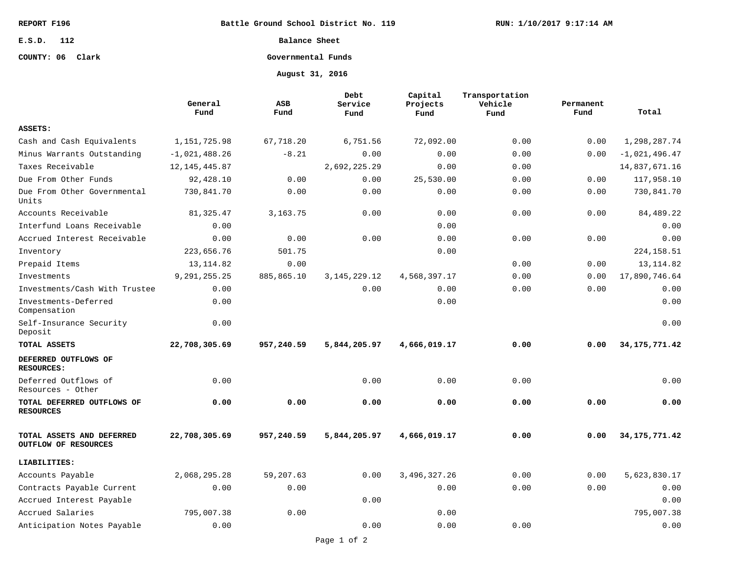REPORT F196

Battle Ground School District No. 119

RUN: 1/10/2017 9:17:14 AM

E.S.D. 112

COUNTY: 06 Clark

# Balance Sheet

## Governmental Funds

### August 31, 2016

| | General Fund | ASB Fund | Debt Service Fund | Capital Projects Fund | Transportation Vehicle Fund | Permanent Fund | Total |
|---|---|---|---|---|---|---|---|
| **ASSETS:** | | | | | | | |
| Cash and Cash Equivalents | 1,151,725.98 | 67,718.20 | 6,751.56 | 72,092.00 | 0.00 | 0.00 | 1,298,287.74 |
| Minus Warrants Outstanding | -1,021,488.26 | -8.21 | 0.00 | 0.00 | 0.00 | 0.00 | -1,021,496.47 |
| Taxes Receivable | 12,145,445.87 | | 2,692,225.29 | 0.00 | 0.00 | | 14,837,671.16 |
| Due From Other Funds | 92,428.10 | 0.00 | 0.00 | 25,530.00 | 0.00 | 0.00 | 117,958.10 |
| Due From Other Governmental Units | 730,841.70 | 0.00 | 0.00 | 0.00 | 0.00 | 0.00 | 730,841.70 |
| Accounts Receivable | 81,325.47 | 3,163.75 | 0.00 | 0.00 | 0.00 | 0.00 | 84,489.22 |
| Interfund Loans Receivable | 0.00 | | | 0.00 | | | 0.00 |
| Accrued Interest Receivable | 0.00 | 0.00 | 0.00 | 0.00 | 0.00 | 0.00 | 0.00 |
| Inventory | 223,656.76 | 501.75 | | 0.00 | | | 224,158.51 |
| Prepaid Items | 13,114.82 | 0.00 | | | 0.00 | 0.00 | 13,114.82 |
| Investments | 9,291,255.25 | 885,865.10 | 3,145,229.12 | 4,568,397.17 | 0.00 | 0.00 | 17,890,746.64 |
| Investments/Cash With Trustee | 0.00 | | 0.00 | 0.00 | 0.00 | 0.00 | 0.00 |
| Investments-Deferred Compensation | 0.00 | | | 0.00 | | | 0.00 |
| Self-Insurance Security Deposit | 0.00 | | | | | | 0.00 |
| **TOTAL ASSETS** | **22,708,305.69** | **957,240.59** | **5,844,205.97** | **4,666,019.17** | **0.00** | **0.00** | **34,175,771.42** |
| **DEFERRED OUTFLOWS OF RESOURCES:** | | | | | | | |
| Deferred Outflows of Resources - Other | 0.00 | | 0.00 | 0.00 | 0.00 | | 0.00 |
| **TOTAL DEFERRED OUTFLOWS OF RESOURCES** | **0.00** | **0.00** | **0.00** | **0.00** | **0.00** | **0.00** | **0.00** |
| **TOTAL ASSETS AND DEFERRED OUTFLOW OF RESOURCES** | **22,708,305.69** | **957,240.59** | **5,844,205.97** | **4,666,019.17** | **0.00** | **0.00** | **34,175,771.42** |
| **LIABILITIES:** | | | | | | | |
| Accounts Payable | 2,068,295.28 | 59,207.63 | 0.00 | 3,496,327.26 | 0.00 | 0.00 | 5,623,830.17 |
| Contracts Payable Current | 0.00 | 0.00 | | 0.00 | 0.00 | 0.00 | 0.00 |
| Accrued Interest Payable | | | 0.00 | | | | 0.00 |
| Accrued Salaries | 795,007.38 | 0.00 | | 0.00 | | | 795,007.38 |
| Anticipation Notes Payable | 0.00 | | 0.00 | 0.00 | 0.00 | | 0.00 |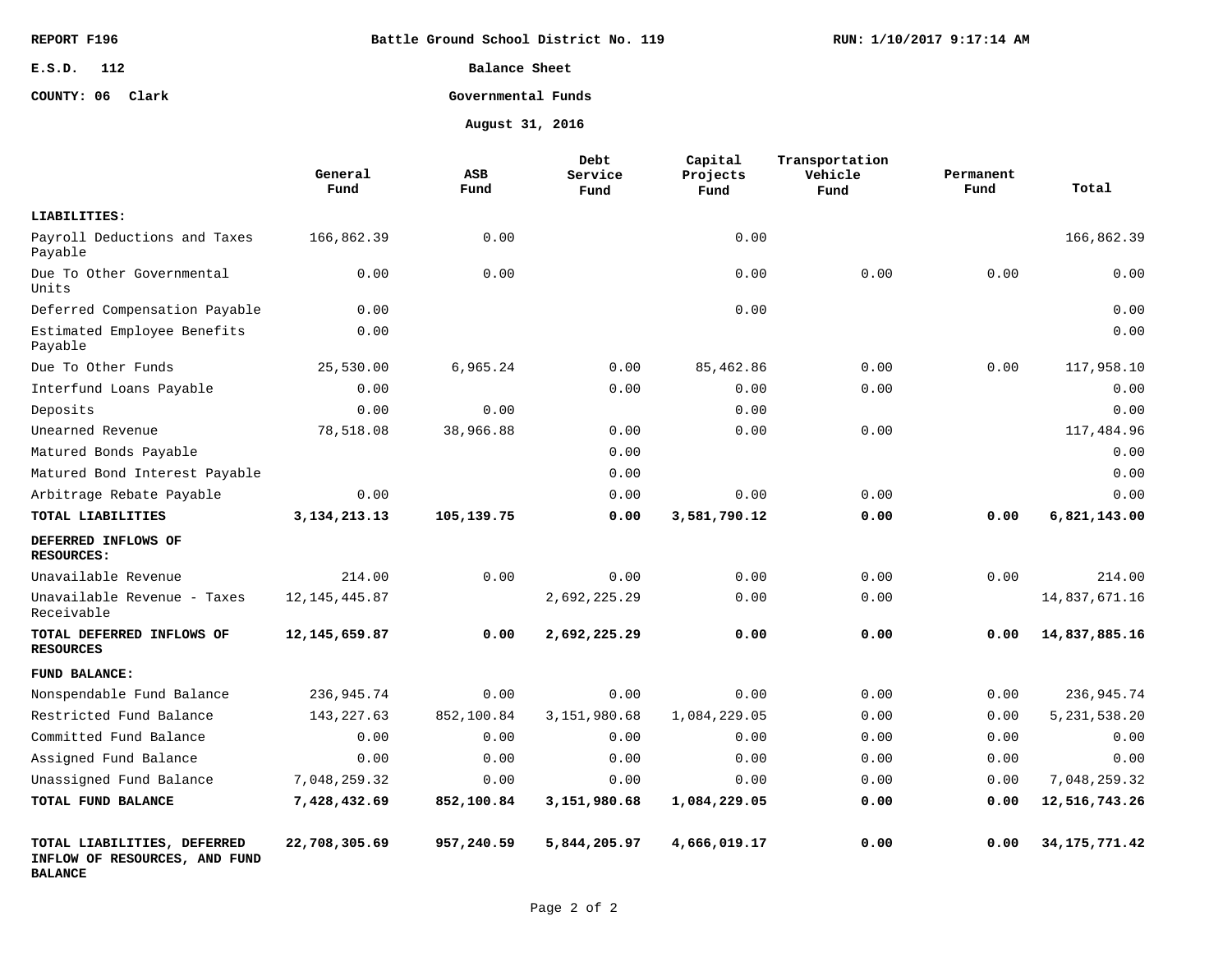REPORT F196

Battle Ground School District No. 119

RUN: 1/10/2017 9:17:14 AM

E.S.D. 112

COUNTY: 06 Clark

# Balance Sheet

## Governmental Funds

### August 31, 2016

| | General Fund | ASB Fund | Debt Service Fund | Capital Projects Fund | Transportation Vehicle Fund | Permanent Fund | Total |
|---|---|---|---|---|---|---|---|
| **LIABILITIES:** | | | | | | | |
| Payroll Deductions and Taxes Payable | 166,862.39 | 0.00 | | 0.00 | | | 166,862.39 |
| Due To Other Governmental Units | 0.00 | 0.00 | | 0.00 | 0.00 | 0.00 | 0.00 |
| Deferred Compensation Payable | 0.00 | | | 0.00 | | | 0.00 |
| Estimated Employee Benefits Payable | 0.00 | | | | | | 0.00 |
| Due To Other Funds | 25,530.00 | 6,965.24 | 0.00 | 85,462.86 | 0.00 | 0.00 | 117,958.10 |
| Interfund Loans Payable | 0.00 | | 0.00 | 0.00 | 0.00 | | 0.00 |
| Deposits | 0.00 | 0.00 | | 0.00 | | | 0.00 |
| Unearned Revenue | 78,518.08 | 38,966.88 | 0.00 | 0.00 | 0.00 | | 117,484.96 |
| Matured Bonds Payable | | | 0.00 | | | | 0.00 |
| Matured Bond Interest Payable | | | 0.00 | | | | 0.00 |
| Arbitrage Rebate Payable | 0.00 | | 0.00 | 0.00 | 0.00 | | 0.00 |
| **TOTAL LIABILITIES** | **3,134,213.13** | **105,139.75** | **0.00** | **3,581,790.12** | **0.00** | **0.00** | **6,821,143.00** |
| **DEFERRED INFLOWS OF RESOURCES:** | | | | | | | |
| Unavailable Revenue | 214.00 | 0.00 | 0.00 | 0.00 | 0.00 | 0.00 | 214.00 |
| Unavailable Revenue - Taxes Receivable | 12,145,445.87 | | 2,692,225.29 | 0.00 | 0.00 | | 14,837,671.16 |
| **TOTAL DEFERRED INFLOWS OF RESOURCES** | **12,145,659.87** | **0.00** | **2,692,225.29** | **0.00** | **0.00** | **0.00** | **14,837,885.16** |
| **FUND BALANCE:** | | | | | | | |
| Nonspendable Fund Balance | 236,945.74 | 0.00 | 0.00 | 0.00 | 0.00 | 0.00 | 236,945.74 |
| Restricted Fund Balance | 143,227.63 | 852,100.84 | 3,151,980.68 | 1,084,229.05 | 0.00 | 0.00 | 5,231,538.20 |
| Committed Fund Balance | 0.00 | 0.00 | 0.00 | 0.00 | 0.00 | 0.00 | 0.00 |
| Assigned Fund Balance | 0.00 | 0.00 | 0.00 | 0.00 | 0.00 | 0.00 | 0.00 |
| Unassigned Fund Balance | 7,048,259.32 | 0.00 | 0.00 | 0.00 | 0.00 | 0.00 | 7,048,259.32 |
| **TOTAL FUND BALANCE** | **7,428,432.69** | **852,100.84** | **3,151,980.68** | **1,084,229.05** | **0.00** | **0.00** | **12,516,743.26** |
| **TOTAL LIABILITIES, DEFERRED INFLOW OF RESOURCES, AND FUND BALANCE** | **22,708,305.69** | **957,240.59** | **5,844,205.97** | **4,666,019.17** | **0.00** | **0.00** | **34,175,771.42** |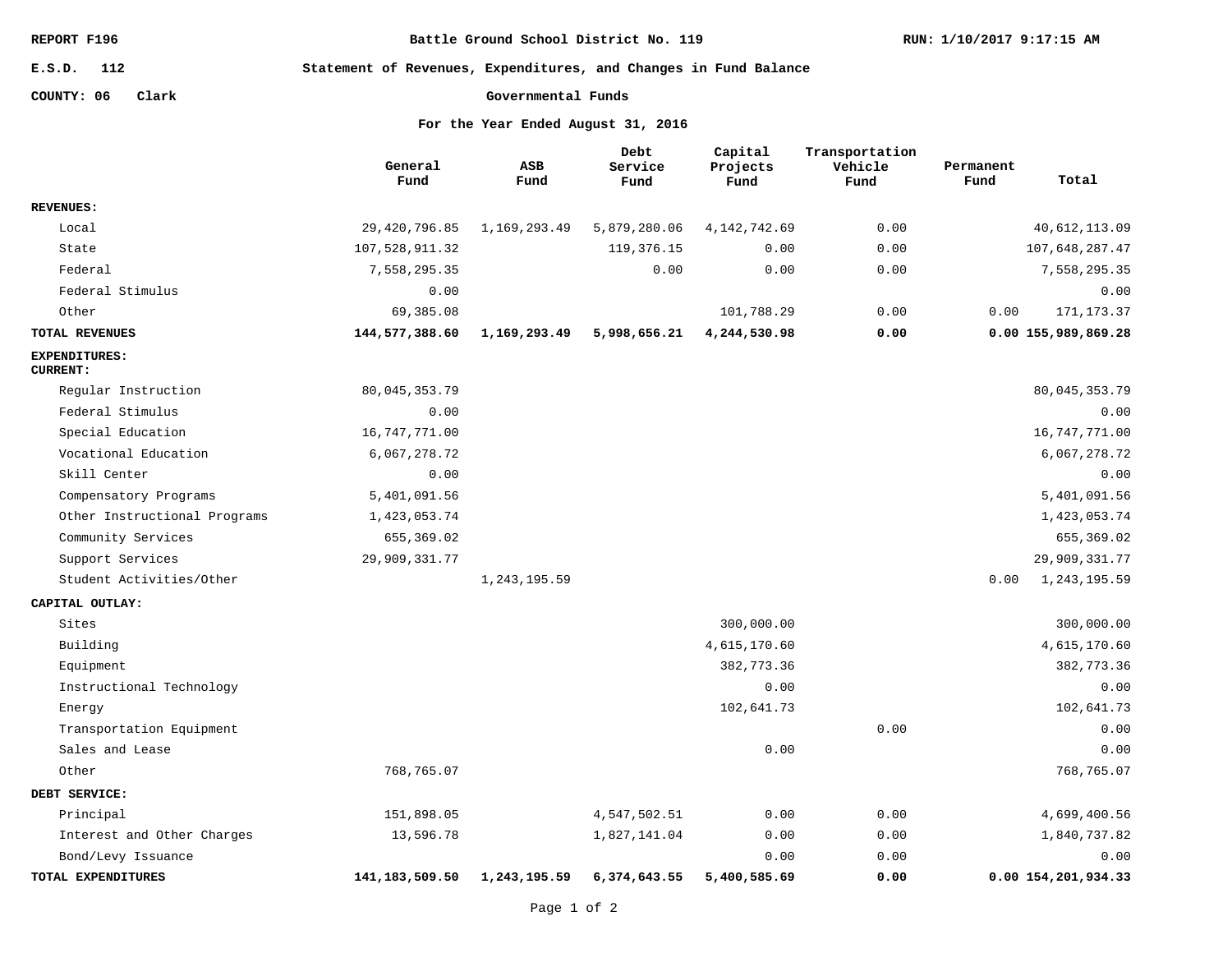REPORT F196 | Battle Ground School District No. 119 | RUN: 1/10/2017 9:17:15 AM

E.S.D. 112

COUNTY: 06 Clark

# Statement of Revenues, Expenditures, and Changes in Fund Balance

## Governmental Funds

### For the Year Ended August 31, 2016

| | General Fund | ASB Fund | Debt Service Fund | Capital Projects Fund | Transportation Vehicle Fund | Permanent Fund | Total |
|---|---|---|---|---|---|---|---|
| **REVENUES:** | | | | | | | |
| Local | 29,420,796.85 | 1,169,293.49 | 5,879,280.06 | 4,142,742.69 | 0.00 | | 40,612,113.09 |
| State | 107,528,911.32 | | 119,376.15 | 0.00 | 0.00 | | 107,648,287.47 |
| Federal | 7,558,295.35 | | 0.00 | 0.00 | 0.00 | | 7,558,295.35 |
| Federal Stimulus | 0.00 | | | | | | 0.00 |
| Other | 69,385.08 | | | 101,788.29 | 0.00 | 0.00 | 171,173.37 |
| **TOTAL REVENUES** | **144,577,388.60** | **1,169,293.49** | **5,998,656.21** | **4,244,530.98** | **0.00** | **0.00** | **155,989,869.28** |
| **EXPENDITURES:** | | | | | | | |
| **CURRENT:** | | | | | | | |
| Regular Instruction | 80,045,353.79 | | | | | | 80,045,353.79 |
| Federal Stimulus | 0.00 | | | | | | 0.00 |
| Special Education | 16,747,771.00 | | | | | | 16,747,771.00 |
| Vocational Education | 6,067,278.72 | | | | | | 6,067,278.72 |
| Skill Center | 0.00 | | | | | | 0.00 |
| Compensatory Programs | 5,401,091.56 | | | | | | 5,401,091.56 |
| Other Instructional Programs | 1,423,053.74 | | | | | | 1,423,053.74 |
| Community Services | 655,369.02 | | | | | | 655,369.02 |
| Support Services | 29,909,331.77 | | | | | | 29,909,331.77 |
| Student Activities/Other | | 1,243,195.59 | | | | 0.00 | 1,243,195.59 |
| **CAPITAL OUTLAY:** | | | | | | | |
| Sites | | | | 300,000.00 | | | 300,000.00 |
| Building | | | | 4,615,170.60 | | | 4,615,170.60 |
| Equipment | | | | 382,773.36 | | | 382,773.36 |
| Instructional Technology | | | | 0.00 | | | 0.00 |
| Energy | | | | 102,641.73 | | | 102,641.73 |
| Transportation Equipment | | | | | 0.00 | | 0.00 |
| Sales and Lease | | | | 0.00 | | | 0.00 |
| Other | 768,765.07 | | | | | | 768,765.07 |
| **DEBT SERVICE:** | | | | | | | |
| Principal | 151,898.05 | | 4,547,502.51 | 0.00 | 0.00 | | 4,699,400.56 |
| Interest and Other Charges | 13,596.78 | | 1,827,141.04 | 0.00 | 0.00 | | 1,840,737.82 |
| Bond/Levy Issuance | | | | 0.00 | 0.00 | | 0.00 |
| **TOTAL EXPENDITURES** | **141,183,509.50** | **1,243,195.59** | **6,374,643.55** | **5,400,585.69** | **0.00** | **0.00** | **154,201,934.33** |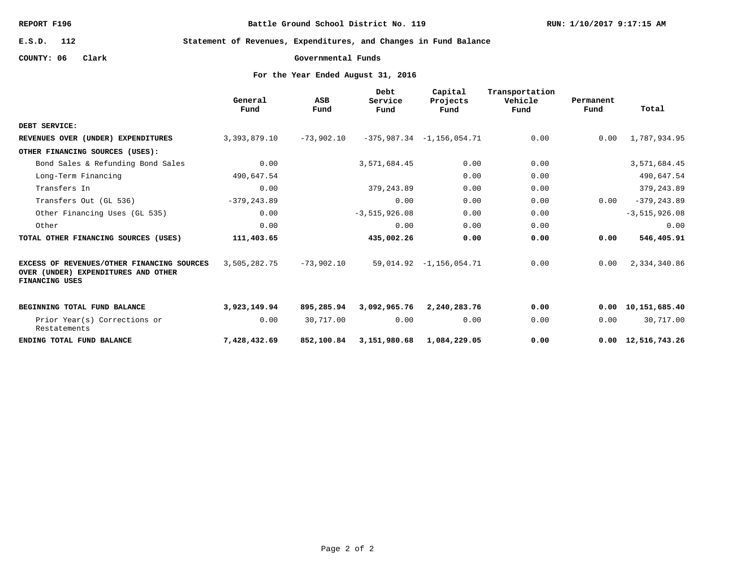REPORT F196 — Battle Ground School District No. 119 — RUN: 1/10/2017 9:17:15 AM

E.S.D. 112

COUNTY: 06 Clark

# Statement of Revenues, Expenditures, and Changes in Fund Balance

## Governmental Funds

### For the Year Ended August 31, 2016

| | General Fund | ASB Fund | Debt Service Fund | Capital Projects Fund | Transportation Vehicle Fund | Permanent Fund | Total |
|---|---|---|---|---|---|---|---|
| **DEBT SERVICE:** | | | | | | | |
| **REVENUES OVER (UNDER) EXPENDITURES** | 3,393,879.10 | -73,902.10 | -375,987.34 | -1,156,054.71 | 0.00 | 0.00 | 1,787,934.95 |
| **OTHER FINANCING SOURCES (USES):** | | | | | | | |
| Bond Sales & Refunding Bond Sales | 0.00 | | 3,571,684.45 | 0.00 | 0.00 | | 3,571,684.45 |
| Long-Term Financing | 490,647.54 | | | 0.00 | 0.00 | | 490,647.54 |
| Transfers In | 0.00 | | 379,243.89 | 0.00 | 0.00 | | 379,243.89 |
| Transfers Out (GL 536) | -379,243.89 | | 0.00 | 0.00 | 0.00 | 0.00 | -379,243.89 |
| Other Financing Uses (GL 535) | 0.00 | | -3,515,926.08 | 0.00 | 0.00 | | -3,515,926.08 |
| Other | 0.00 | | 0.00 | 0.00 | 0.00 | | 0.00 |
| **TOTAL OTHER FINANCING SOURCES (USES)** | **111,403.65** | | **435,002.26** | **0.00** | **0.00** | **0.00** | **546,405.91** |
| **EXCESS OF REVENUES/OTHER FINANCING SOURCES OVER (UNDER) EXPENDITURES AND OTHER FINANCING USES** | 3,505,282.75 | -73,902.10 | 59,014.92 | -1,156,054.71 | 0.00 | 0.00 | 2,334,340.86 |
| **BEGINNING TOTAL FUND BALANCE** | **3,923,149.94** | **895,285.94** | **3,092,965.76** | **2,240,283.76** | **0.00** | **0.00** | **10,151,685.40** |
| Prior Year(s) Corrections or Restatements | 0.00 | 30,717.00 | 0.00 | 0.00 | 0.00 | 0.00 | 30,717.00 |
| **ENDING TOTAL FUND BALANCE** | **7,428,432.69** | **852,100.84** | **3,151,980.68** | **1,084,229.05** | **0.00** | **0.00** | **12,516,743.26** |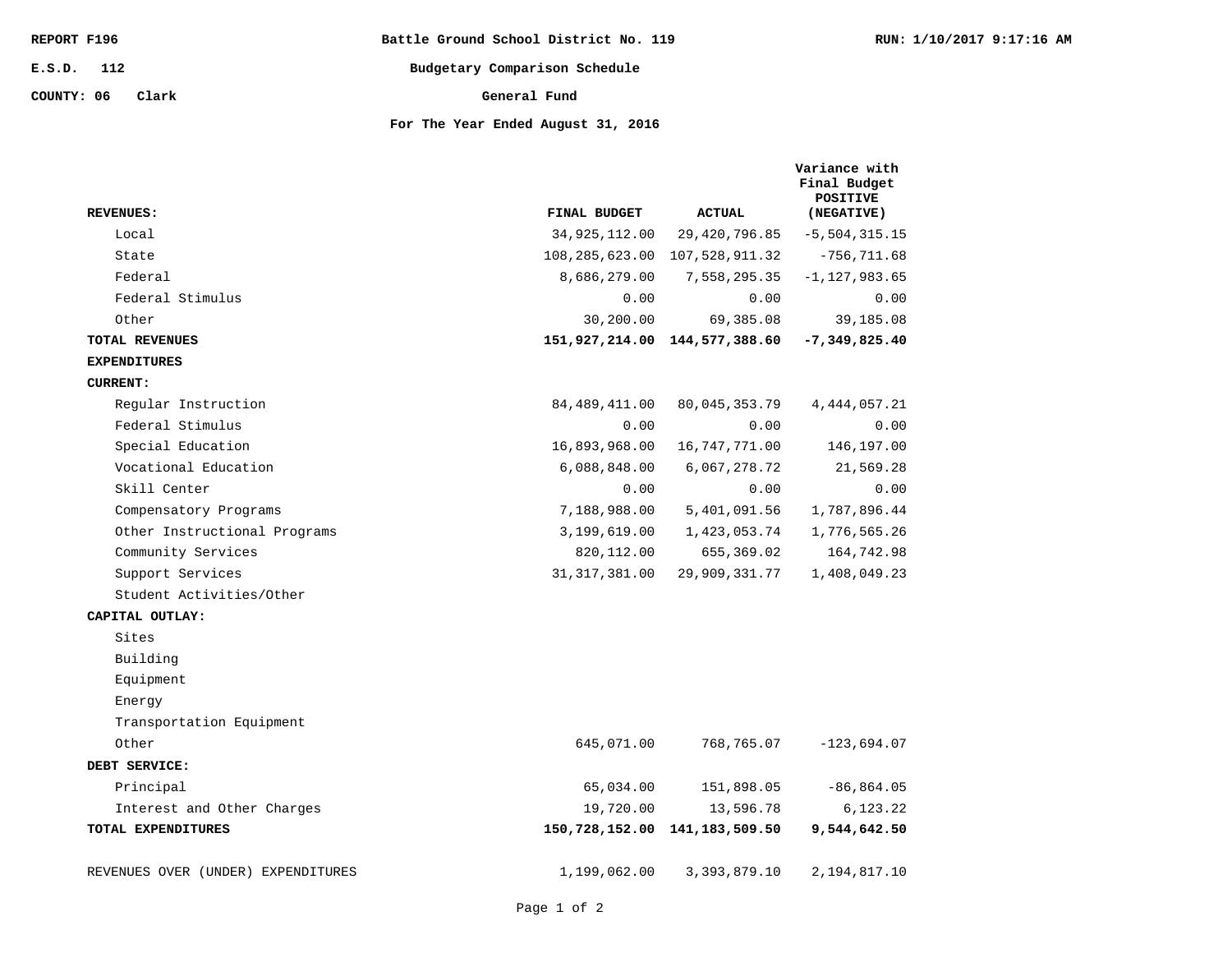REPORT F196 | Battle Ground School District No. 119 | RUN: 1/10/2017 9:17:16 AM

E.S.D. 112 | Budgetary Comparison Schedule

COUNTY: 06 Clark | General Fund

**For The Year Ended August 31, 2016**

| REVENUES: | FINAL BUDGET | ACTUAL | Variance with Final Budget POSITIVE (NEGATIVE) |
|---|---|---|---|
| Local | 34,925,112.00 | 29,420,796.85 | -5,504,315.15 |
| State | 108,285,623.00 | 107,528,911.32 | -756,711.68 |
| Federal | 8,686,279.00 | 7,558,295.35 | -1,127,983.65 |
| Federal Stimulus | 0.00 | 0.00 | 0.00 |
| Other | 30,200.00 | 69,385.08 | 39,185.08 |
| **TOTAL REVENUES** | **151,927,214.00** | **144,577,388.60** | **-7,349,825.40** |
| **EXPENDITURES** | | | |
| **CURRENT:** | | | |
| Regular Instruction | 84,489,411.00 | 80,045,353.79 | 4,444,057.21 |
| Federal Stimulus | 0.00 | 0.00 | 0.00 |
| Special Education | 16,893,968.00 | 16,747,771.00 | 146,197.00 |
| Vocational Education | 6,088,848.00 | 6,067,278.72 | 21,569.28 |
| Skill Center | 0.00 | 0.00 | 0.00 |
| Compensatory Programs | 7,188,988.00 | 5,401,091.56 | 1,787,896.44 |
| Other Instructional Programs | 3,199,619.00 | 1,423,053.74 | 1,776,565.26 |
| Community Services | 820,112.00 | 655,369.02 | 164,742.98 |
| Support Services | 31,317,381.00 | 29,909,331.77 | 1,408,049.23 |
| Student Activities/Other | | | |
| **CAPITAL OUTLAY:** | | | |
| Sites | | | |
| Building | | | |
| Equipment | | | |
| Energy | | | |
| Transportation Equipment | | | |
| Other | 645,071.00 | 768,765.07 | -123,694.07 |
| **DEBT SERVICE:** | | | |
| Principal | 65,034.00 | 151,898.05 | -86,864.05 |
| Interest and Other Charges | 19,720.00 | 13,596.78 | 6,123.22 |
| **TOTAL EXPENDITURES** | **150,728,152.00** | **141,183,509.50** | **9,544,642.50** |
| REVENUES OVER (UNDER) EXPENDITURES | 1,199,062.00 | 3,393,879.10 | 2,194,817.10 |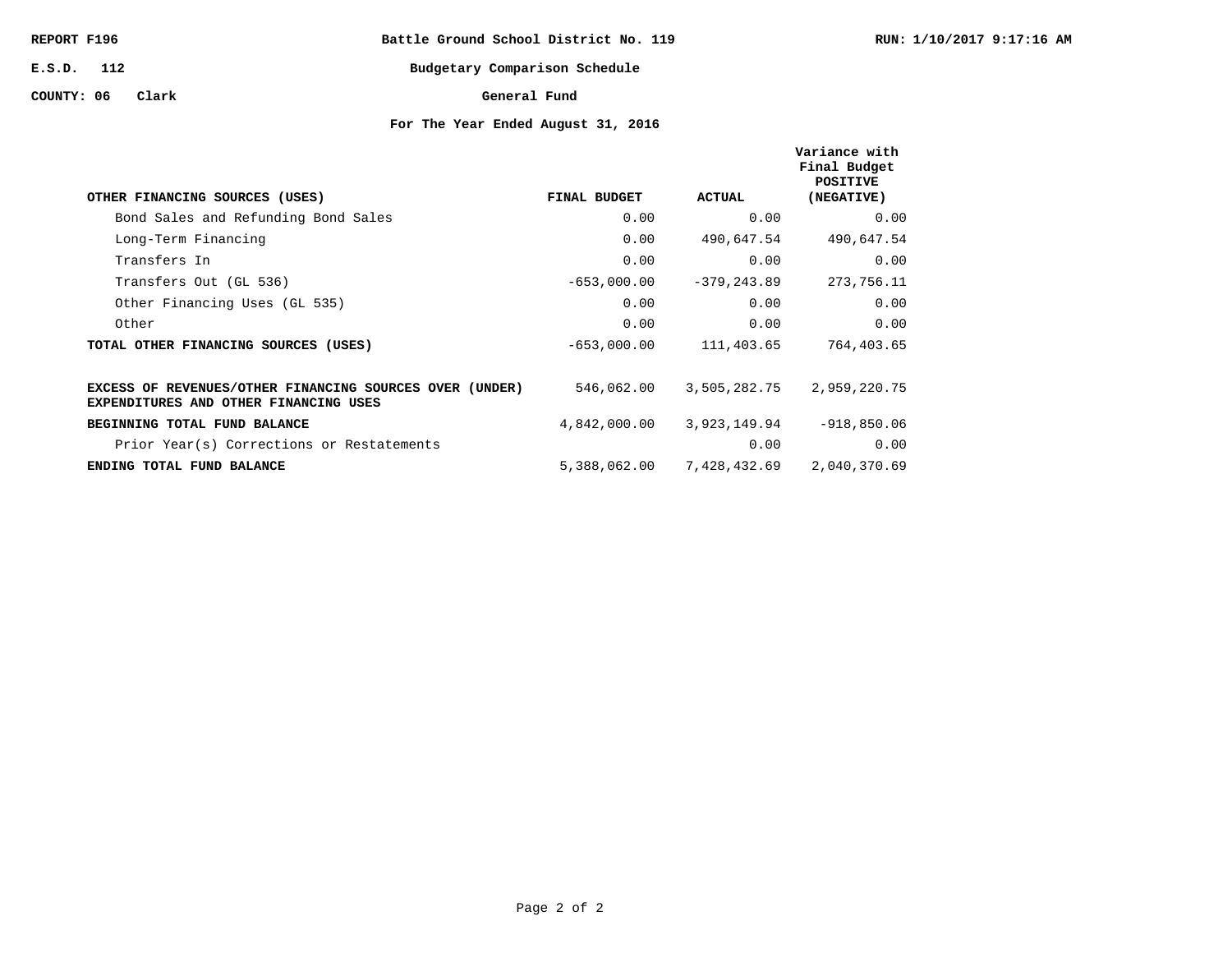REPORT F196 | Battle Ground School District No. 119 | RUN: 1/10/2017 9:17:16 AM

E.S.D. 112

COUNTY: 06 Clark

# Budgetary Comparison Schedule

## General Fund

### For The Year Ended August 31, 2016

| OTHER FINANCING SOURCES (USES) | FINAL BUDGET | ACTUAL | Variance with Final Budget POSITIVE (NEGATIVE) |
|---|---|---|---|
| Bond Sales and Refunding Bond Sales | 0.00 | 0.00 | 0.00 |
| Long-Term Financing | 0.00 | 490,647.54 | 490,647.54 |
| Transfers In | 0.00 | 0.00 | 0.00 |
| Transfers Out (GL 536) | -653,000.00 | -379,243.89 | 273,756.11 |
| Other Financing Uses (GL 535) | 0.00 | 0.00 | 0.00 |
| Other | 0.00 | 0.00 | 0.00 |
| **TOTAL OTHER FINANCING SOURCES (USES)** | -653,000.00 | 111,403.65 | 764,403.65 |
| **EXCESS OF REVENUES/OTHER FINANCING SOURCES OVER (UNDER) EXPENDITURES AND OTHER FINANCING USES** | 546,062.00 | 3,505,282.75 | 2,959,220.75 |
| **BEGINNING TOTAL FUND BALANCE** | 4,842,000.00 | 3,923,149.94 | -918,850.06 |
| Prior Year(s) Corrections or Restatements | | 0.00 | 0.00 |
| **ENDING TOTAL FUND BALANCE** | 5,388,062.00 | 7,428,432.69 | 2,040,370.69 |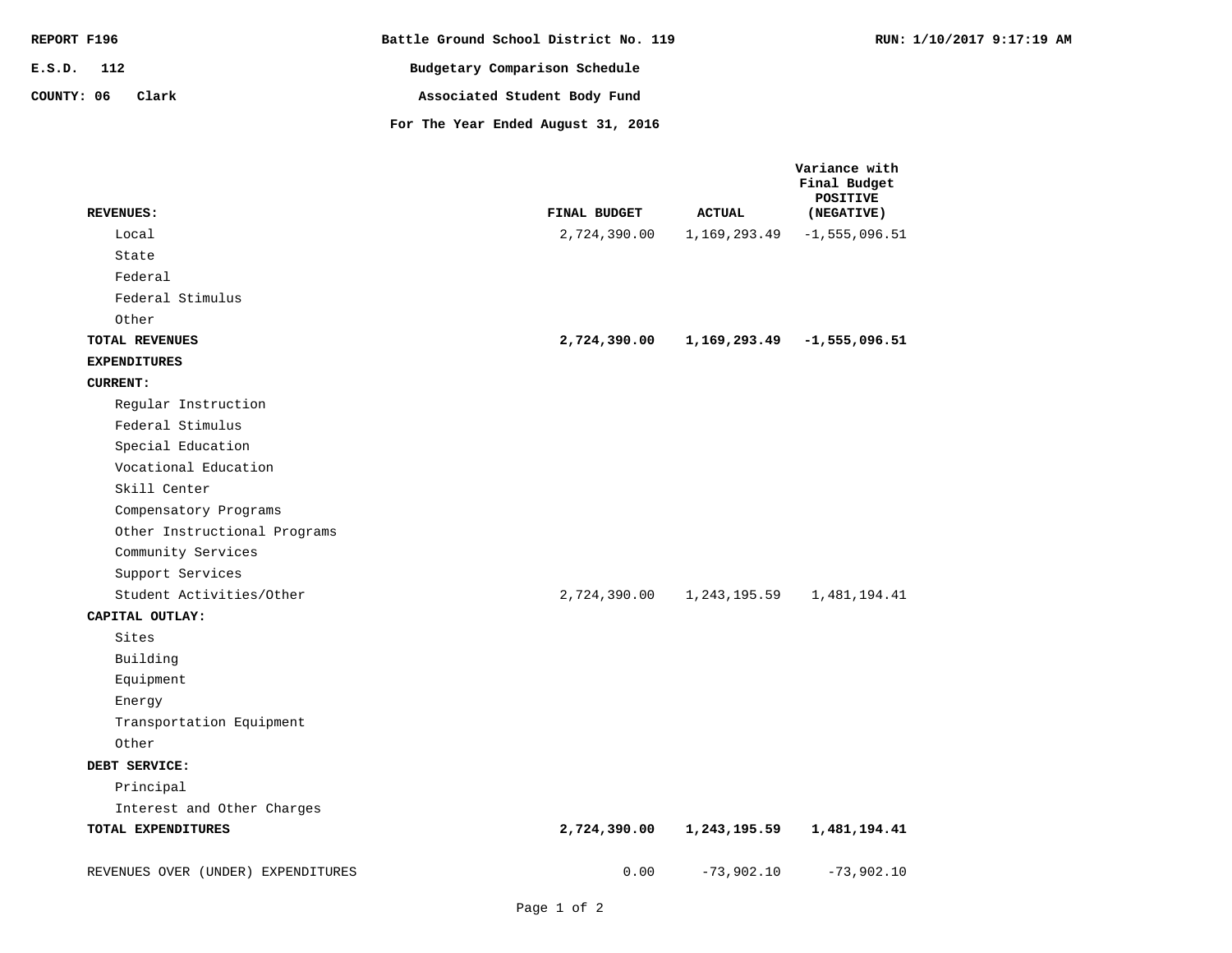REPORT F196 | Battle Ground School District No. 119 | RUN: 1/10/2017 9:17:19 AM

E.S.D. 112

COUNTY: 06 Clark

# Battle Ground School District No. 119

## Budgetary Comparison Schedule

## Associated Student Body Fund

### For The Year Ended August 31, 2016

| REVENUES: | FINAL BUDGET | ACTUAL | Variance with Final Budget POSITIVE (NEGATIVE) |
|---|---|---|---|
| Local | 2,724,390.00 | 1,169,293.49 | -1,555,096.51 |
| State | | | |
| Federal | | | |
| Federal Stimulus | | | |
| Other | | | |
| **TOTAL REVENUES** | **2,724,390.00** | **1,169,293.49** | **-1,555,096.51** |
| **EXPENDITURES** | | | |
| **CURRENT:** | | | |
| Regular Instruction | | | |
| Federal Stimulus | | | |
| Special Education | | | |
| Vocational Education | | | |
| Skill Center | | | |
| Compensatory Programs | | | |
| Other Instructional Programs | | | |
| Community Services | | | |
| Support Services | | | |
| Student Activities/Other | 2,724,390.00 | 1,243,195.59 | 1,481,194.41 |
| **CAPITAL OUTLAY:** | | | |
| Sites | | | |
| Building | | | |
| Equipment | | | |
| Energy | | | |
| Transportation Equipment | | | |
| Other | | | |
| **DEBT SERVICE:** | | | |
| Principal | | | |
| Interest and Other Charges | | | |
| **TOTAL EXPENDITURES** | **2,724,390.00** | **1,243,195.59** | **1,481,194.41** |
| REVENUES OVER (UNDER) EXPENDITURES | 0.00 | -73,902.10 | -73,902.10 |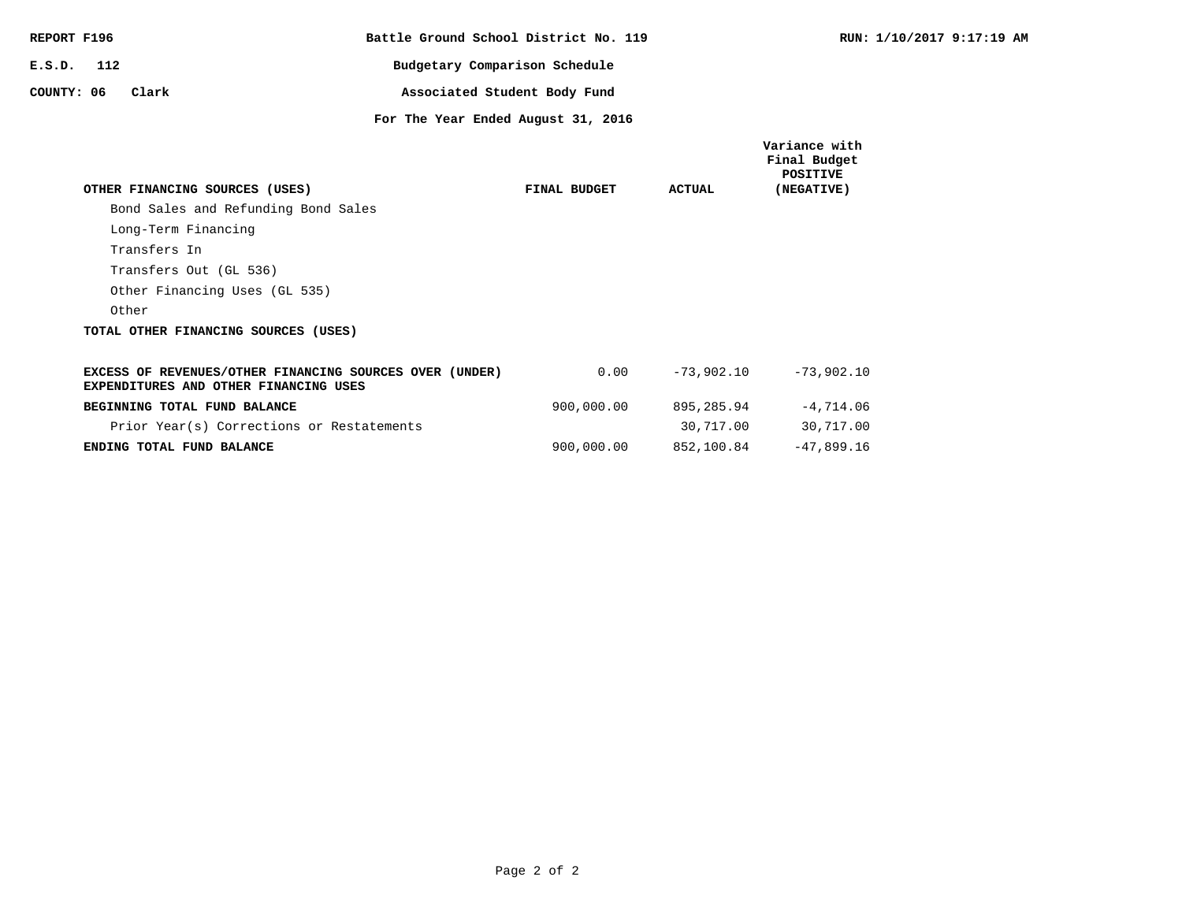REPORT F196 | Battle Ground School District No. 119 | RUN: 1/10/2017 9:17:19 AM

E.S.D. 112

COUNTY: 06 Clark

# Battle Ground School District No. 119

## Budgetary Comparison Schedule

## Associated Student Body Fund

## For The Year Ended August 31, 2016

| OTHER FINANCING SOURCES (USES) | FINAL BUDGET | ACTUAL | Variance with Final Budget POSITIVE (NEGATIVE) |
|---|---|---|---|
| Bond Sales and Refunding Bond Sales | | | |
| Long-Term Financing | | | |
| Transfers In | | | |
| Transfers Out (GL 536) | | | |
| Other Financing Uses (GL 535) | | | |
| Other | | | |
| **TOTAL OTHER FINANCING SOURCES (USES)** | | | |
| **EXCESS OF REVENUES/OTHER FINANCING SOURCES OVER (UNDER) EXPENDITURES AND OTHER FINANCING USES** | 0.00 | -73,902.10 | -73,902.10 |
| **BEGINNING TOTAL FUND BALANCE** | 900,000.00 | 895,285.94 | -4,714.06 |
| Prior Year(s) Corrections or Restatements | | 30,717.00 | 30,717.00 |
| **ENDING TOTAL FUND BALANCE** | 900,000.00 | 852,100.84 | -47,899.16 |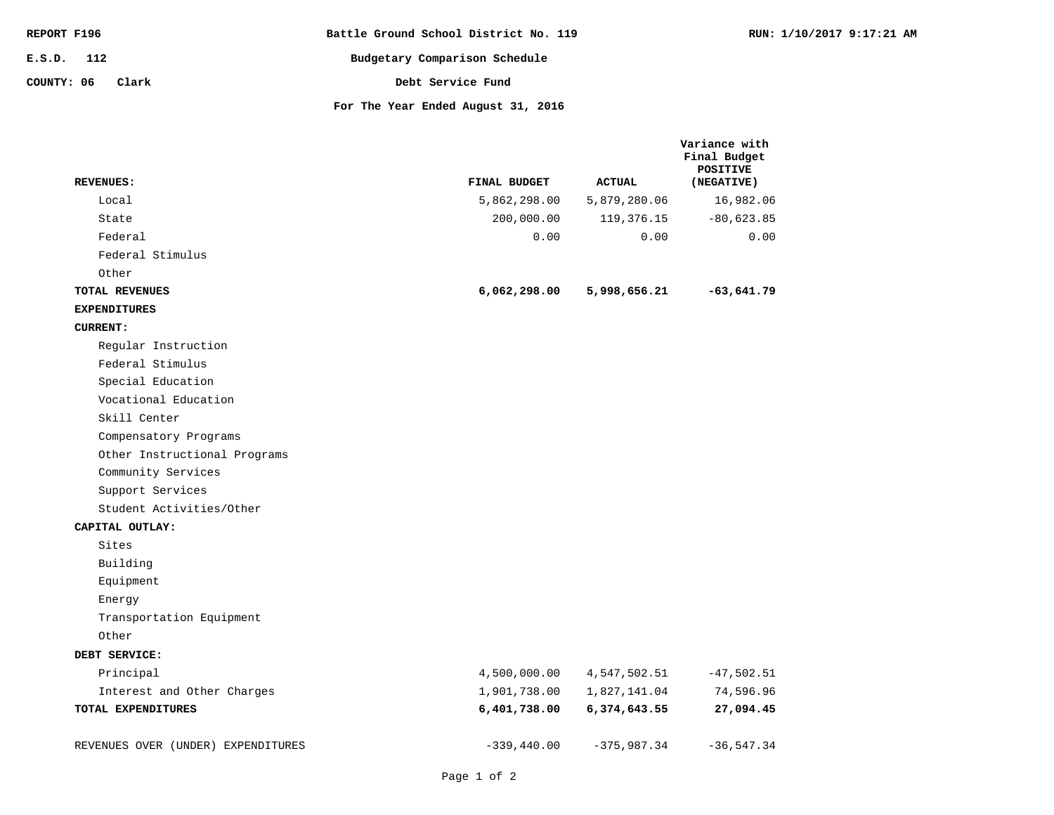REPORT F196 — Battle Ground School District No. 119 — RUN: 1/10/2017 9:17:21 AM

E.S.D. 112

COUNTY: 06 Clark

# Battle Ground School District No. 119

## Budgetary Comparison Schedule

## Debt Service Fund

### For The Year Ended August 31, 2016

| REVENUES: | FINAL BUDGET | ACTUAL | Variance with Final Budget POSITIVE (NEGATIVE) |
|---|---|---|---|
| Local | 5,862,298.00 | 5,879,280.06 | 16,982.06 |
| State | 200,000.00 | 119,376.15 | -80,623.85 |
| Federal | 0.00 | 0.00 | 0.00 |
| Federal Stimulus | | | |
| Other | | | |
| **TOTAL REVENUES** | **6,062,298.00** | **5,998,656.21** | **-63,641.79** |
| **EXPENDITURES** | | | |
| **CURRENT:** | | | |
| Regular Instruction | | | |
| Federal Stimulus | | | |
| Special Education | | | |
| Vocational Education | | | |
| Skill Center | | | |
| Compensatory Programs | | | |
| Other Instructional Programs | | | |
| Community Services | | | |
| Support Services | | | |
| Student Activities/Other | | | |
| **CAPITAL OUTLAY:** | | | |
| Sites | | | |
| Building | | | |
| Equipment | | | |
| Energy | | | |
| Transportation Equipment | | | |
| Other | | | |
| **DEBT SERVICE:** | | | |
| Principal | 4,500,000.00 | 4,547,502.51 | -47,502.51 |
| Interest and Other Charges | 1,901,738.00 | 1,827,141.04 | 74,596.96 |
| **TOTAL EXPENDITURES** | **6,401,738.00** | **6,374,643.55** | **27,094.45** |
| REVENUES OVER (UNDER) EXPENDITURES | -339,440.00 | -375,987.34 | -36,547.34 |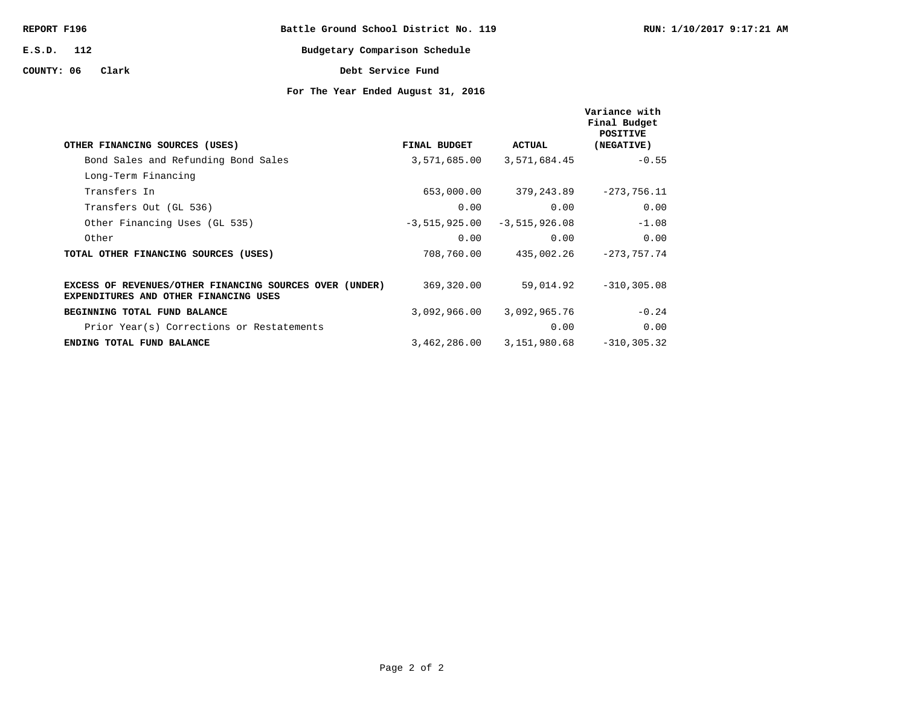**REPORT F196** — **Battle Ground School District No. 119** — **RUN: 1/10/2017 9:17:21 AM**

**E.S.D. 112** — **Budgetary Comparison Schedule**

**COUNTY: 06 Clark** — **Debt Service Fund**

**For The Year Ended August 31, 2016**

| OTHER FINANCING SOURCES (USES) | FINAL BUDGET | ACTUAL | Variance with Final Budget POSITIVE (NEGATIVE) |
|---|---|---|---|
| Bond Sales and Refunding Bond Sales | 3,571,685.00 | 3,571,684.45 | -0.55 |
| Long-Term Financing | | | |
| Transfers In | 653,000.00 | 379,243.89 | -273,756.11 |
| Transfers Out (GL 536) | 0.00 | 0.00 | 0.00 |
| Other Financing Uses (GL 535) | -3,515,925.00 | -3,515,926.08 | -1.08 |
| Other | 0.00 | 0.00 | 0.00 |
| **TOTAL OTHER FINANCING SOURCES (USES)** | 708,760.00 | 435,002.26 | -273,757.74 |
| **EXCESS OF REVENUES/OTHER FINANCING SOURCES OVER (UNDER) EXPENDITURES AND OTHER FINANCING USES** | 369,320.00 | 59,014.92 | -310,305.08 |
| **BEGINNING TOTAL FUND BALANCE** | 3,092,966.00 | 3,092,965.76 | -0.24 |
| Prior Year(s) Corrections or Restatements | | 0.00 | 0.00 |
| **ENDING TOTAL FUND BALANCE** | 3,462,286.00 | 3,151,980.68 | -310,305.32 |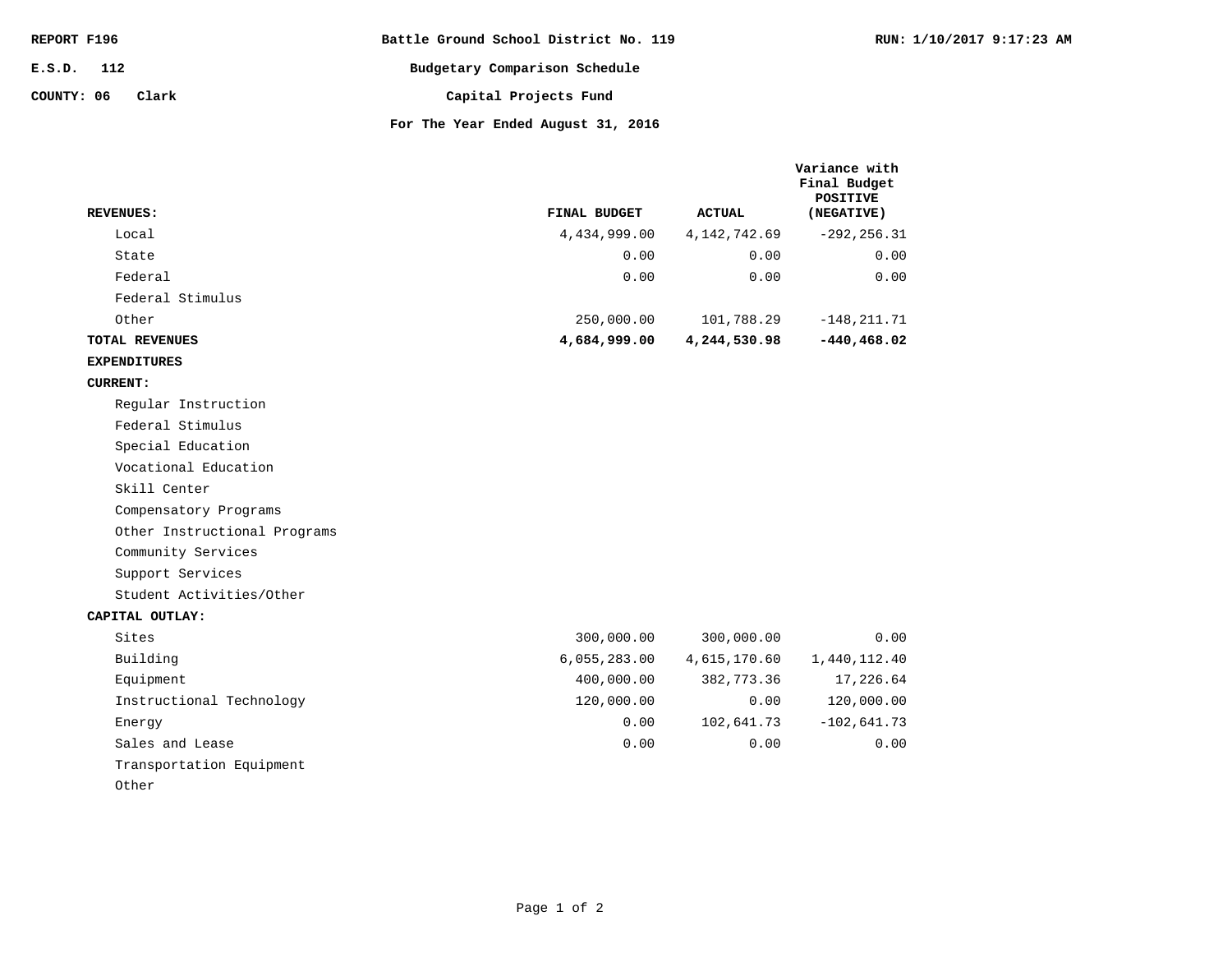REPORT F196 | Battle Ground School District No. 119 | RUN: 1/10/2017 9:17:23 AM

E.S.D. 112

COUNTY: 06 Clark

# Budgetary Comparison Schedule

## Capital Projects Fund

### For The Year Ended August 31, 2016

| | FINAL BUDGET | ACTUAL | Variance with Final Budget POSITIVE (NEGATIVE) |
|---|---|---|---|
| **REVENUES:** | | | |
| Local | 4,434,999.00 | 4,142,742.69 | -292,256.31 |
| State | 0.00 | 0.00 | 0.00 |
| Federal | 0.00 | 0.00 | 0.00 |
| Federal Stimulus | | | |
| Other | 250,000.00 | 101,788.29 | -148,211.71 |
| **TOTAL REVENUES** | **4,684,999.00** | **4,244,530.98** | **-440,468.02** |
| **EXPENDITURES** | | | |
| **CURRENT:** | | | |
| Regular Instruction | | | |
| Federal Stimulus | | | |
| Special Education | | | |
| Vocational Education | | | |
| Skill Center | | | |
| Compensatory Programs | | | |
| Other Instructional Programs | | | |
| Community Services | | | |
| Support Services | | | |
| Student Activities/Other | | | |
| **CAPITAL OUTLAY:** | | | |
| Sites | 300,000.00 | 300,000.00 | 0.00 |
| Building | 6,055,283.00 | 4,615,170.60 | 1,440,112.40 |
| Equipment | 400,000.00 | 382,773.36 | 17,226.64 |
| Instructional Technology | 120,000.00 | 0.00 | 120,000.00 |
| Energy | 0.00 | 102,641.73 | -102,641.73 |
| Sales and Lease | 0.00 | 0.00 | 0.00 |
| Transportation Equipment | | | |
| Other | | | |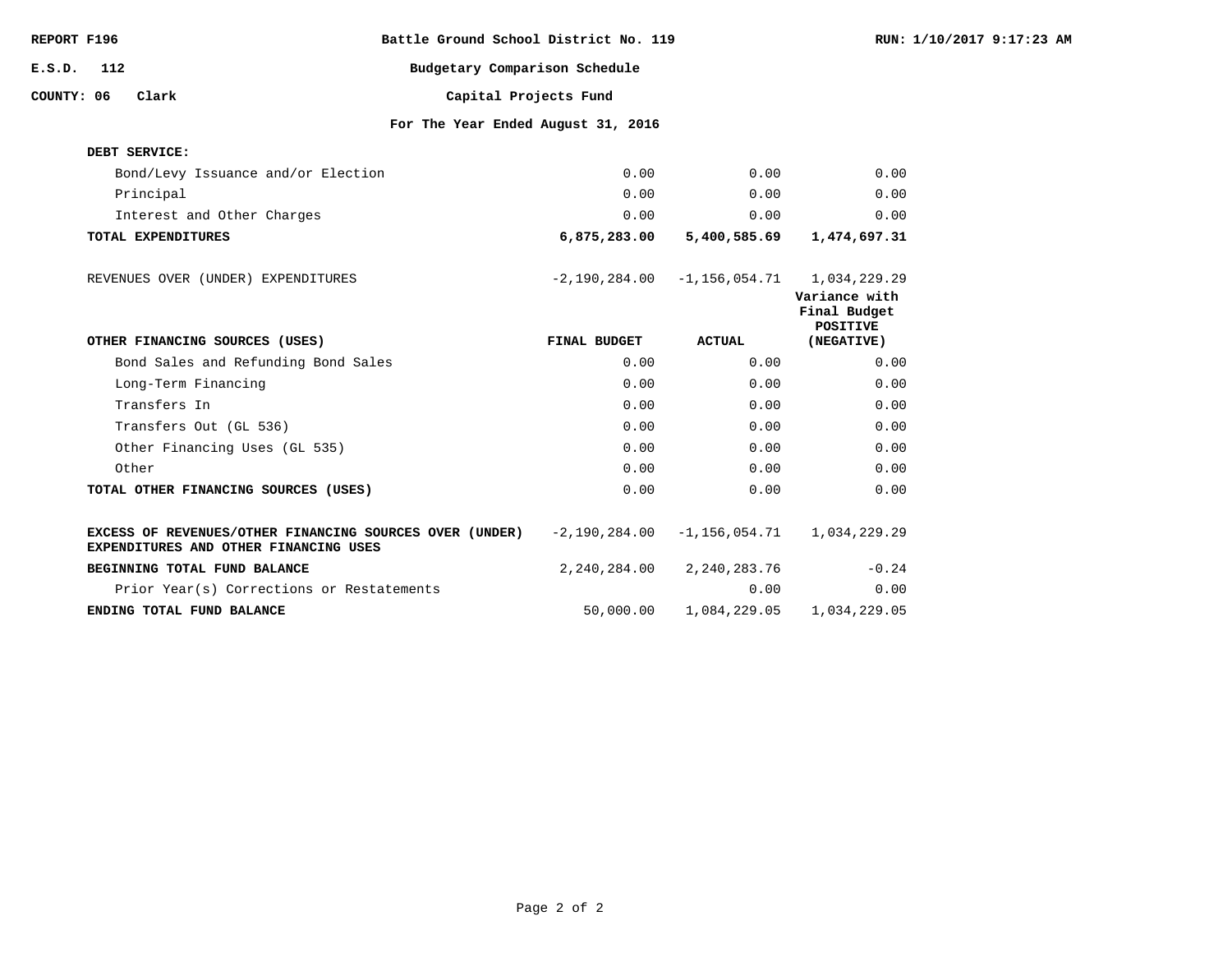REPORT F196 | Battle Ground School District No. 119 | RUN: 1/10/2017 9:17:23 AM

E.S.D. 112 | Budgetary Comparison Schedule

COUNTY: 06 Clark | Capital Projects Fund

For The Year Ended August 31, 2016

| | | | |
|---|---|---|---|
| **DEBT SERVICE:** | | | |
| Bond/Levy Issuance and/or Election | 0.00 | 0.00 | 0.00 |
| Principal | 0.00 | 0.00 | 0.00 |
| Interest and Other Charges | 0.00 | 0.00 | 0.00 |
| **TOTAL EXPENDITURES** | **6,875,283.00** | **5,400,585.69** | **1,474,697.31** |
| REVENUES OVER (UNDER) EXPENDITURES | -2,190,284.00 | -1,156,054.71 | 1,034,229.29 |

| **OTHER FINANCING SOURCES (USES)** | **FINAL BUDGET** | **ACTUAL** | **Variance with Final Budget POSITIVE (NEGATIVE)** |
|---|---|---|---|
| Bond Sales and Refunding Bond Sales | 0.00 | 0.00 | 0.00 |
| Long-Term Financing | 0.00 | 0.00 | 0.00 |
| Transfers In | 0.00 | 0.00 | 0.00 |
| Transfers Out (GL 536) | 0.00 | 0.00 | 0.00 |
| Other Financing Uses (GL 535) | 0.00 | 0.00 | 0.00 |
| Other | 0.00 | 0.00 | 0.00 |
| **TOTAL OTHER FINANCING SOURCES (USES)** | 0.00 | 0.00 | 0.00 |
| **EXCESS OF REVENUES/OTHER FINANCING SOURCES OVER (UNDER) EXPENDITURES AND OTHER FINANCING USES** | -2,190,284.00 | -1,156,054.71 | 1,034,229.29 |
| **BEGINNING TOTAL FUND BALANCE** | 2,240,284.00 | 2,240,283.76 | -0.24 |
| Prior Year(s) Corrections or Restatements | | 0.00 | 0.00 |
| **ENDING TOTAL FUND BALANCE** | 50,000.00 | 1,084,229.05 | 1,034,229.05 |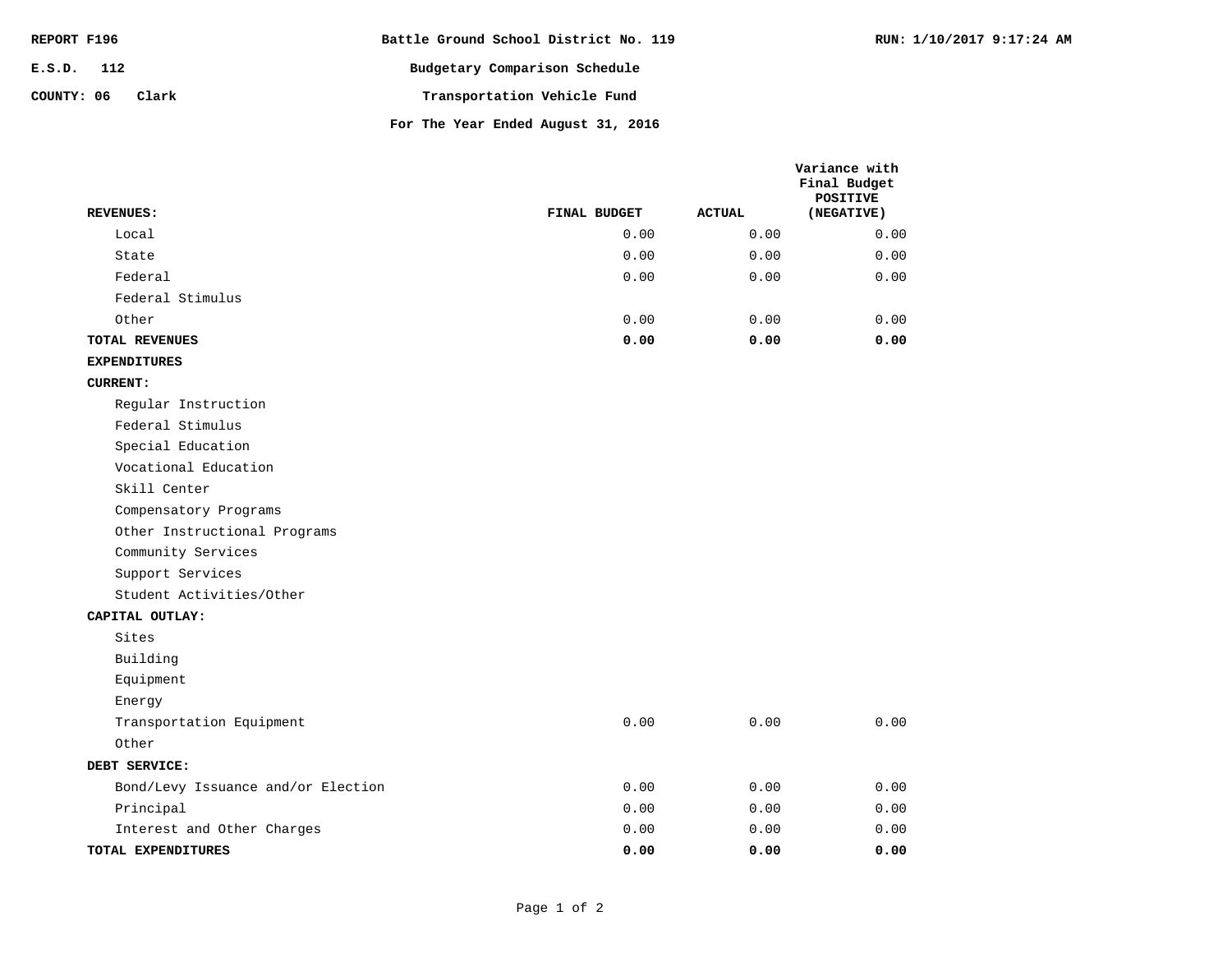**REPORT F196** | **Battle Ground School District No. 119** | **RUN: 1/10/2017 9:17:24 AM**

**E.S.D. 112**

**COUNTY: 06 Clark**

## Budgetary Comparison Schedule

## Transportation Vehicle Fund

### For The Year Ended August 31, 2016

| **REVENUES:** | **FINAL BUDGET** | **ACTUAL** | **Variance with Final Budget POSITIVE (NEGATIVE)** |
|---|---|---|---|
| Local | 0.00 | 0.00 | 0.00 |
| State | 0.00 | 0.00 | 0.00 |
| Federal | 0.00 | 0.00 | 0.00 |
| Federal Stimulus | | | |
| Other | 0.00 | 0.00 | 0.00 |
| **TOTAL REVENUES** | **0.00** | **0.00** | **0.00** |
| **EXPENDITURES** | | | |
| **CURRENT:** | | | |
| Regular Instruction | | | |
| Federal Stimulus | | | |
| Special Education | | | |
| Vocational Education | | | |
| Skill Center | | | |
| Compensatory Programs | | | |
| Other Instructional Programs | | | |
| Community Services | | | |
| Support Services | | | |
| Student Activities/Other | | | |
| **CAPITAL OUTLAY:** | | | |
| Sites | | | |
| Building | | | |
| Equipment | | | |
| Energy | | | |
| Transportation Equipment | 0.00 | 0.00 | 0.00 |
| Other | | | |
| **DEBT SERVICE:** | | | |
| Bond/Levy Issuance and/or Election | 0.00 | 0.00 | 0.00 |
| Principal | 0.00 | 0.00 | 0.00 |
| Interest and Other Charges | 0.00 | 0.00 | 0.00 |
| **TOTAL EXPENDITURES** | **0.00** | **0.00** | **0.00** |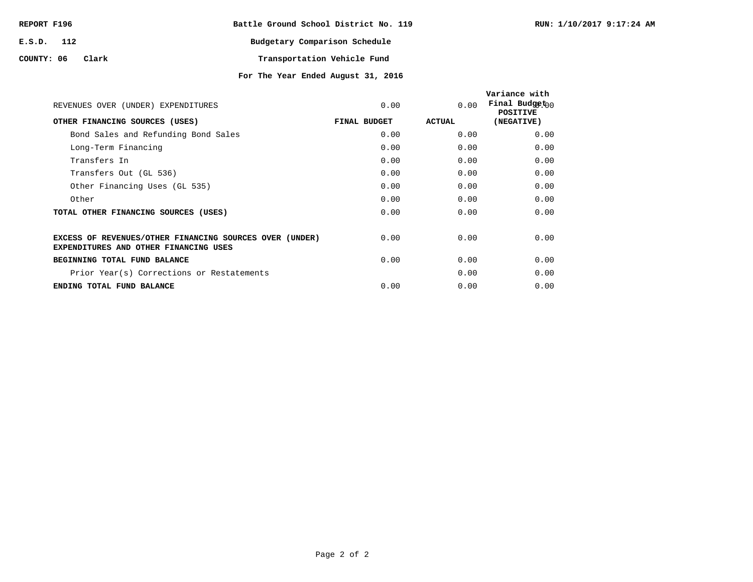REPORT F196

E.S.D. 112

COUNTY: 06 Clark

# Battle Ground School District No. 119

## Budgetary Comparison Schedule

## Transportation Vehicle Fund

### For The Year Ended August 31, 2016

RUN: 1/10/2017 9:17:24 AM

| | FINAL BUDGET | ACTUAL | Variance with Final Budget POSITIVE (NEGATIVE) |
|---|---|---|---|
| REVENUES OVER (UNDER) EXPENDITURES | 0.00 | 0.00 | 0.00 |
| **OTHER FINANCING SOURCES (USES)** | | | |
| Bond Sales and Refunding Bond Sales | 0.00 | 0.00 | 0.00 |
| Long-Term Financing | 0.00 | 0.00 | 0.00 |
| Transfers In | 0.00 | 0.00 | 0.00 |
| Transfers Out (GL 536) | 0.00 | 0.00 | 0.00 |
| Other Financing Uses (GL 535) | 0.00 | 0.00 | 0.00 |
| Other | 0.00 | 0.00 | 0.00 |
| **TOTAL OTHER FINANCING SOURCES (USES)** | 0.00 | 0.00 | 0.00 |
| **EXCESS OF REVENUES/OTHER FINANCING SOURCES OVER (UNDER) EXPENDITURES AND OTHER FINANCING USES** | 0.00 | 0.00 | 0.00 |
| **BEGINNING TOTAL FUND BALANCE** | 0.00 | 0.00 | 0.00 |
| Prior Year(s) Corrections or Restatements | | 0.00 | 0.00 |
| **ENDING TOTAL FUND BALANCE** | 0.00 | 0.00 | 0.00 |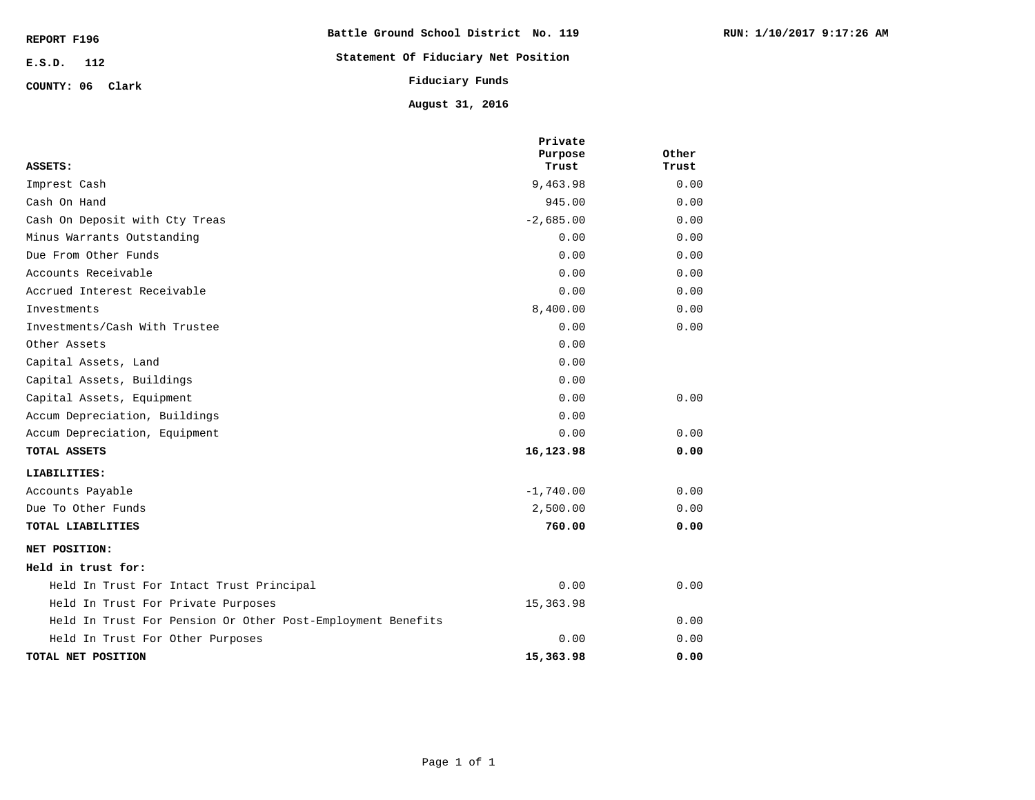REPORT F196

E.S.D. 112

COUNTY: 06 Clark

**Battle Ground School District No. 119**

**Statement Of Fiduciary Net Position**

**Fiduciary Funds**

**August 31, 2016**

RUN: 1/10/2017 9:17:26 AM

| **ASSETS:** | Private Purpose Trust | Other Trust |
|---|---|---|
| Imprest Cash | 9,463.98 | 0.00 |
| Cash On Hand | 945.00 | 0.00 |
| Cash On Deposit with Cty Treas | -2,685.00 | 0.00 |
| Minus Warrants Outstanding | 0.00 | 0.00 |
| Due From Other Funds | 0.00 | 0.00 |
| Accounts Receivable | 0.00 | 0.00 |
| Accrued Interest Receivable | 0.00 | 0.00 |
| Investments | 8,400.00 | 0.00 |
| Investments/Cash With Trustee | 0.00 | 0.00 |
| Other Assets | 0.00 | |
| Capital Assets, Land | 0.00 | |
| Capital Assets, Buildings | 0.00 | |
| Capital Assets, Equipment | 0.00 | 0.00 |
| Accum Depreciation, Buildings | 0.00 | |
| Accum Depreciation, Equipment | 0.00 | 0.00 |
| **TOTAL ASSETS** | **16,123.98** | **0.00** |
| **LIABILITIES:** | | |
| Accounts Payable | -1,740.00 | 0.00 |
| Due To Other Funds | 2,500.00 | 0.00 |
| **TOTAL LIABILITIES** | **760.00** | **0.00** |
| **NET POSITION:** | | |
| **Held in trust for:** | | |
| Held In Trust For Intact Trust Principal | 0.00 | 0.00 |
| Held In Trust For Private Purposes | 15,363.98 | |
| Held In Trust For Pension Or Other Post-Employment Benefits | | 0.00 |
| Held In Trust For Other Purposes | 0.00 | 0.00 |
| **TOTAL NET POSITION** | **15,363.98** | **0.00** |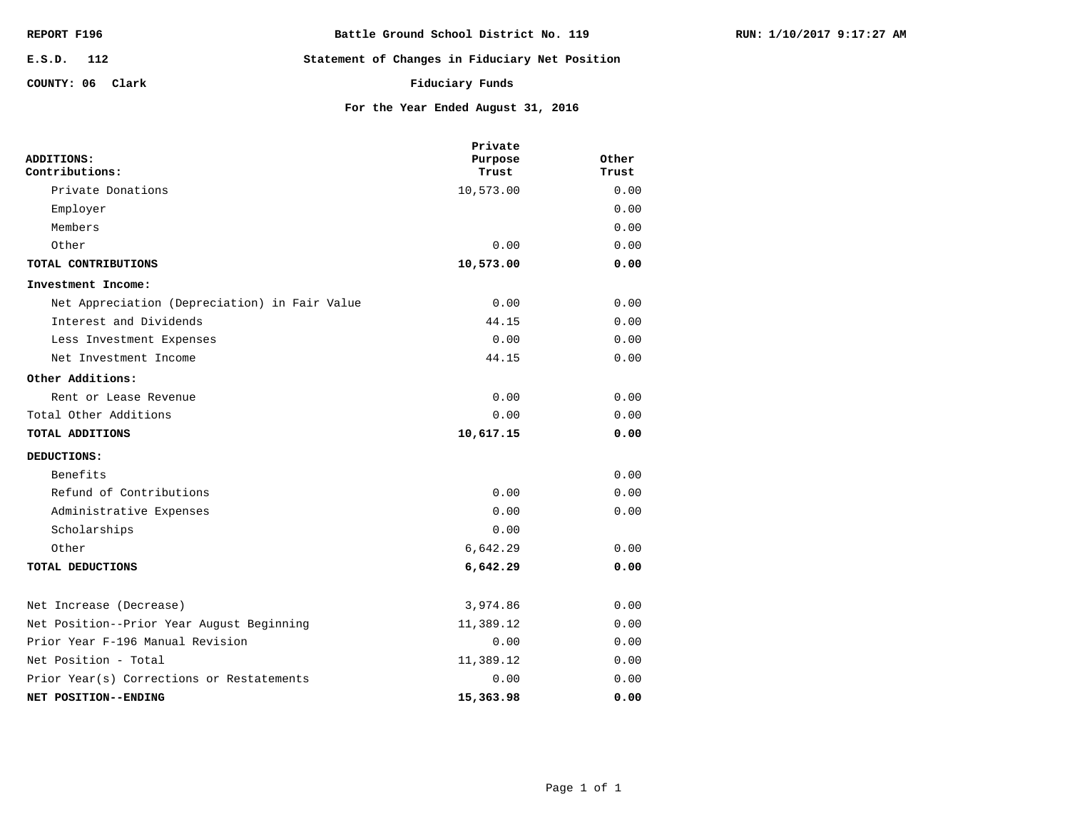REPORT F196 | Battle Ground School District No. 119 | RUN: 1/10/2017 9:17:27 AM

E.S.D. 112

COUNTY: 06 Clark

# Statement of Changes in Fiduciary Net Position

## Fiduciary Funds

### For the Year Ended August 31, 2016

| ADDITIONS: Contributions: | Private Purpose Trust | Other Trust |
|---|---|---|
| Private Donations | 10,573.00 | 0.00 |
| Employer | | 0.00 |
| Members | | 0.00 |
| Other | 0.00 | 0.00 |
| **TOTAL CONTRIBUTIONS** | **10,573.00** | **0.00** |
| **Investment Income:** | | |
| Net Appreciation (Depreciation) in Fair Value | 0.00 | 0.00 |
| Interest and Dividends | 44.15 | 0.00 |
| Less Investment Expenses | 0.00 | 0.00 |
| Net Investment Income | 44.15 | 0.00 |
| **Other Additions:** | | |
| Rent or Lease Revenue | 0.00 | 0.00 |
| Total Other Additions | 0.00 | 0.00 |
| **TOTAL ADDITIONS** | **10,617.15** | **0.00** |
| **DEDUCTIONS:** | | |
| Benefits | | 0.00 |
| Refund of Contributions | 0.00 | 0.00 |
| Administrative Expenses | 0.00 | 0.00 |
| Scholarships | 0.00 | |
| Other | 6,642.29 | 0.00 |
| **TOTAL DEDUCTIONS** | **6,642.29** | **0.00** |
| Net Increase (Decrease) | 3,974.86 | 0.00 |
| Net Position--Prior Year August Beginning | 11,389.12 | 0.00 |
| Prior Year F-196 Manual Revision | 0.00 | 0.00 |
| Net Position - Total | 11,389.12 | 0.00 |
| Prior Year(s) Corrections or Restatements | 0.00 | 0.00 |
| **NET POSITION--ENDING** | **15,363.98** | **0.00** |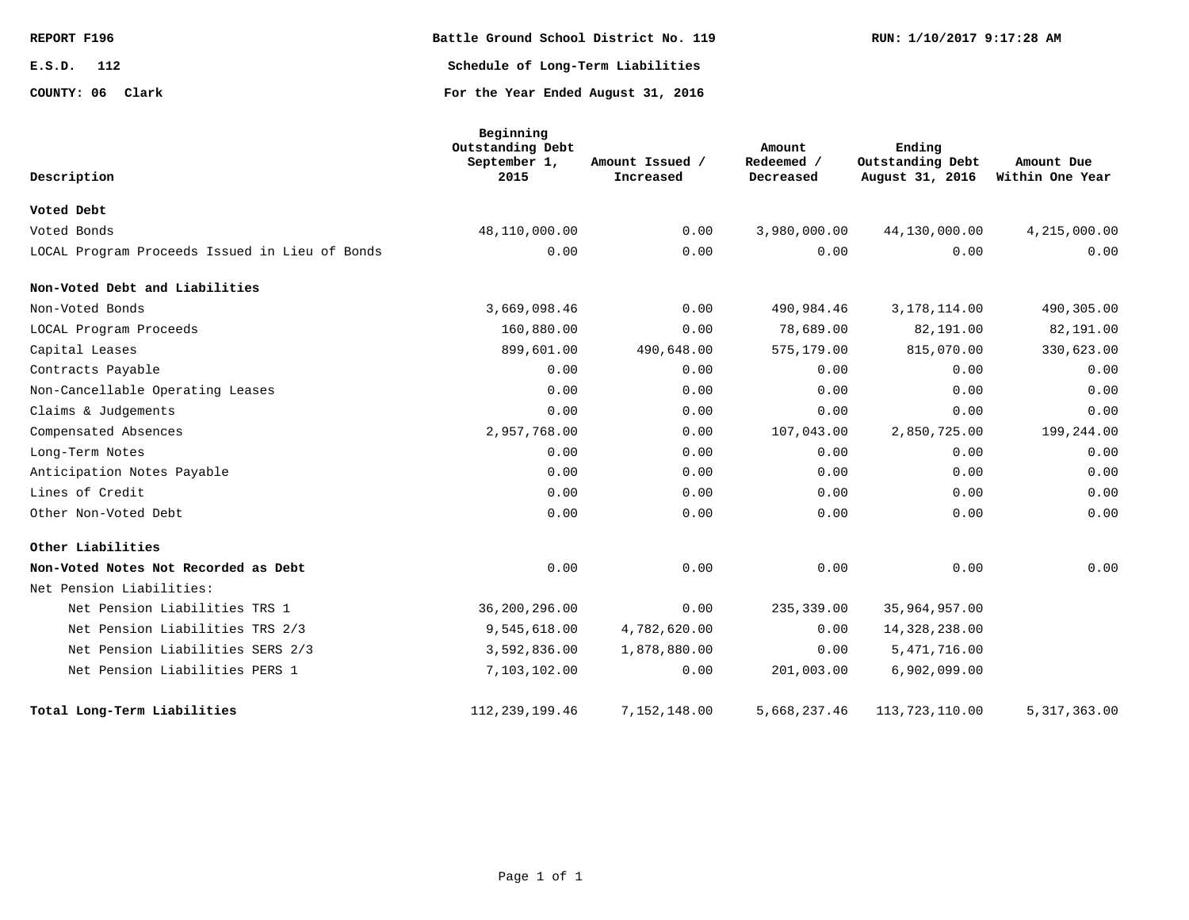REPORT F196 | Battle Ground School District No. 119 | RUN: 1/10/2017 9:17:28 AM

E.S.D. 112

COUNTY: 06 Clark

# Schedule of Long-Term Liabilities

## For the Year Ended August 31, 2016

| Description | Beginning Outstanding Debt September 1, 2015 | Amount Issued / Increased | Amount Redeemed / Decreased | Ending Outstanding Debt August 31, 2016 | Amount Due Within One Year |
|---|---|---|---|---|---|
| **Voted Debt** | | | | | |
| Voted Bonds | 48,110,000.00 | 0.00 | 3,980,000.00 | 44,130,000.00 | 4,215,000.00 |
| LOCAL Program Proceeds Issued in Lieu of Bonds | 0.00 | 0.00 | 0.00 | 0.00 | 0.00 |
| **Non-Voted Debt and Liabilities** | | | | | |
| Non-Voted Bonds | 3,669,098.46 | 0.00 | 490,984.46 | 3,178,114.00 | 490,305.00 |
| LOCAL Program Proceeds | 160,880.00 | 0.00 | 78,689.00 | 82,191.00 | 82,191.00 |
| Capital Leases | 899,601.00 | 490,648.00 | 575,179.00 | 815,070.00 | 330,623.00 |
| Contracts Payable | 0.00 | 0.00 | 0.00 | 0.00 | 0.00 |
| Non-Cancellable Operating Leases | 0.00 | 0.00 | 0.00 | 0.00 | 0.00 |
| Claims & Judgements | 0.00 | 0.00 | 0.00 | 0.00 | 0.00 |
| Compensated Absences | 2,957,768.00 | 0.00 | 107,043.00 | 2,850,725.00 | 199,244.00 |
| Long-Term Notes | 0.00 | 0.00 | 0.00 | 0.00 | 0.00 |
| Anticipation Notes Payable | 0.00 | 0.00 | 0.00 | 0.00 | 0.00 |
| Lines of Credit | 0.00 | 0.00 | 0.00 | 0.00 | 0.00 |
| Other Non-Voted Debt | 0.00 | 0.00 | 0.00 | 0.00 | 0.00 |
| **Other Liabilities** | | | | | |
| **Non-Voted Notes Not Recorded as Debt** | 0.00 | 0.00 | 0.00 | 0.00 | 0.00 |
| Net Pension Liabilities: | | | | | |
| Net Pension Liabilities TRS 1 | 36,200,296.00 | 0.00 | 235,339.00 | 35,964,957.00 | |
| Net Pension Liabilities TRS 2/3 | 9,545,618.00 | 4,782,620.00 | 0.00 | 14,328,238.00 | |
| Net Pension Liabilities SERS 2/3 | 3,592,836.00 | 1,878,880.00 | 0.00 | 5,471,716.00 | |
| Net Pension Liabilities PERS 1 | 7,103,102.00 | 0.00 | 201,003.00 | 6,902,099.00 | |
| **Total Long-Term Liabilities** | 112,239,199.46 | 7,152,148.00 | 5,668,237.46 | 113,723,110.00 | 5,317,363.00 |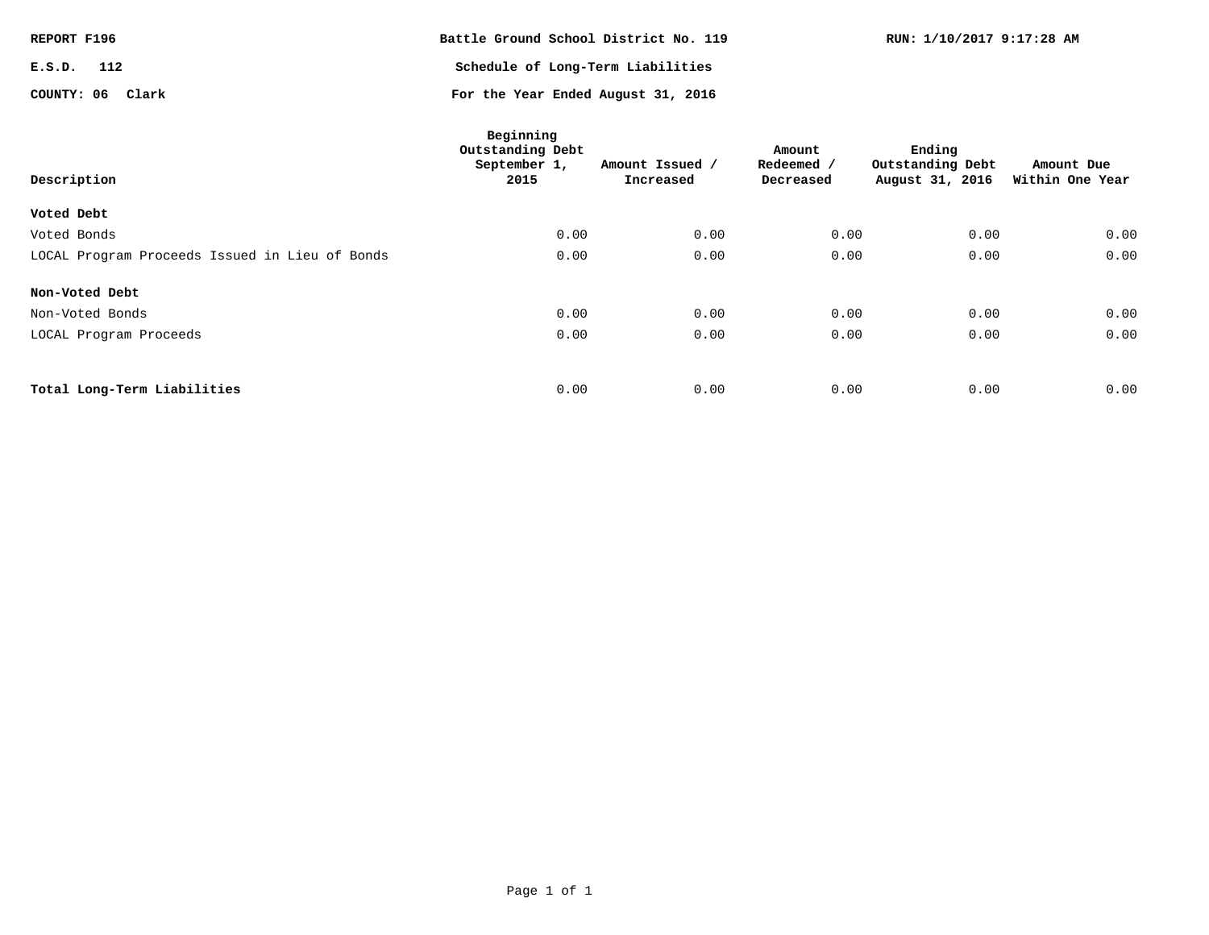REPORT F196

E.S.D. 112

COUNTY: 06 Clark

**Battle Ground School District No. 119**

**Schedule of Long-Term Liabilities**

**For the Year Ended August 31, 2016**

RUN: 1/10/2017 9:17:28 AM

| Description | Beginning Outstanding Debt September 1, 2015 | Amount Issued / Increased | Amount Redeemed / Decreased | Ending Outstanding Debt August 31, 2016 | Amount Due Within One Year |
|---|---|---|---|---|---|
| **Voted Debt** | | | | | |
| Voted Bonds | 0.00 | 0.00 | 0.00 | 0.00 | 0.00 |
| LOCAL Program Proceeds Issued in Lieu of Bonds | 0.00 | 0.00 | 0.00 | 0.00 | 0.00 |
| **Non-Voted Debt** | | | | | |
| Non-Voted Bonds | 0.00 | 0.00 | 0.00 | 0.00 | 0.00 |
| LOCAL Program Proceeds | 0.00 | 0.00 | 0.00 | 0.00 | 0.00 |
| **Total Long-Term Liabilities** | 0.00 | 0.00 | 0.00 | 0.00 | 0.00 |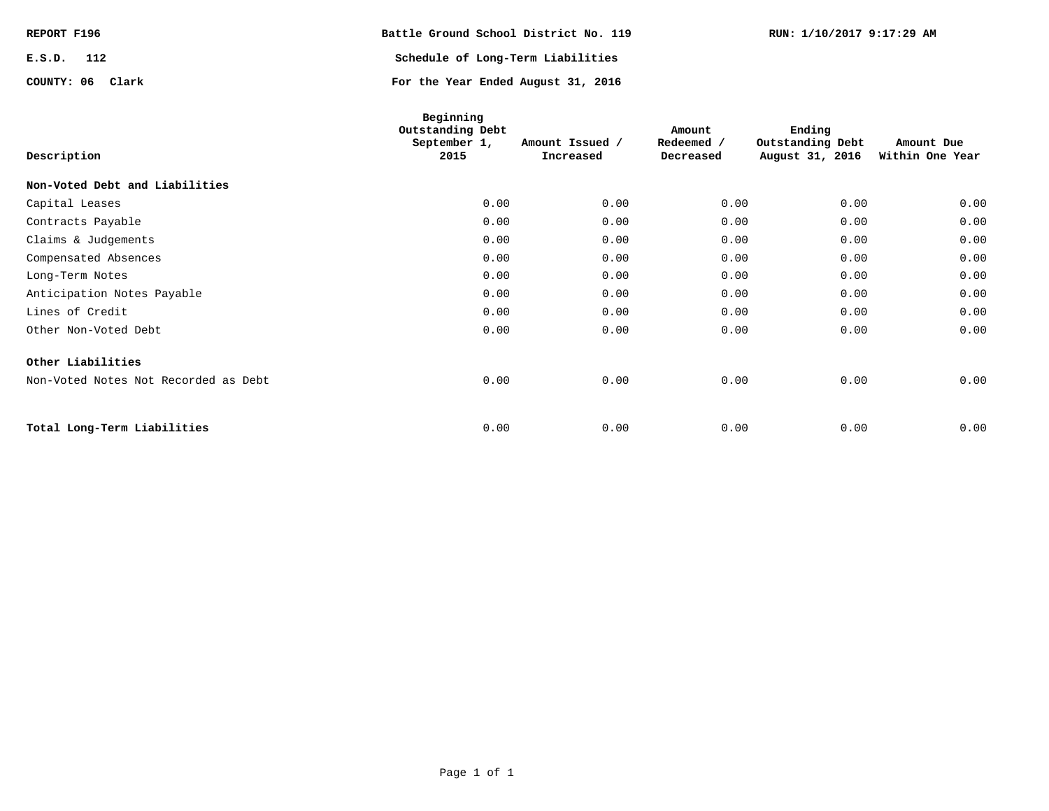REPORT F196

E.S.D. 112

COUNTY: 06 Clark

# Battle Ground School District No. 119

## Schedule of Long-Term Liabilities

### For the Year Ended August 31, 2016

RUN: 1/10/2017 9:17:29 AM

| Description | Beginning Outstanding Debt September 1, 2015 | Amount Issued / Increased | Amount Redeemed / Decreased | Ending Outstanding Debt August 31, 2016 | Amount Due Within One Year |
|---|---|---|---|---|---|
| **Non-Voted Debt and Liabilities** | | | | | |
| Capital Leases | 0.00 | 0.00 | 0.00 | 0.00 | 0.00 |
| Contracts Payable | 0.00 | 0.00 | 0.00 | 0.00 | 0.00 |
| Claims & Judgements | 0.00 | 0.00 | 0.00 | 0.00 | 0.00 |
| Compensated Absences | 0.00 | 0.00 | 0.00 | 0.00 | 0.00 |
| Long-Term Notes | 0.00 | 0.00 | 0.00 | 0.00 | 0.00 |
| Anticipation Notes Payable | 0.00 | 0.00 | 0.00 | 0.00 | 0.00 |
| Lines of Credit | 0.00 | 0.00 | 0.00 | 0.00 | 0.00 |
| Other Non-Voted Debt | 0.00 | 0.00 | 0.00 | 0.00 | 0.00 |
| **Other Liabilities** | | | | | |
| Non-Voted Notes Not Recorded as Debt | 0.00 | 0.00 | 0.00 | 0.00 | 0.00 |
| **Total Long-Term Liabilities** | 0.00 | 0.00 | 0.00 | 0.00 | 0.00 |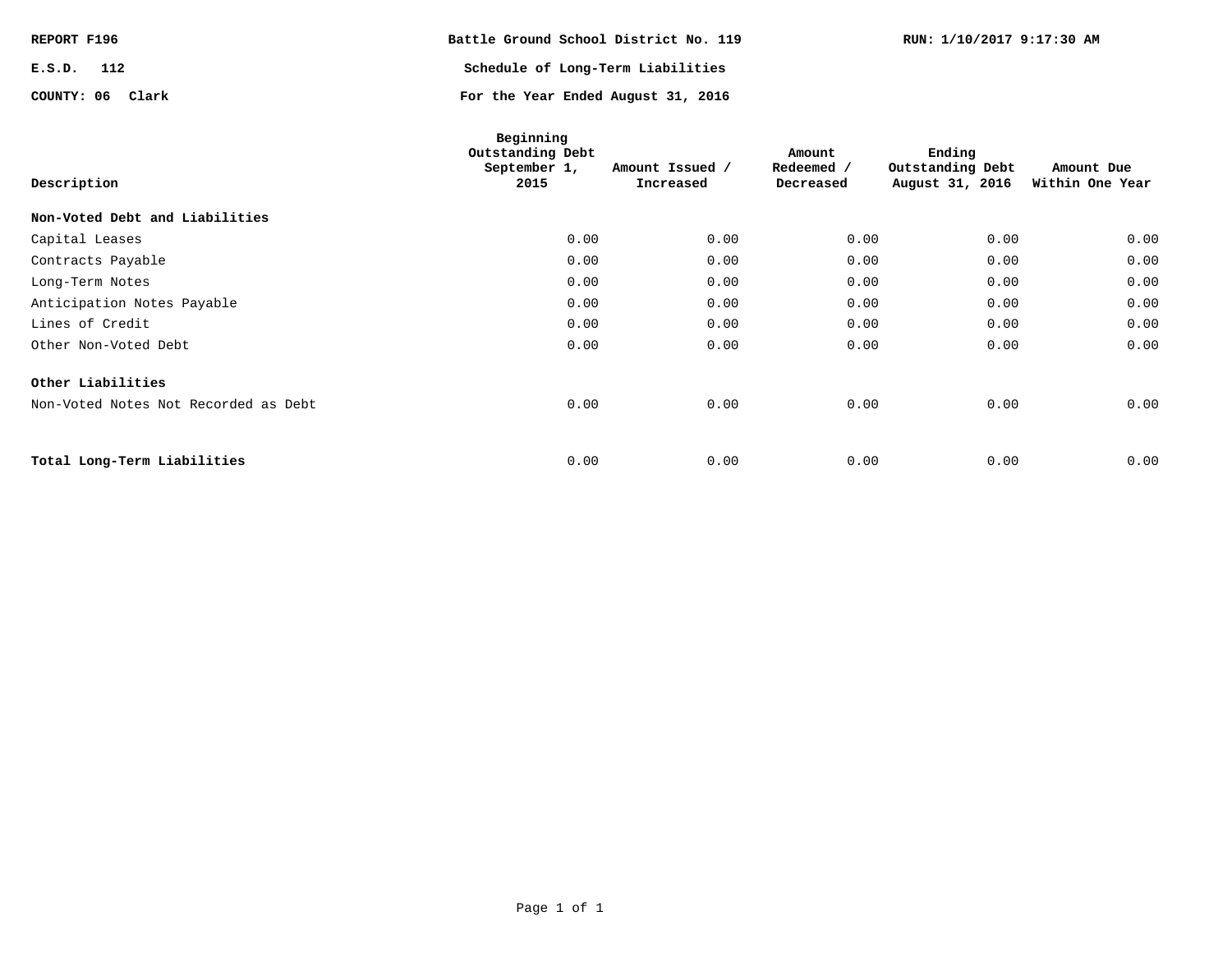**REPORT F196** | **Battle Ground School District No. 119** | **RUN: 1/10/2017 9:17:30 AM**

**E.S.D. 112** | **Schedule of Long-Term Liabilities**

**COUNTY: 06 Clark** | **For the Year Ended August 31, 2016**

| Description | Beginning Outstanding Debt September 1, 2015 | Amount Issued / Increased | Amount Redeemed / Decreased | Ending Outstanding Debt August 31, 2016 | Amount Due Within One Year |
|---|---|---|---|---|---|
| **Non-Voted Debt and Liabilities** | | | | | |
| Capital Leases | 0.00 | 0.00 | 0.00 | 0.00 | 0.00 |
| Contracts Payable | 0.00 | 0.00 | 0.00 | 0.00 | 0.00 |
| Long-Term Notes | 0.00 | 0.00 | 0.00 | 0.00 | 0.00 |
| Anticipation Notes Payable | 0.00 | 0.00 | 0.00 | 0.00 | 0.00 |
| Lines of Credit | 0.00 | 0.00 | 0.00 | 0.00 | 0.00 |
| Other Non-Voted Debt | 0.00 | 0.00 | 0.00 | 0.00 | 0.00 |
| **Other Liabilities** | | | | | |
| Non-Voted Notes Not Recorded as Debt | 0.00 | 0.00 | 0.00 | 0.00 | 0.00 |
| **Total Long-Term Liabilities** | 0.00 | 0.00 | 0.00 | 0.00 | 0.00 |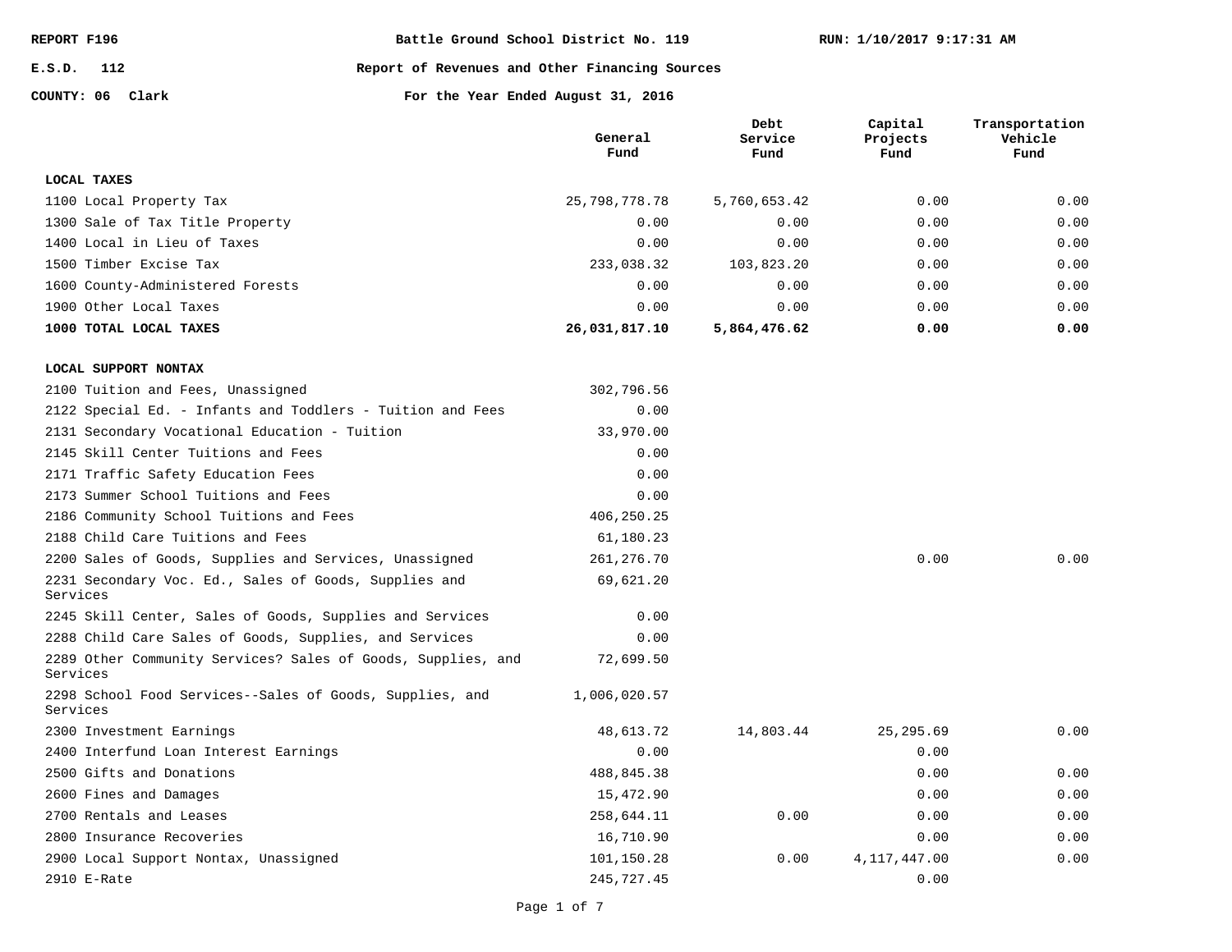REPORT F196 | Battle Ground School District No. 119 | RUN: 1/10/2017 9:17:31 AM

E.S.D. 112 | Report of Revenues and Other Financing Sources

COUNTY: 06 Clark | For the Year Ended August 31, 2016

| | General Fund | Debt Service Fund | Capital Projects Fund | Transportation Vehicle Fund |
|---|---|---|---|---|
| **LOCAL TAXES** | | | | |
| 1100 Local Property Tax | 25,798,778.78 | 5,760,653.42 | 0.00 | 0.00 |
| 1300 Sale of Tax Title Property | 0.00 | 0.00 | 0.00 | 0.00 |
| 1400 Local in Lieu of Taxes | 0.00 | 0.00 | 0.00 | 0.00 |
| 1500 Timber Excise Tax | 233,038.32 | 103,823.20 | 0.00 | 0.00 |
| 1600 County-Administered Forests | 0.00 | 0.00 | 0.00 | 0.00 |
| 1900 Other Local Taxes | 0.00 | 0.00 | 0.00 | 0.00 |
| **1000 TOTAL LOCAL TAXES** | **26,031,817.10** | **5,864,476.62** | **0.00** | **0.00** |
| **LOCAL SUPPORT NONTAX** | | | | |
| 2100 Tuition and Fees, Unassigned | 302,796.56 | | | |
| 2122 Special Ed. - Infants and Toddlers - Tuition and Fees | 0.00 | | | |
| 2131 Secondary Vocational Education - Tuition | 33,970.00 | | | |
| 2145 Skill Center Tuitions and Fees | 0.00 | | | |
| 2171 Traffic Safety Education Fees | 0.00 | | | |
| 2173 Summer School Tuitions and Fees | 0.00 | | | |
| 2186 Community School Tuitions and Fees | 406,250.25 | | | |
| 2188 Child Care Tuitions and Fees | 61,180.23 | | | |
| 2200 Sales of Goods, Supplies and Services, Unassigned | 261,276.70 | | 0.00 | 0.00 |
| 2231 Secondary Voc. Ed., Sales of Goods, Supplies and Services | 69,621.20 | | | |
| 2245 Skill Center, Sales of Goods, Supplies and Services | 0.00 | | | |
| 2288 Child Care Sales of Goods, Supplies, and Services | 0.00 | | | |
| 2289 Other Community Services? Sales of Goods, Supplies, and Services | 72,699.50 | | | |
| 2298 School Food Services--Sales of Goods, Supplies, and Services | 1,006,020.57 | | | |
| 2300 Investment Earnings | 48,613.72 | 14,803.44 | 25,295.69 | 0.00 |
| 2400 Interfund Loan Interest Earnings | 0.00 | | 0.00 | |
| 2500 Gifts and Donations | 488,845.38 | | 0.00 | 0.00 |
| 2600 Fines and Damages | 15,472.90 | | 0.00 | 0.00 |
| 2700 Rentals and Leases | 258,644.11 | 0.00 | 0.00 | 0.00 |
| 2800 Insurance Recoveries | 16,710.90 | | 0.00 | 0.00 |
| 2900 Local Support Nontax, Unassigned | 101,150.28 | 0.00 | 4,117,447.00 | 0.00 |
| 2910 E-Rate | 245,727.45 | | 0.00 | |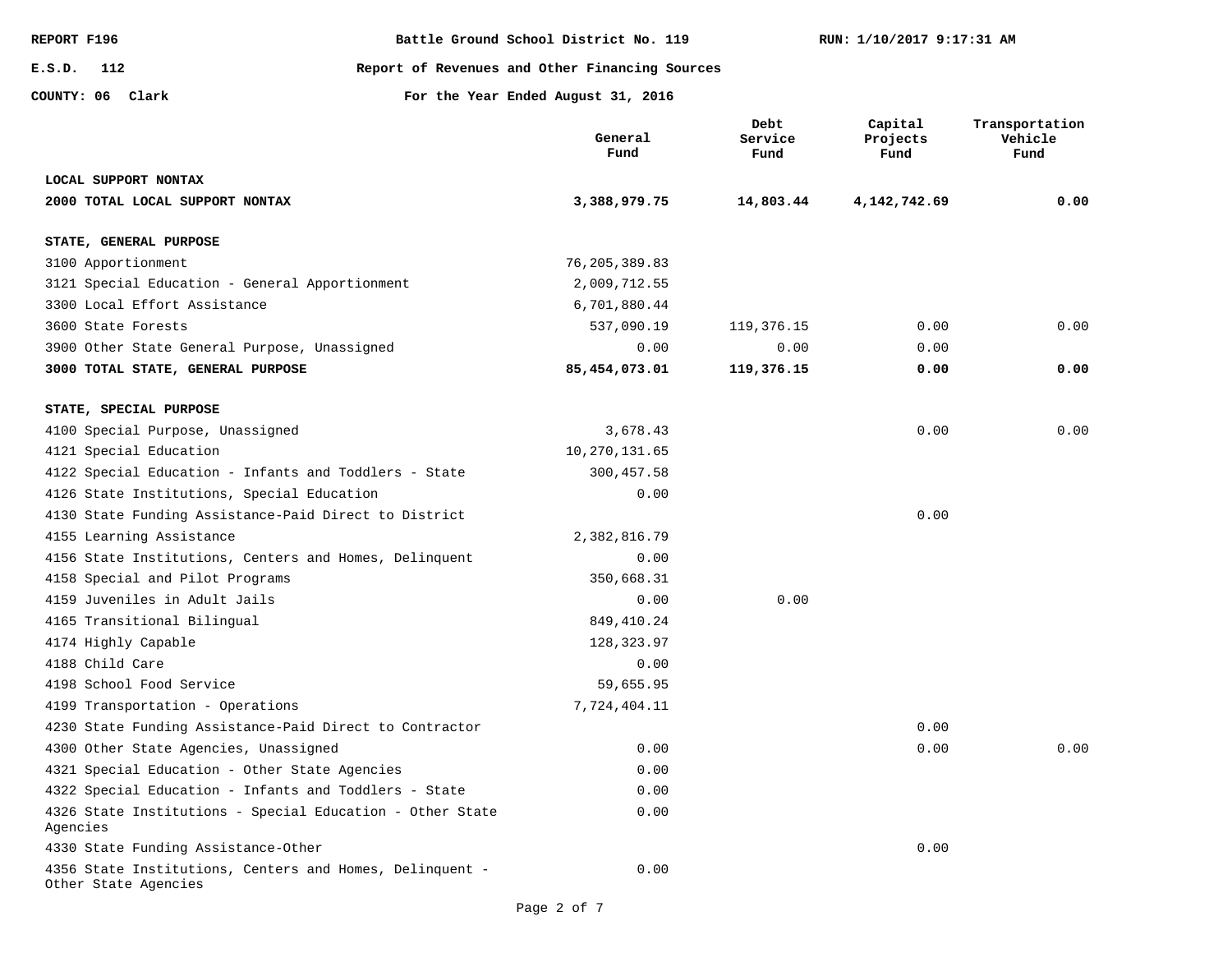REPORT F196 — Battle Ground School District No. 119 — RUN: 1/10/2017 9:17:31 AM

E.S.D. 112 — Report of Revenues and Other Financing Sources

COUNTY: 06 Clark — For the Year Ended August 31, 2016

| | General Fund | Debt Service Fund | Capital Projects Fund | Transportation Vehicle Fund |
|---|---|---|---|---|
| **LOCAL SUPPORT NONTAX** | | | | |
| **2000 TOTAL LOCAL SUPPORT NONTAX** | **3,388,979.75** | **14,803.44** | **4,142,742.69** | **0.00** |
| **STATE, GENERAL PURPOSE** | | | | |
| 3100 Apportionment | 76,205,389.83 | | | |
| 3121 Special Education - General Apportionment | 2,009,712.55 | | | |
| 3300 Local Effort Assistance | 6,701,880.44 | | | |
| 3600 State Forests | 537,090.19 | 119,376.15 | 0.00 | 0.00 |
| 3900 Other State General Purpose, Unassigned | 0.00 | 0.00 | 0.00 | |
| **3000 TOTAL STATE, GENERAL PURPOSE** | **85,454,073.01** | **119,376.15** | **0.00** | **0.00** |
| **STATE, SPECIAL PURPOSE** | | | | |
| 4100 Special Purpose, Unassigned | 3,678.43 | | 0.00 | 0.00 |
| 4121 Special Education | 10,270,131.65 | | | |
| 4122 Special Education - Infants and Toddlers - State | 300,457.58 | | | |
| 4126 State Institutions, Special Education | 0.00 | | | |
| 4130 State Funding Assistance-Paid Direct to District | | | 0.00 | |
| 4155 Learning Assistance | 2,382,816.79 | | | |
| 4156 State Institutions, Centers and Homes, Delinquent | 0.00 | | | |
| 4158 Special and Pilot Programs | 350,668.31 | | | |
| 4159 Juveniles in Adult Jails | 0.00 | 0.00 | | |
| 4165 Transitional Bilingual | 849,410.24 | | | |
| 4174 Highly Capable | 128,323.97 | | | |
| 4188 Child Care | 0.00 | | | |
| 4198 School Food Service | 59,655.95 | | | |
| 4199 Transportation - Operations | 7,724,404.11 | | | |
| 4230 State Funding Assistance-Paid Direct to Contractor | | | 0.00 | |
| 4300 Other State Agencies, Unassigned | 0.00 | | 0.00 | 0.00 |
| 4321 Special Education - Other State Agencies | 0.00 | | | |
| 4322 Special Education - Infants and Toddlers - State | 0.00 | | | |
| 4326 State Institutions - Special Education - Other State Agencies | 0.00 | | | |
| 4330 State Funding Assistance-Other | | | 0.00 | |
| 4356 State Institutions, Centers and Homes, Delinquent - Other State Agencies | 0.00 | | | |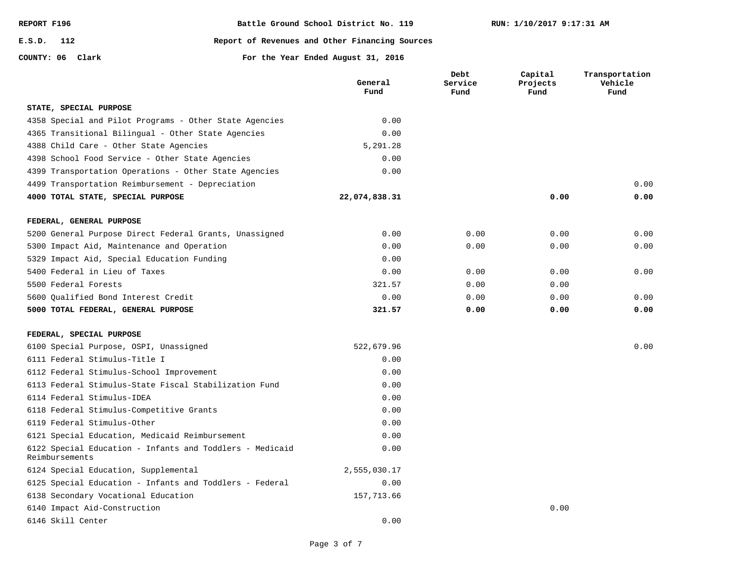REPORT F196 | Battle Ground School District No. 119 | RUN: 1/10/2017 9:17:31 AM

E.S.D. 112 | Report of Revenues and Other Financing Sources

COUNTY: 06 Clark | For the Year Ended August 31, 2016

| | General Fund | Debt Service Fund | Capital Projects Fund | Transportation Vehicle Fund |
|---|---|---|---|---|
| **STATE, SPECIAL PURPOSE** | | | | |
| 4358 Special and Pilot Programs - Other State Agencies | 0.00 | | | |
| 4365 Transitional Bilingual - Other State Agencies | 0.00 | | | |
| 4388 Child Care - Other State Agencies | 5,291.28 | | | |
| 4398 School Food Service - Other State Agencies | 0.00 | | | |
| 4399 Transportation Operations - Other State Agencies | 0.00 | | | |
| 4499 Transportation Reimbursement - Depreciation | | | | 0.00 |
| **4000 TOTAL STATE, SPECIAL PURPOSE** | **22,074,838.31** | | **0.00** | **0.00** |
| **FEDERAL, GENERAL PURPOSE** | | | | |
| 5200 General Purpose Direct Federal Grants, Unassigned | 0.00 | 0.00 | 0.00 | 0.00 |
| 5300 Impact Aid, Maintenance and Operation | 0.00 | 0.00 | 0.00 | 0.00 |
| 5329 Impact Aid, Special Education Funding | 0.00 | | | |
| 5400 Federal in Lieu of Taxes | 0.00 | 0.00 | 0.00 | 0.00 |
| 5500 Federal Forests | 321.57 | 0.00 | 0.00 | |
| 5600 Qualified Bond Interest Credit | 0.00 | 0.00 | 0.00 | 0.00 |
| **5000 TOTAL FEDERAL, GENERAL PURPOSE** | **321.57** | **0.00** | **0.00** | **0.00** |
| **FEDERAL, SPECIAL PURPOSE** | | | | |
| 6100 Special Purpose, OSPI, Unassigned | 522,679.96 | | | 0.00 |
| 6111 Federal Stimulus-Title I | 0.00 | | | |
| 6112 Federal Stimulus-School Improvement | 0.00 | | | |
| 6113 Federal Stimulus-State Fiscal Stabilization Fund | 0.00 | | | |
| 6114 Federal Stimulus-IDEA | 0.00 | | | |
| 6118 Federal Stimulus-Competitive Grants | 0.00 | | | |
| 6119 Federal Stimulus-Other | 0.00 | | | |
| 6121 Special Education, Medicaid Reimbursement | 0.00 | | | |
| 6122 Special Education - Infants and Toddlers - Medicaid Reimbursements | 0.00 | | | |
| 6124 Special Education, Supplemental | 2,555,030.17 | | | |
| 6125 Special Education - Infants and Toddlers - Federal | 0.00 | | | |
| 6138 Secondary Vocational Education | 157,713.66 | | | |
| 6140 Impact Aid-Construction | | | 0.00 | |
| 6146 Skill Center | 0.00 | | | |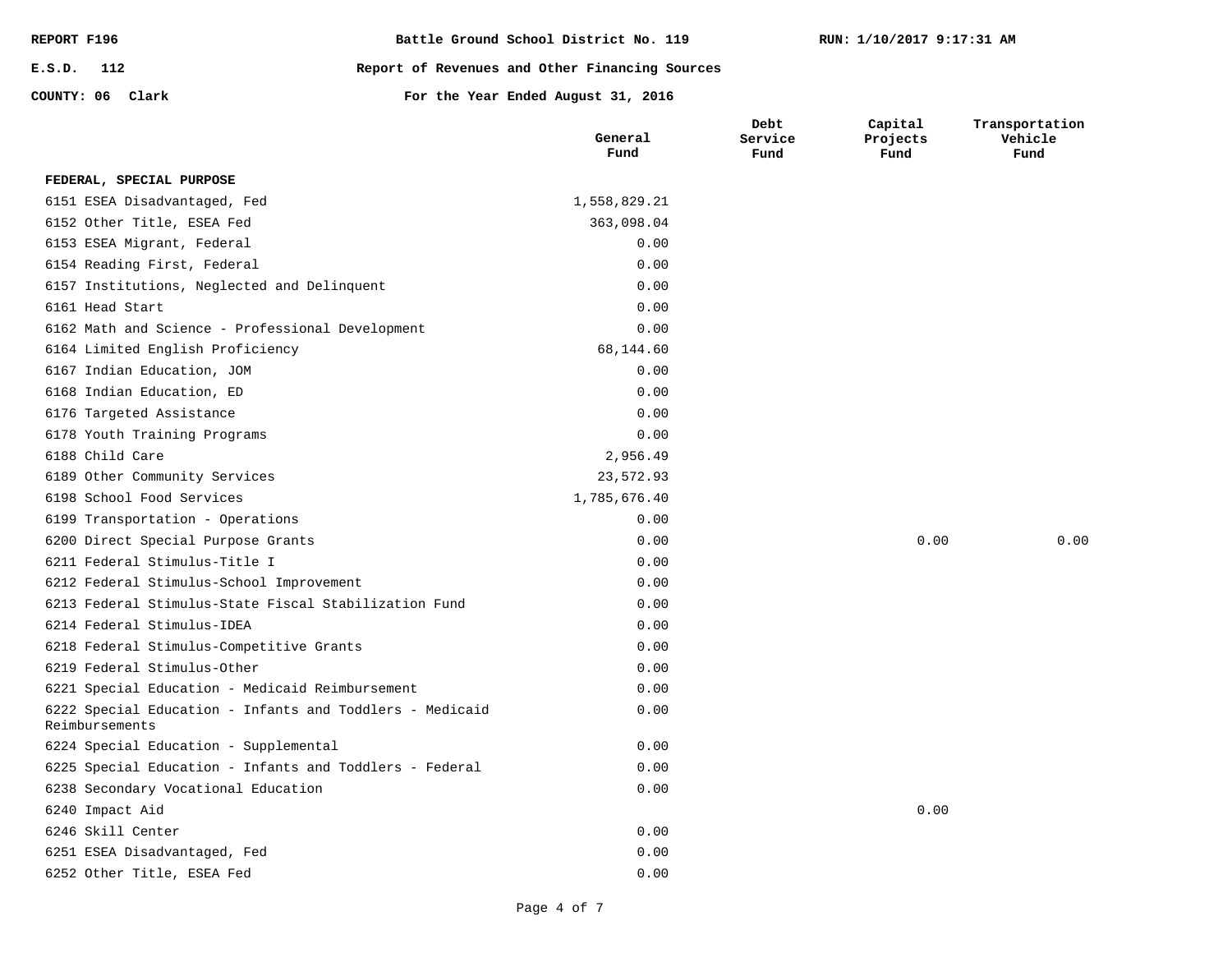REPORT F196 | Battle Ground School District No. 119 | RUN: 1/10/2017 9:17:31 AM

E.S.D. 112 | Report of Revenues and Other Financing Sources

COUNTY: 06 Clark | For the Year Ended August 31, 2016

| | General Fund | Debt Service Fund | Capital Projects Fund | Transportation Vehicle Fund |
|---|---|---|---|---|
| **FEDERAL, SPECIAL PURPOSE** | | | | |
| 6151 ESEA Disadvantaged, Fed | 1,558,829.21 | | | |
| 6152 Other Title, ESEA Fed | 363,098.04 | | | |
| 6153 ESEA Migrant, Federal | 0.00 | | | |
| 6154 Reading First, Federal | 0.00 | | | |
| 6157 Institutions, Neglected and Delinquent | 0.00 | | | |
| 6161 Head Start | 0.00 | | | |
| 6162 Math and Science - Professional Development | 0.00 | | | |
| 6164 Limited English Proficiency | 68,144.60 | | | |
| 6167 Indian Education, JOM | 0.00 | | | |
| 6168 Indian Education, ED | 0.00 | | | |
| 6176 Targeted Assistance | 0.00 | | | |
| 6178 Youth Training Programs | 0.00 | | | |
| 6188 Child Care | 2,956.49 | | | |
| 6189 Other Community Services | 23,572.93 | | | |
| 6198 School Food Services | 1,785,676.40 | | | |
| 6199 Transportation - Operations | 0.00 | | | |
| 6200 Direct Special Purpose Grants | 0.00 | | 0.00 | 0.00 |
| 6211 Federal Stimulus-Title I | 0.00 | | | |
| 6212 Federal Stimulus-School Improvement | 0.00 | | | |
| 6213 Federal Stimulus-State Fiscal Stabilization Fund | 0.00 | | | |
| 6214 Federal Stimulus-IDEA | 0.00 | | | |
| 6218 Federal Stimulus-Competitive Grants | 0.00 | | | |
| 6219 Federal Stimulus-Other | 0.00 | | | |
| 6221 Special Education - Medicaid Reimbursement | 0.00 | | | |
| 6222 Special Education - Infants and Toddlers - Medicaid Reimbursements | 0.00 | | | |
| 6224 Special Education - Supplemental | 0.00 | | | |
| 6225 Special Education - Infants and Toddlers - Federal | 0.00 | | | |
| 6238 Secondary Vocational Education | 0.00 | | | |
| 6240 Impact Aid | | | 0.00 | |
| 6246 Skill Center | 0.00 | | | |
| 6251 ESEA Disadvantaged, Fed | 0.00 | | | |
| 6252 Other Title, ESEA Fed | 0.00 | | | |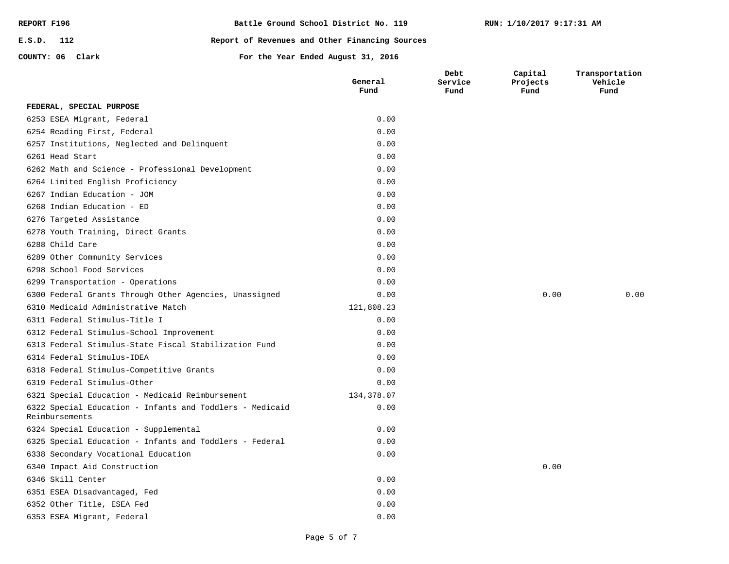REPORT F196 | Battle Ground School District No. 119 | RUN: 1/10/2017 9:17:31 AM

E.S.D. 112 | Report of Revenues and Other Financing Sources

COUNTY: 06 Clark | For the Year Ended August 31, 2016

| | General Fund | Debt Service Fund | Capital Projects Fund | Transportation Vehicle Fund |
|---|---|---|---|---|
| **FEDERAL, SPECIAL PURPOSE** | | | | |
| 6253 ESEA Migrant, Federal | 0.00 | | | |
| 6254 Reading First, Federal | 0.00 | | | |
| 6257 Institutions, Neglected and Delinquent | 0.00 | | | |
| 6261 Head Start | 0.00 | | | |
| 6262 Math and Science - Professional Development | 0.00 | | | |
| 6264 Limited English Proficiency | 0.00 | | | |
| 6267 Indian Education - JOM | 0.00 | | | |
| 6268 Indian Education - ED | 0.00 | | | |
| 6276 Targeted Assistance | 0.00 | | | |
| 6278 Youth Training, Direct Grants | 0.00 | | | |
| 6288 Child Care | 0.00 | | | |
| 6289 Other Community Services | 0.00 | | | |
| 6298 School Food Services | 0.00 | | | |
| 6299 Transportation - Operations | 0.00 | | | |
| 6300 Federal Grants Through Other Agencies, Unassigned | 0.00 | | 0.00 | 0.00 |
| 6310 Medicaid Administrative Match | 121,808.23 | | | |
| 6311 Federal Stimulus-Title I | 0.00 | | | |
| 6312 Federal Stimulus-School Improvement | 0.00 | | | |
| 6313 Federal Stimulus-State Fiscal Stabilization Fund | 0.00 | | | |
| 6314 Federal Stimulus-IDEA | 0.00 | | | |
| 6318 Federal Stimulus-Competitive Grants | 0.00 | | | |
| 6319 Federal Stimulus-Other | 0.00 | | | |
| 6321 Special Education - Medicaid Reimbursement | 134,378.07 | | | |
| 6322 Special Education - Infants and Toddlers - Medicaid Reimbursements | 0.00 | | | |
| 6324 Special Education - Supplemental | 0.00 | | | |
| 6325 Special Education - Infants and Toddlers - Federal | 0.00 | | | |
| 6338 Secondary Vocational Education | 0.00 | | | |
| 6340 Impact Aid Construction | | | 0.00 | |
| 6346 Skill Center | 0.00 | | | |
| 6351 ESEA Disadvantaged, Fed | 0.00 | | | |
| 6352 Other Title, ESEA Fed | 0.00 | | | |
| 6353 ESEA Migrant, Federal | 0.00 | | | |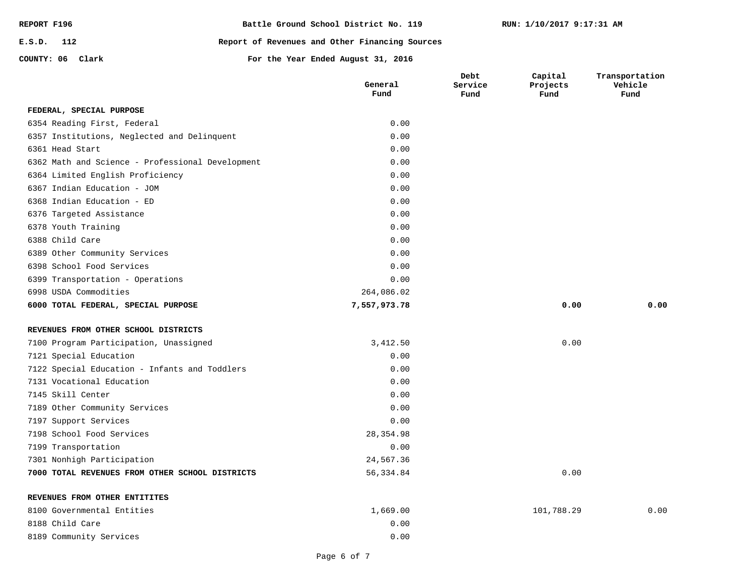REPORT F196 — Battle Ground School District No. 119 — RUN: 1/10/2017 9:17:31 AM

E.S.D. 112 — Report of Revenues and Other Financing Sources

COUNTY: 06 Clark — For the Year Ended August 31, 2016

| | General Fund | Debt Service Fund | Capital Projects Fund | Transportation Vehicle Fund |
|---|---|---|---|---|
| **FEDERAL, SPECIAL PURPOSE** | | | | |
| 6354 Reading First, Federal | 0.00 | | | |
| 6357 Institutions, Neglected and Delinquent | 0.00 | | | |
| 6361 Head Start | 0.00 | | | |
| 6362 Math and Science - Professional Development | 0.00 | | | |
| 6364 Limited English Proficiency | 0.00 | | | |
| 6367 Indian Education - JOM | 0.00 | | | |
| 6368 Indian Education - ED | 0.00 | | | |
| 6376 Targeted Assistance | 0.00 | | | |
| 6378 Youth Training | 0.00 | | | |
| 6388 Child Care | 0.00 | | | |
| 6389 Other Community Services | 0.00 | | | |
| 6398 School Food Services | 0.00 | | | |
| 6399 Transportation - Operations | 0.00 | | | |
| 6998 USDA Commodities | 264,086.02 | | | |
| **6000 TOTAL FEDERAL, SPECIAL PURPOSE** | **7,557,973.78** | | **0.00** | **0.00** |
| **REVENUES FROM OTHER SCHOOL DISTRICTS** | | | | |
| 7100 Program Participation, Unassigned | 3,412.50 | | 0.00 | |
| 7121 Special Education | 0.00 | | | |
| 7122 Special Education - Infants and Toddlers | 0.00 | | | |
| 7131 Vocational Education | 0.00 | | | |
| 7145 Skill Center | 0.00 | | | |
| 7189 Other Community Services | 0.00 | | | |
| 7197 Support Services | 0.00 | | | |
| 7198 School Food Services | 28,354.98 | | | |
| 7199 Transportation | 0.00 | | | |
| 7301 Nonhigh Participation | 24,567.36 | | | |
| **7000 TOTAL REVENUES FROM OTHER SCHOOL DISTRICTS** | 56,334.84 | | 0.00 | |
| **REVENUES FROM OTHER ENTITITES** | | | | |
| 8100 Governmental Entities | 1,669.00 | | 101,788.29 | 0.00 |
| 8188 Child Care | 0.00 | | | |
| 8189 Community Services | 0.00 | | | |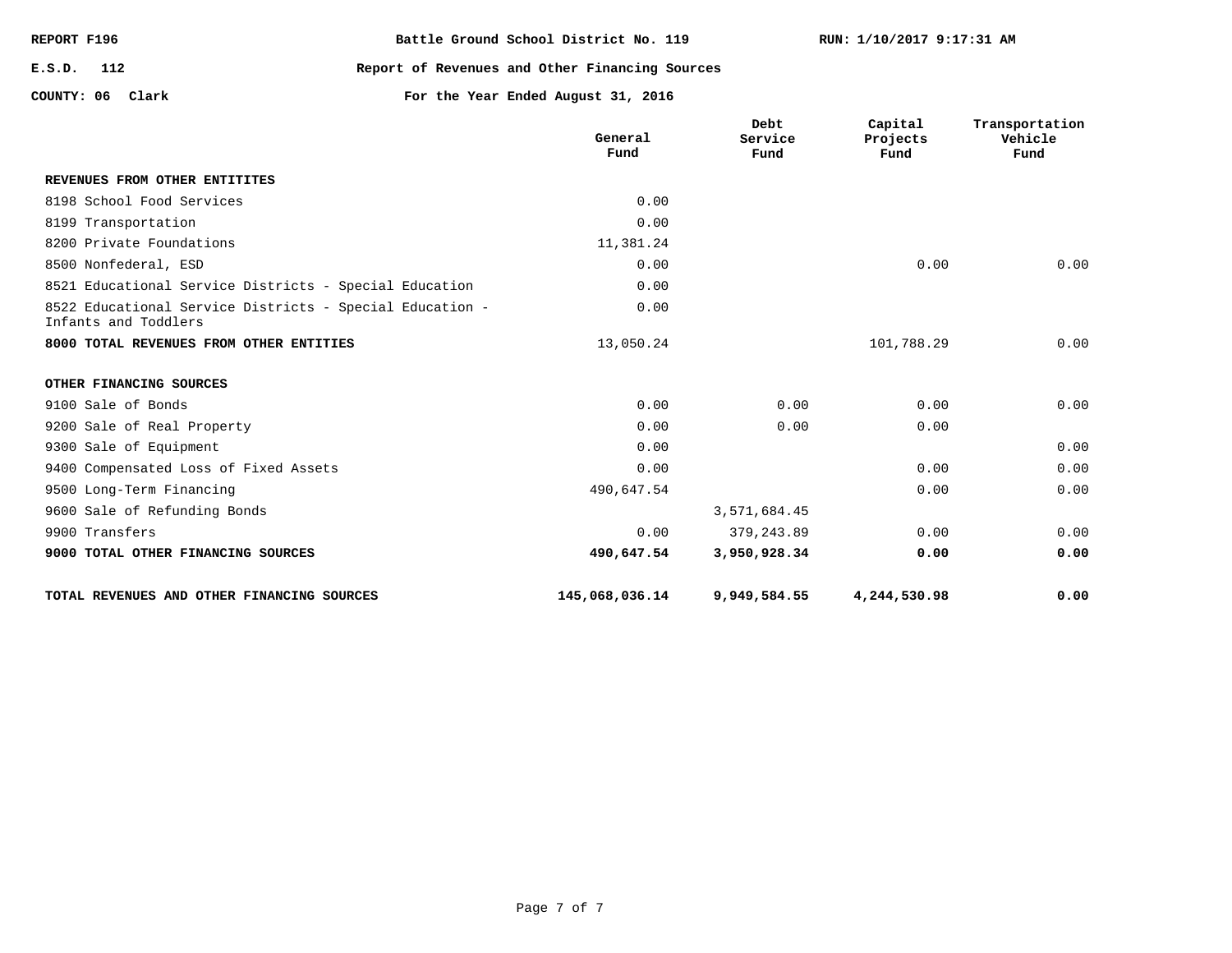REPORT F196 Battle Ground School District No. 119 RUN: 1/10/2017 9:17:31 AM

E.S.D. 112 Report of Revenues and Other Financing Sources

COUNTY: 06 Clark For the Year Ended August 31, 2016

| | General Fund | Debt Service Fund | Capital Projects Fund | Transportation Vehicle Fund |
|---|---|---|---|---|
| **REVENUES FROM OTHER ENTITITES** | | | | |
| 8198 School Food Services | 0.00 | | | |
| 8199 Transportation | 0.00 | | | |
| 8200 Private Foundations | 11,381.24 | | | |
| 8500 Nonfederal, ESD | 0.00 | | 0.00 | 0.00 |
| 8521 Educational Service Districts - Special Education | 0.00 | | | |
| 8522 Educational Service Districts - Special Education - Infants and Toddlers | 0.00 | | | |
| **8000 TOTAL REVENUES FROM OTHER ENTITIES** | 13,050.24 | | 101,788.29 | 0.00 |
| **OTHER FINANCING SOURCES** | | | | |
| 9100 Sale of Bonds | 0.00 | 0.00 | 0.00 | 0.00 |
| 9200 Sale of Real Property | 0.00 | 0.00 | 0.00 | |
| 9300 Sale of Equipment | 0.00 | | | 0.00 |
| 9400 Compensated Loss of Fixed Assets | 0.00 | | 0.00 | 0.00 |
| 9500 Long-Term Financing | 490,647.54 | | 0.00 | 0.00 |
| 9600 Sale of Refunding Bonds | | 3,571,684.45 | | |
| 9900 Transfers | 0.00 | 379,243.89 | 0.00 | 0.00 |
| **9000 TOTAL OTHER FINANCING SOURCES** | **490,647.54** | **3,950,928.34** | **0.00** | **0.00** |
| **TOTAL REVENUES AND OTHER FINANCING SOURCES** | **145,068,036.14** | **9,949,584.55** | **4,244,530.98** | **0.00** |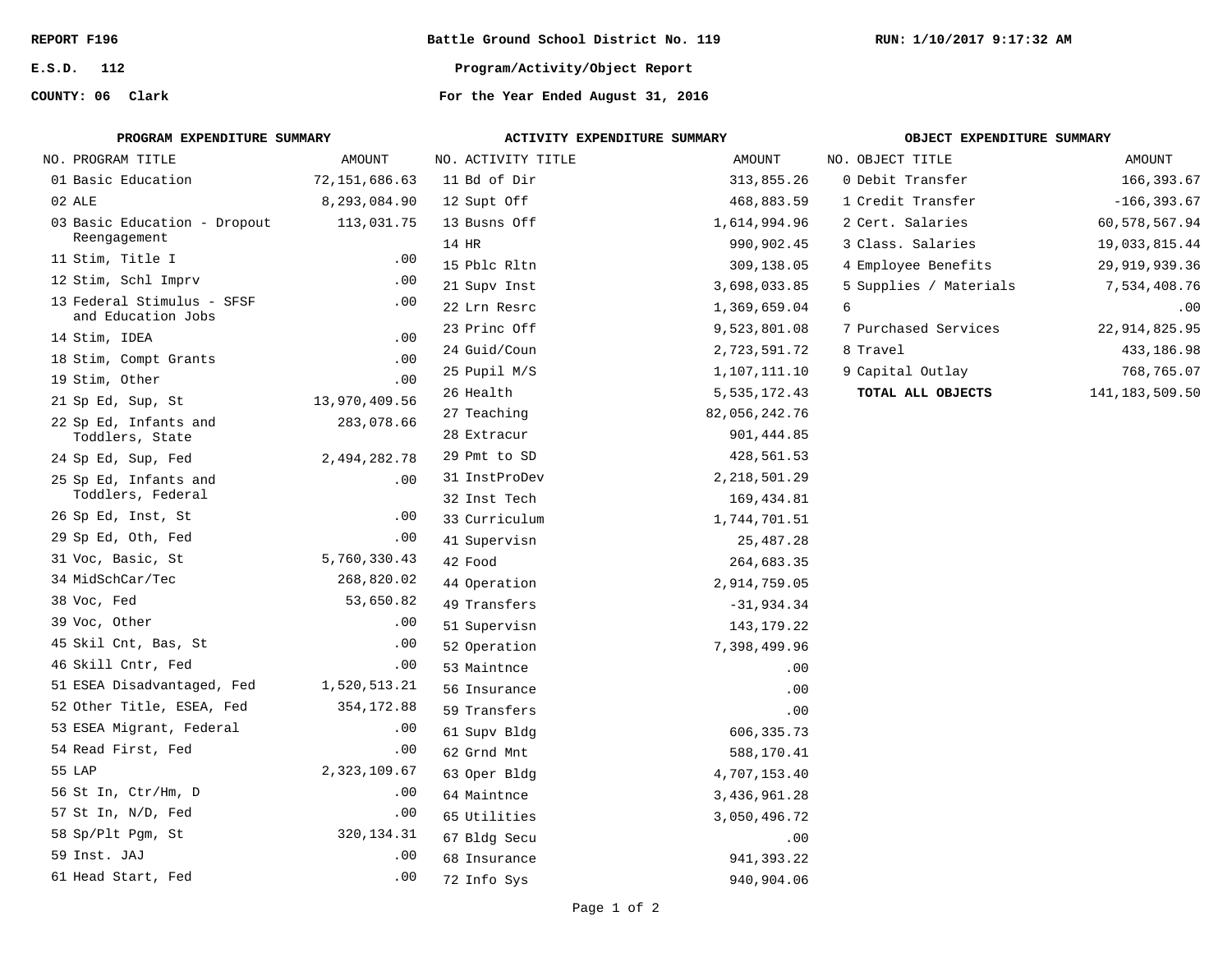REPORT F196

E.S.D. 112

COUNTY: 06 Clark

Battle Ground School District No. 119

Program/Activity/Object Report

For the Year Ended August 31, 2016

RUN: 1/10/2017 9:17:32 AM

### PROGRAM EXPENDITURE SUMMARY

| NO. | PROGRAM TITLE | AMOUNT |
|---|---|---|
| 01 | Basic Education | 72,151,686.63 |
| 02 | ALE | 8,293,084.90 |
| 03 | Basic Education - Dropout Reengagement | 113,031.75 |
| 11 | Stim, Title I | .00 |
| 12 | Stim, Schl Imprv | .00 |
| 13 | Federal Stimulus - SFSF and Education Jobs | .00 |
| 14 | Stim, IDEA | .00 |
| 18 | Stim, Compt Grants | .00 |
| 19 | Stim, Other | .00 |
| 21 | Sp Ed, Sup, St | 13,970,409.56 |
| 22 | Sp Ed, Infants and Toddlers, State | 283,078.66 |
| 24 | Sp Ed, Sup, Fed | 2,494,282.78 |
| 25 | Sp Ed, Infants and Toddlers, Federal | .00 |
| 26 | Sp Ed, Inst, St | .00 |
| 29 | Sp Ed, Oth, Fed | .00 |
| 31 | Voc, Basic, St | 5,760,330.43 |
| 34 | MidSchCar/Tec | 268,820.02 |
| 38 | Voc, Fed | 53,650.82 |
| 39 | Voc, Other | .00 |
| 45 | Skil Cnt, Bas, St | .00 |
| 46 | Skill Cntr, Fed | .00 |
| 51 | ESEA Disadvantaged, Fed | 1,520,513.21 |
| 52 | Other Title, ESEA, Fed | 354,172.88 |
| 53 | ESEA Migrant, Federal | .00 |
| 54 | Read First, Fed | .00 |
| 55 | LAP | 2,323,109.67 |
| 56 | St In, Ctr/Hm, D | .00 |
| 57 | St In, N/D, Fed | .00 |
| 58 | Sp/Plt Pgm, St | 320,134.31 |
| 59 | Inst. JAJ | .00 |
| 61 | Head Start, Fed | .00 |

### ACTIVITY EXPENDITURE SUMMARY

| NO. | ACTIVITY TITLE | AMOUNT |
|---|---|---|
| 11 | Bd of Dir | 313,855.26 |
| 12 | Supt Off | 468,883.59 |
| 13 | Busns Off | 1,614,994.96 |
| 14 | HR | 990,902.45 |
| 15 | Pblc Rltn | 309,138.05 |
| 21 | Supv Inst | 3,698,033.85 |
| 22 | Lrn Resrc | 1,369,659.04 |
| 23 | Princ Off | 9,523,801.08 |
| 24 | Guid/Coun | 2,723,591.72 |
| 25 | Pupil M/S | 1,107,111.10 |
| 26 | Health | 5,535,172.43 |
| 27 | Teaching | 82,056,242.76 |
| 28 | Extracur | 901,444.85 |
| 29 | Pmt to SD | 428,561.53 |
| 31 | InstProDev | 2,218,501.29 |
| 32 | Inst Tech | 169,434.81 |
| 33 | Curriculum | 1,744,701.51 |
| 41 | Supervisn | 25,487.28 |
| 42 | Food | 264,683.35 |
| 44 | Operation | 2,914,759.05 |
| 49 | Transfers | -31,934.34 |
| 51 | Supervisn | 143,179.22 |
| 52 | Operation | 7,398,499.96 |
| 53 | Maintnce | .00 |
| 56 | Insurance | .00 |
| 59 | Transfers | .00 |
| 61 | Supv Bldg | 606,335.73 |
| 62 | Grnd Mnt | 588,170.41 |
| 63 | Oper Bldg | 4,707,153.40 |
| 64 | Maintnce | 3,436,961.28 |
| 65 | Utilities | 3,050,496.72 |
| 67 | Bldg Secu | .00 |
| 68 | Insurance | 941,393.22 |
| 72 | Info Sys | 940,904.06 |

### OBJECT EXPENDITURE SUMMARY

| NO. | OBJECT TITLE | AMOUNT |
|---|---|---|
| 0 | Debit Transfer | 166,393.67 |
| 1 | Credit Transfer | -166,393.67 |
| 2 | Cert. Salaries | 60,578,567.94 |
| 3 | Class. Salaries | 19,033,815.44 |
| 4 | Employee Benefits | 29,919,939.36 |
| 5 | Supplies / Materials | 7,534,408.76 |
| 6 | | .00 |
| 7 | Purchased Services | 22,914,825.95 |
| 8 | Travel | 433,186.98 |
| 9 | Capital Outlay | 768,765.07 |
| | **TOTAL ALL OBJECTS** | 141,183,509.50 |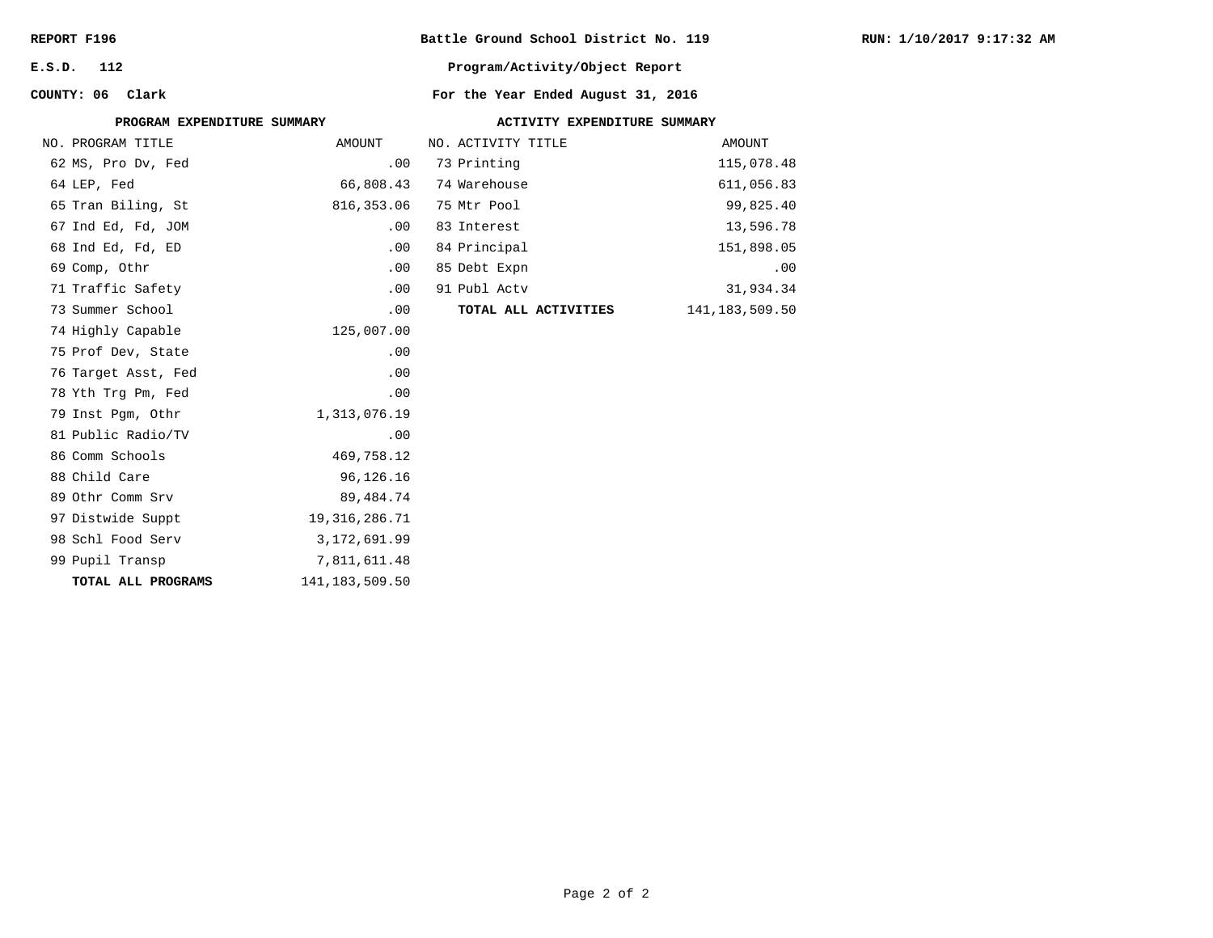**REPORT F196** — **Battle Ground School District No. 119** — **RUN: 1/10/2017 9:17:32 AM**

**E.S.D. 112** — **Program/Activity/Object Report**

**COUNTY: 06 Clark** — **For the Year Ended August 31, 2016**

### PROGRAM EXPENDITURE SUMMARY

| NO. | PROGRAM TITLE | AMOUNT |
|---|---|---|
| 62 | MS, Pro Dv, Fed | .00 |
| 64 | LEP, Fed | 66,808.43 |
| 65 | Tran Biling, St | 816,353.06 |
| 67 | Ind Ed, Fd, JOM | .00 |
| 68 | Ind Ed, Fd, ED | .00 |
| 69 | Comp, Othr | .00 |
| 71 | Traffic Safety | .00 |
| 73 | Summer School | .00 |
| 74 | Highly Capable | 125,007.00 |
| 75 | Prof Dev, State | .00 |
| 76 | Target Asst, Fed | .00 |
| 78 | Yth Trg Pm, Fed | .00 |
| 79 | Inst Pgm, Othr | 1,313,076.19 |
| 81 | Public Radio/TV | .00 |
| 86 | Comm Schools | 469,758.12 |
| 88 | Child Care | 96,126.16 |
| 89 | Othr Comm Srv | 89,484.74 |
| 97 | Distwide Suppt | 19,316,286.71 |
| 98 | Schl Food Serv | 3,172,691.99 |
| 99 | Pupil Transp | 7,811,611.48 |
| | **TOTAL ALL PROGRAMS** | 141,183,509.50 |

### ACTIVITY EXPENDITURE SUMMARY

| NO. | ACTIVITY TITLE | AMOUNT |
|---|---|---|
| 73 | Printing | 115,078.48 |
| 74 | Warehouse | 611,056.83 |
| 75 | Mtr Pool | 99,825.40 |
| 83 | Interest | 13,596.78 |
| 84 | Principal | 151,898.05 |
| 85 | Debt Expn | .00 |
| 91 | Publ Actv | 31,934.34 |
| | **TOTAL ALL ACTIVITIES** | 141,183,509.50 |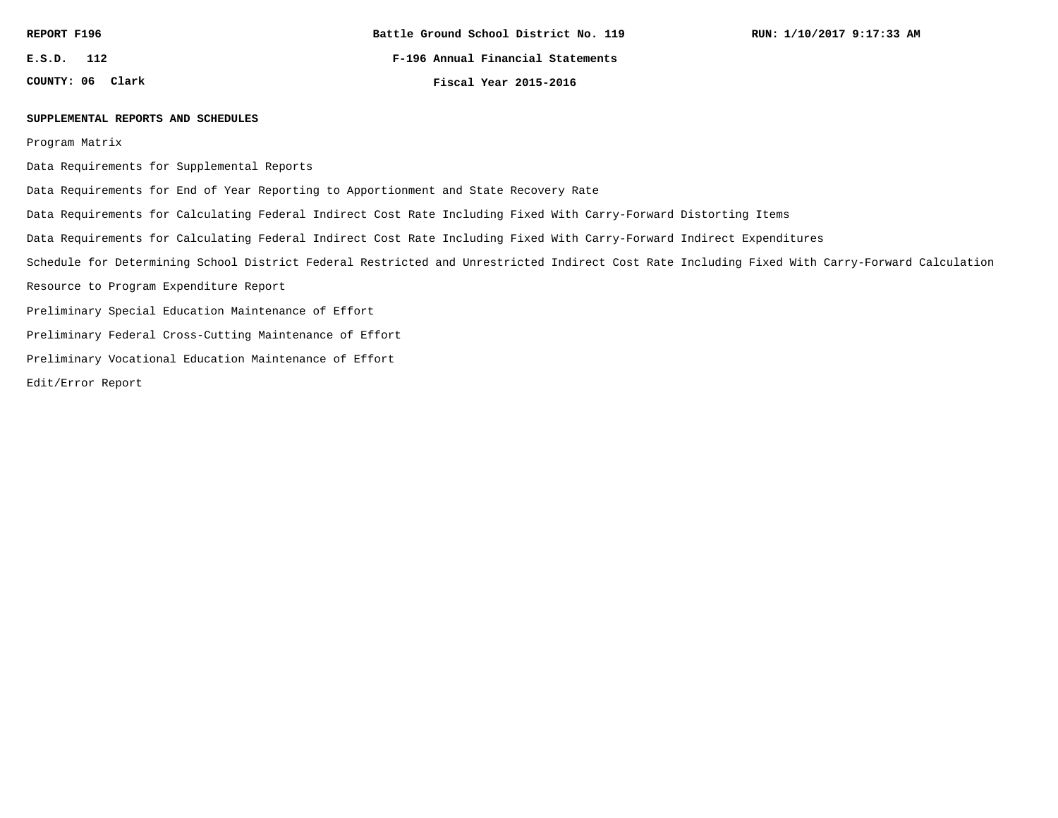## SUPPLEMENTAL REPORTS AND SCHEDULES

Program Matrix

Data Requirements for Supplemental Reports

Data Requirements for End of Year Reporting to Apportionment and State Recovery Rate

Data Requirements for Calculating Federal Indirect Cost Rate Including Fixed With Carry-Forward Distorting Items

Data Requirements for Calculating Federal Indirect Cost Rate Including Fixed With Carry-Forward Indirect Expenditures

Schedule for Determining School District Federal Restricted and Unrestricted Indirect Cost Rate Including Fixed With Carry-Forward Calculation

Resource to Program Expenditure Report

Preliminary Special Education Maintenance of Effort

Preliminary Federal Cross-Cutting Maintenance of Effort

Preliminary Vocational Education Maintenance of Effort

Edit/Error Report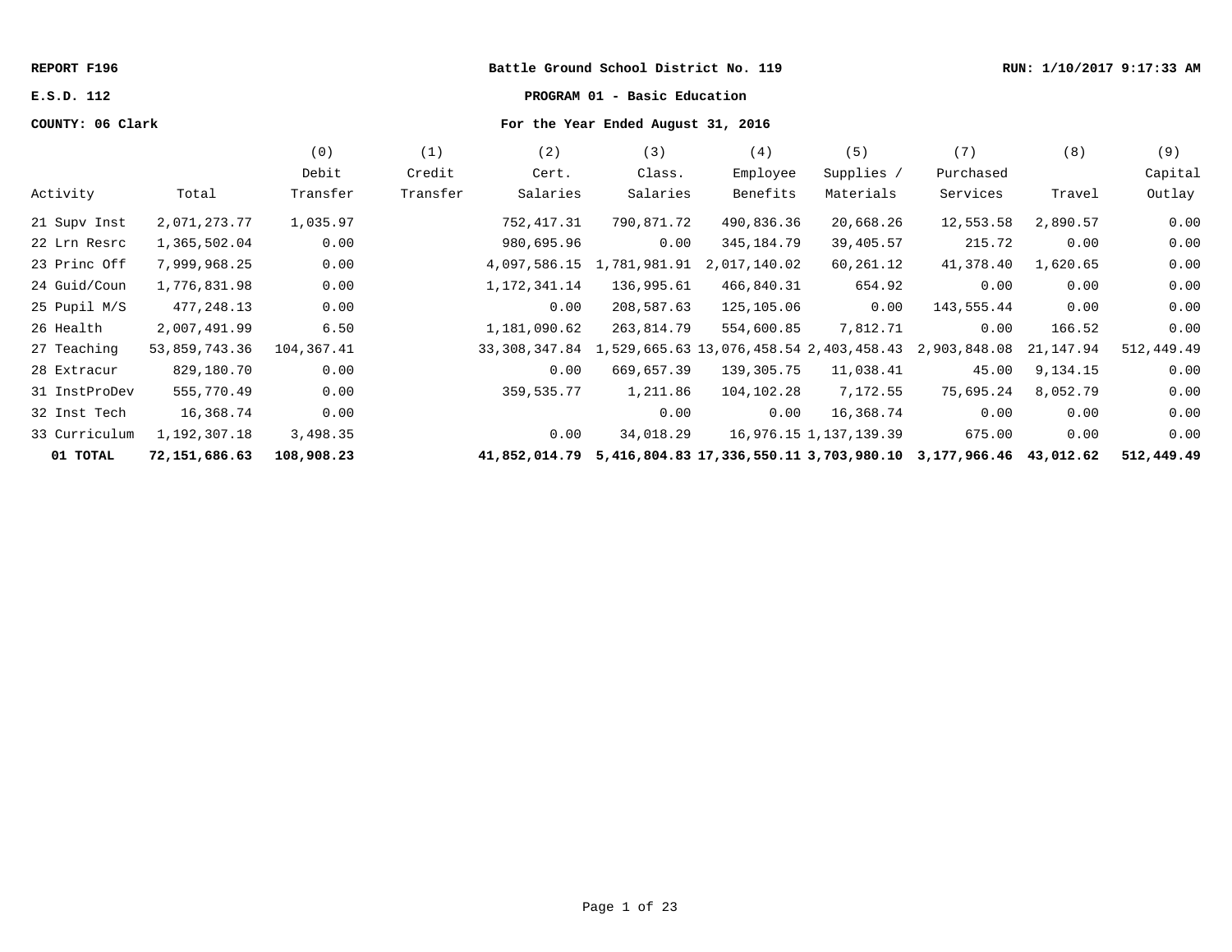**REPORT F196** | **Battle Ground School District No. 119** | **RUN: 1/10/2017 9:17:33 AM**

**E.S.D. 112** | **PROGRAM 01 - Basic Education**

**COUNTY: 06 Clark** | **For the Year Ended August 31, 2016**

| Activity | Total | (0) Debit Transfer | (1) Credit Transfer | (2) Cert. Salaries | (3) Class. Salaries | (4) Employee Benefits | (5) Supplies / Materials | (7) Purchased Services | (8) Travel | (9) Capital Outlay |
|---|---|---|---|---|---|---|---|---|---|---|
| 21 Supv Inst | 2,071,273.77 | 1,035.97 | | 752,417.31 | 790,871.72 | 490,836.36 | 20,668.26 | 12,553.58 | 2,890.57 | 0.00 |
| 22 Lrn Resrc | 1,365,502.04 | 0.00 | | 980,695.96 | 0.00 | 345,184.79 | 39,405.57 | 215.72 | 0.00 | 0.00 |
| 23 Princ Off | 7,999,968.25 | 0.00 | | 4,097,586.15 | 1,781,981.91 | 2,017,140.02 | 60,261.12 | 41,378.40 | 1,620.65 | 0.00 |
| 24 Guid/Coun | 1,776,831.98 | 0.00 | | 1,172,341.14 | 136,995.61 | 466,840.31 | 654.92 | 0.00 | 0.00 | 0.00 |
| 25 Pupil M/S | 477,248.13 | 0.00 | | 0.00 | 208,587.63 | 125,105.06 | 0.00 | 143,555.44 | 0.00 | 0.00 |
| 26 Health | 2,007,491.99 | 6.50 | | 1,181,090.62 | 263,814.79 | 554,600.85 | 7,812.71 | 0.00 | 166.52 | 0.00 |
| 27 Teaching | 53,859,743.36 | 104,367.41 | | 33,308,347.84 | 1,529,665.63 | 13,076,458.54 | 2,403,458.43 | 2,903,848.08 | 21,147.94 | 512,449.49 |
| 28 Extracur | 829,180.70 | 0.00 | | 0.00 | 669,657.39 | 139,305.75 | 11,038.41 | 45.00 | 9,134.15 | 0.00 |
| 31 InstProDev | 555,770.49 | 0.00 | | 359,535.77 | 1,211.86 | 104,102.28 | 7,172.55 | 75,695.24 | 8,052.79 | 0.00 |
| 32 Inst Tech | 16,368.74 | 0.00 | | | 0.00 | 0.00 | 16,368.74 | 0.00 | 0.00 | 0.00 |
| 33 Curriculum | 1,192,307.18 | 3,498.35 | | 0.00 | 34,018.29 | 16,976.15 | 1,137,139.39 | 675.00 | 0.00 | 0.00 |
| **01 TOTAL** | **72,151,686.63** | **108,908.23** | | **41,852,014.79** | **5,416,804.83** | **17,336,550.11** | **3,703,980.10** | **3,177,966.46** | **43,012.62** | **512,449.49** |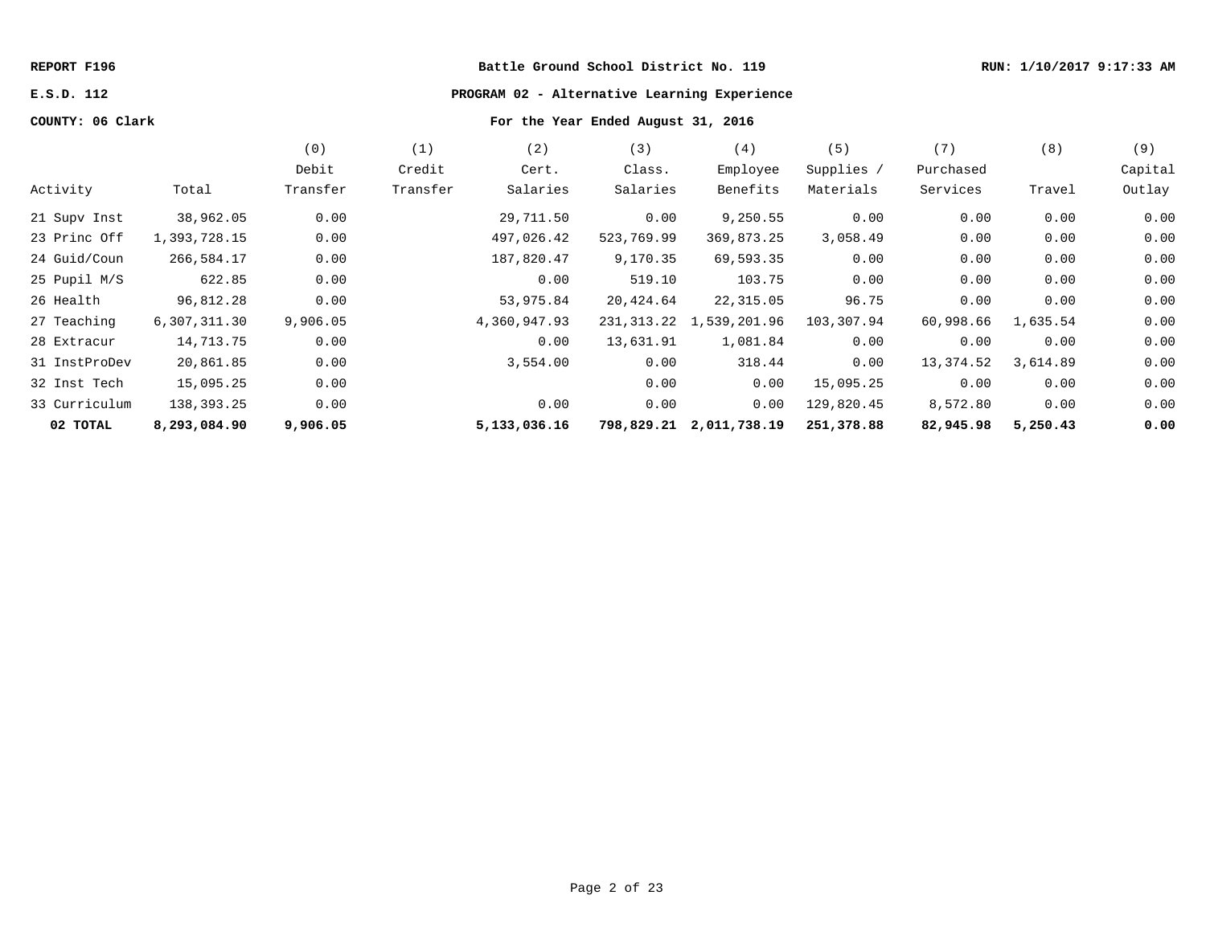REPORT F196 | Battle Ground School District No. 119 | RUN: 1/10/2017 9:17:33 AM

E.S.D. 112 | PROGRAM 02 - Alternative Learning Experience

COUNTY: 06 Clark | For the Year Ended August 31, 2016

| Activity | Total | (0) Debit Transfer | (1) Credit Transfer | (2) Cert. Salaries | (3) Class. Salaries | (4) Employee Benefits | (5) Supplies / Materials | (7) Purchased Services | (8) Travel | (9) Capital Outlay |
|---|---|---|---|---|---|---|---|---|---|---|
| 21 Supv Inst | 38,962.05 | 0.00 | | 29,711.50 | 0.00 | 9,250.55 | 0.00 | 0.00 | 0.00 | 0.00 |
| 23 Princ Off | 1,393,728.15 | 0.00 | | 497,026.42 | 523,769.99 | 369,873.25 | 3,058.49 | 0.00 | 0.00 | 0.00 |
| 24 Guid/Coun | 266,584.17 | 0.00 | | 187,820.47 | 9,170.35 | 69,593.35 | 0.00 | 0.00 | 0.00 | 0.00 |
| 25 Pupil M/S | 622.85 | 0.00 | | 0.00 | 519.10 | 103.75 | 0.00 | 0.00 | 0.00 | 0.00 |
| 26 Health | 96,812.28 | 0.00 | | 53,975.84 | 20,424.64 | 22,315.05 | 96.75 | 0.00 | 0.00 | 0.00 |
| 27 Teaching | 6,307,311.30 | 9,906.05 | | 4,360,947.93 | 231,313.22 | 1,539,201.96 | 103,307.94 | 60,998.66 | 1,635.54 | 0.00 |
| 28 Extracur | 14,713.75 | 0.00 | | 0.00 | 13,631.91 | 1,081.84 | 0.00 | 0.00 | 0.00 | 0.00 |
| 31 InstProDev | 20,861.85 | 0.00 | | 3,554.00 | 0.00 | 318.44 | 0.00 | 13,374.52 | 3,614.89 | 0.00 |
| 32 Inst Tech | 15,095.25 | 0.00 | | | 0.00 | 0.00 | 15,095.25 | 0.00 | 0.00 | 0.00 |
| 33 Curriculum | 138,393.25 | 0.00 | | 0.00 | 0.00 | 0.00 | 129,820.45 | 8,572.80 | 0.00 | 0.00 |
| **02 TOTAL** | **8,293,084.90** | **9,906.05** | | **5,133,036.16** | **798,829.21** | **2,011,738.19** | **251,378.88** | **82,945.98** | **5,250.43** | **0.00** |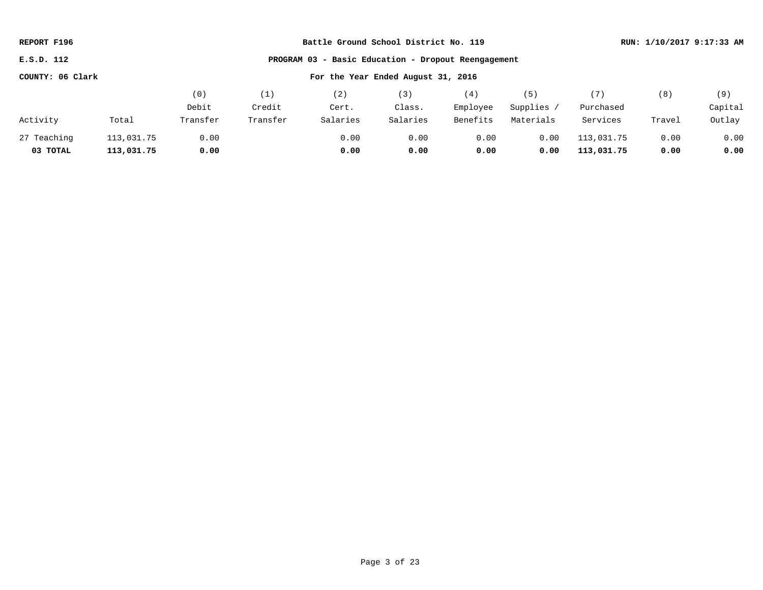**REPORT F196** | **Battle Ground School District No. 119** | **RUN: 1/10/2017 9:17:33 AM**

**E.S.D. 112** | **PROGRAM 03 - Basic Education - Dropout Reengagement**

**COUNTY: 06 Clark** | **For the Year Ended August 31, 2016**

| Activity | Total | (0) Debit Transfer | (1) Credit Transfer | (2) Cert. Salaries | (3) Class. Salaries | (4) Employee Benefits | (5) Supplies / Materials | (7) Purchased Services | (8) Travel | (9) Capital Outlay |
|---|---|---|---|---|---|---|---|---|---|---|
| 27 Teaching | 113,031.75 | 0.00 | | 0.00 | 0.00 | 0.00 | 0.00 | 113,031.75 | 0.00 | 0.00 |
| **03 TOTAL** | **113,031.75** | **0.00** | | **0.00** | **0.00** | **0.00** | **0.00** | **113,031.75** | **0.00** | **0.00** |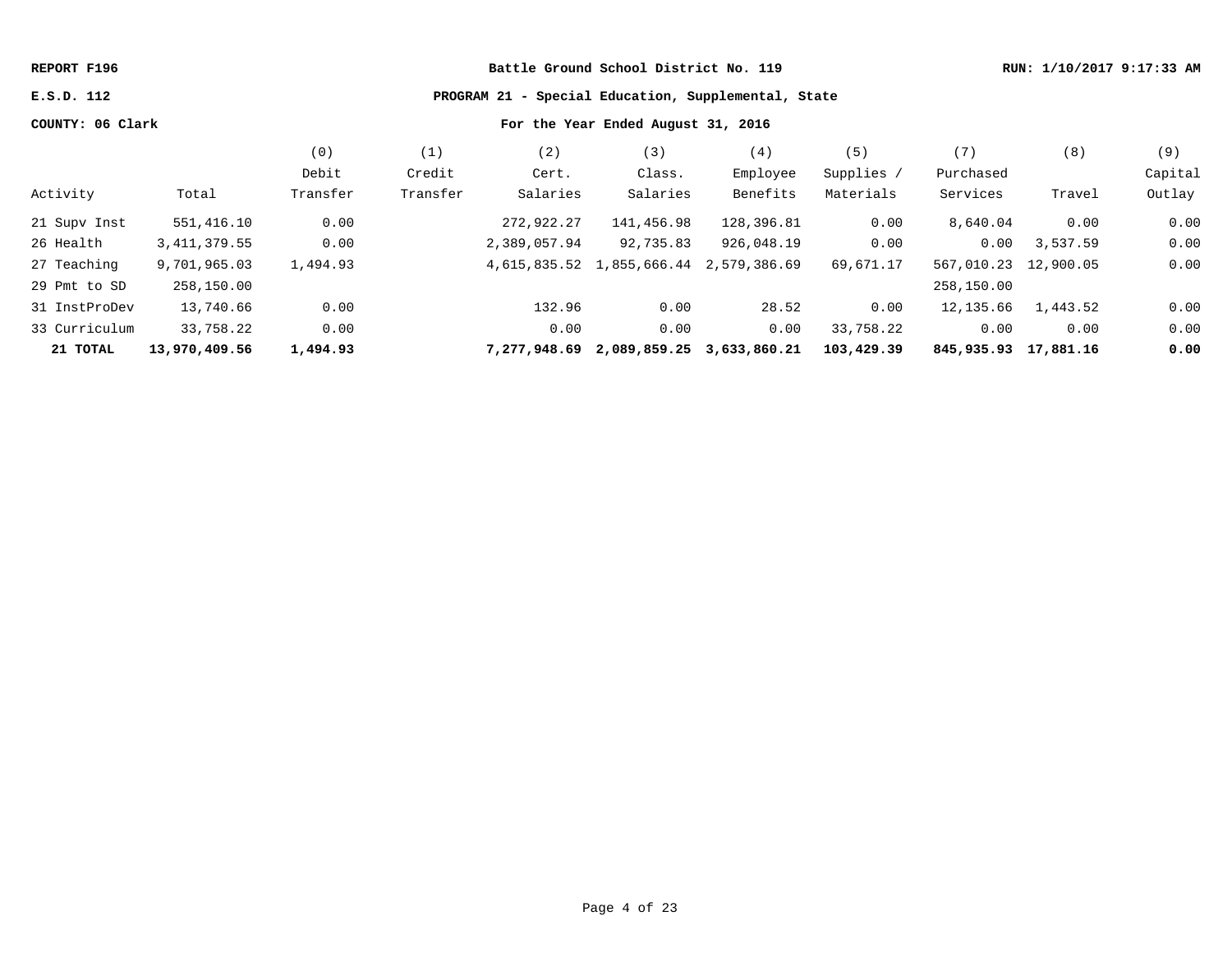REPORT F196 — Battle Ground School District No. 119 — RUN: 1/10/2017 9:17:33 AM

E.S.D. 112 — **PROGRAM 21 - Special Education, Supplemental, State**

COUNTY: 06 Clark — For the Year Ended August 31, 2016

| Activity | Total | (0) Debit Transfer | (1) Credit Transfer | (2) Cert. Salaries | (3) Class. Salaries | (4) Employee Benefits | (5) Supplies / Materials | (7) Purchased Services | (8) Travel | (9) Capital Outlay |
|---|---|---|---|---|---|---|---|---|---|---|
| 21 Supv Inst | 551,416.10 | 0.00 | | 272,922.27 | 141,456.98 | 128,396.81 | 0.00 | 8,640.04 | 0.00 | 0.00 |
| 26 Health | 3,411,379.55 | 0.00 | | 2,389,057.94 | 92,735.83 | 926,048.19 | 0.00 | 0.00 | 3,537.59 | 0.00 |
| 27 Teaching | 9,701,965.03 | 1,494.93 | | 4,615,835.52 | 1,855,666.44 | 2,579,386.69 | 69,671.17 | 567,010.23 | 12,900.05 | 0.00 |
| 29 Pmt to SD | 258,150.00 | | | | | | | 258,150.00 | | |
| 31 InstProDev | 13,740.66 | 0.00 | | 132.96 | 0.00 | 28.52 | 0.00 | 12,135.66 | 1,443.52 | 0.00 |
| 33 Curriculum | 33,758.22 | 0.00 | | 0.00 | 0.00 | 0.00 | 33,758.22 | 0.00 | 0.00 | 0.00 |
| **21 TOTAL** | **13,970,409.56** | **1,494.93** | | **7,277,948.69** | **2,089,859.25** | **3,633,860.21** | **103,429.39** | **845,935.93** | **17,881.16** | **0.00** |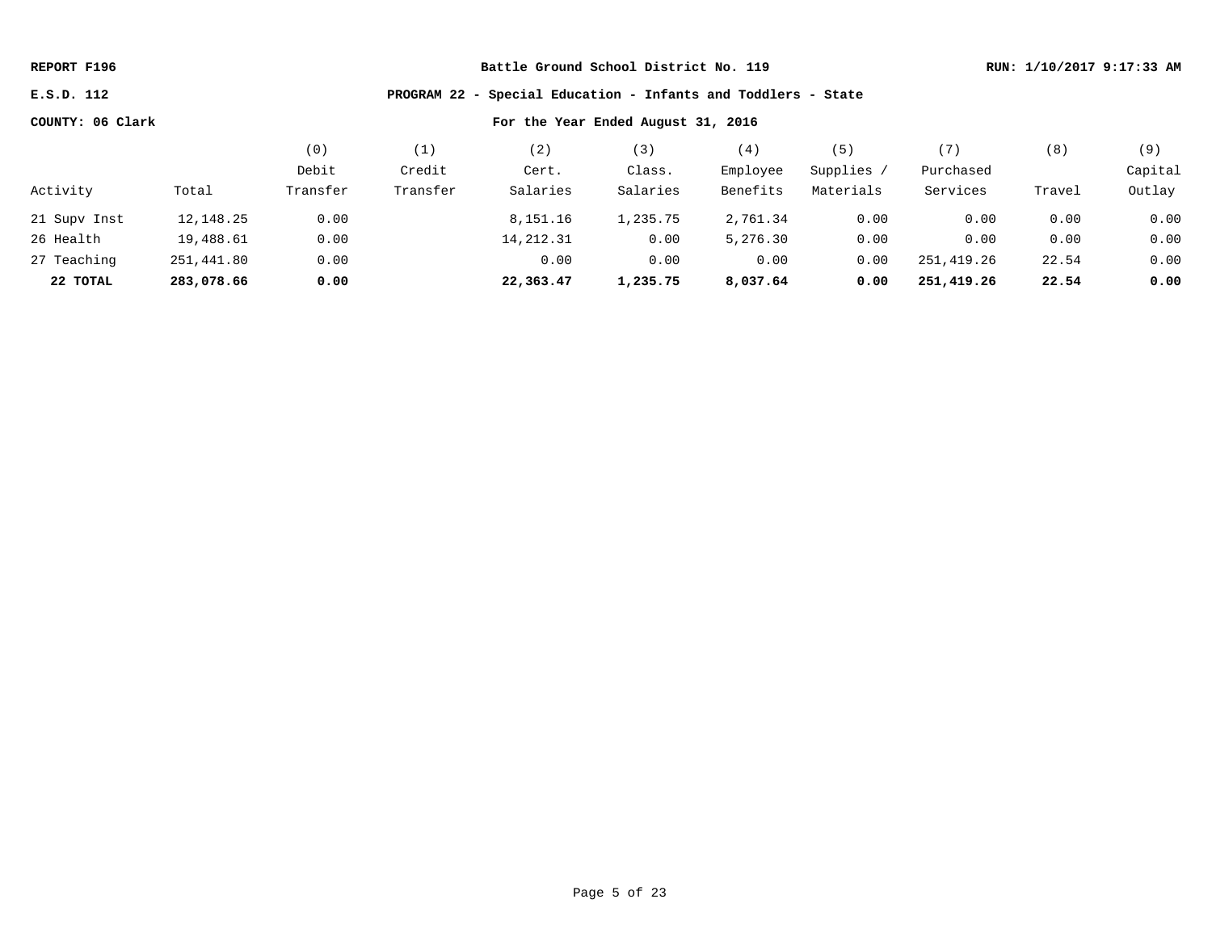**REPORT F196** | **Battle Ground School District No. 119** | **RUN: 1/10/2017 9:17:33 AM**

**E.S.D. 112** | **PROGRAM 22 - Special Education - Infants and Toddlers - State**

**COUNTY: 06 Clark** | **For the Year Ended August 31, 2016**

| Activity | Total | (0) Debit Transfer | (1) Credit Transfer | (2) Cert. Salaries | (3) Class. Salaries | (4) Employee Benefits | (5) Supplies / Materials | (7) Purchased Services | (8) Travel | (9) Capital Outlay |
|---|---|---|---|---|---|---|---|---|---|---|
| 21 Supv Inst | 12,148.25 | 0.00 | | 8,151.16 | 1,235.75 | 2,761.34 | 0.00 | 0.00 | 0.00 | 0.00 |
| 26 Health | 19,488.61 | 0.00 | | 14,212.31 | 0.00 | 5,276.30 | 0.00 | 0.00 | 0.00 | 0.00 |
| 27 Teaching | 251,441.80 | 0.00 | | 0.00 | 0.00 | 0.00 | 0.00 | 251,419.26 | 22.54 | 0.00 |
| **22 TOTAL** | **283,078.66** | **0.00** | | **22,363.47** | **1,235.75** | **8,037.64** | **0.00** | **251,419.26** | **22.54** | **0.00** |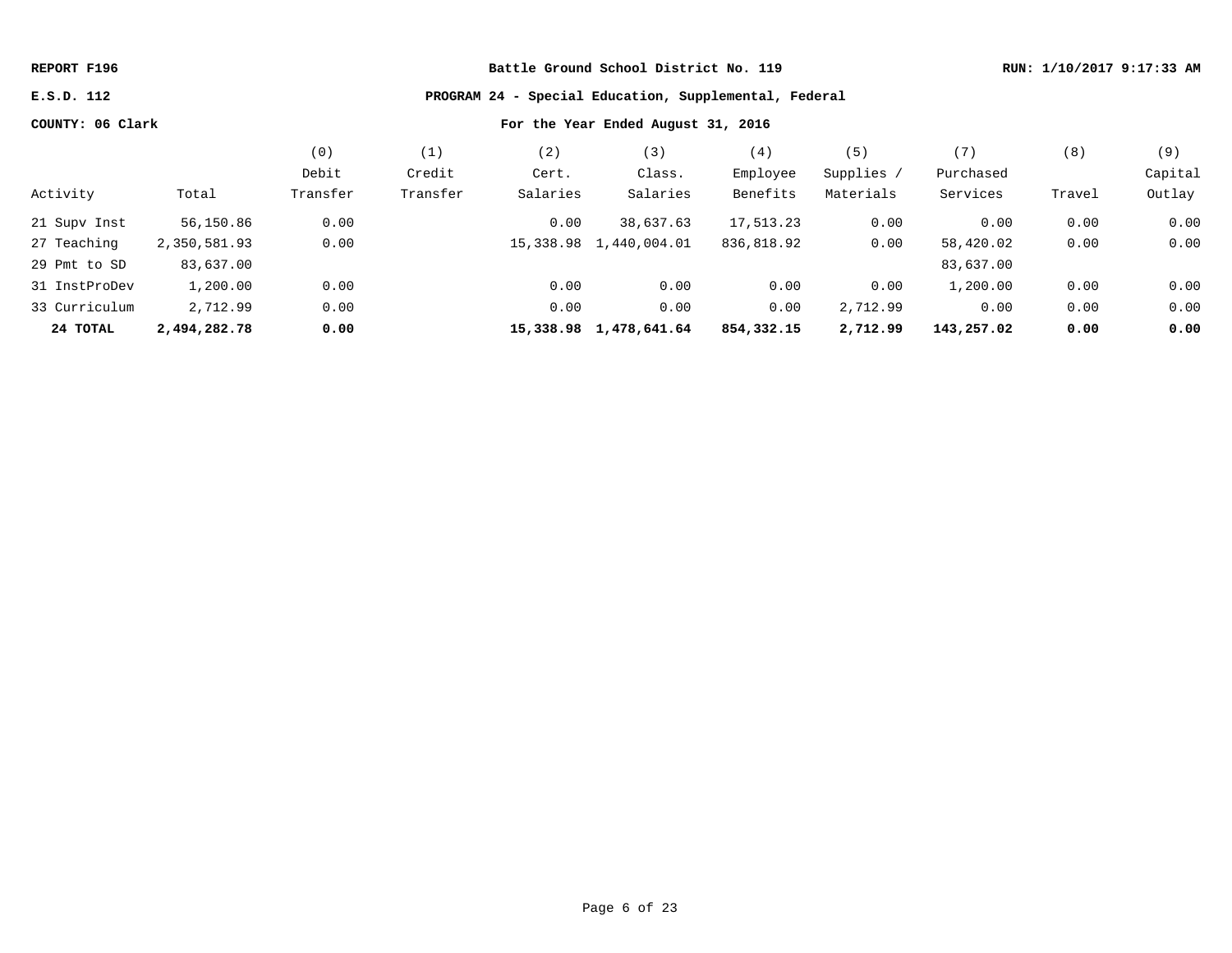**REPORT F196** | **Battle Ground School District No. 119** | **RUN: 1/10/2017 9:17:33 AM**

**E.S.D. 112** | **PROGRAM 24 - Special Education, Supplemental, Federal**

**COUNTY: 06 Clark** | **For the Year Ended August 31, 2016**

| Activity | Total | (0) Debit Transfer | (1) Credit Transfer | (2) Cert. Salaries | (3) Class. Salaries | (4) Employee Benefits | (5) Supplies / Materials | (7) Purchased Services | (8) Travel | (9) Capital Outlay |
|---|---|---|---|---|---|---|---|---|---|---|
| 21 Supv Inst | 56,150.86 | 0.00 | | 0.00 | 38,637.63 | 17,513.23 | 0.00 | 0.00 | 0.00 | 0.00 |
| 27 Teaching | 2,350,581.93 | 0.00 | | 15,338.98 | 1,440,004.01 | 836,818.92 | 0.00 | 58,420.02 | 0.00 | 0.00 |
| 29 Pmt to SD | 83,637.00 | | | | | | | 83,637.00 | | |
| 31 InstProDev | 1,200.00 | 0.00 | | 0.00 | 0.00 | 0.00 | 0.00 | 1,200.00 | 0.00 | 0.00 |
| 33 Curriculum | 2,712.99 | 0.00 | | 0.00 | 0.00 | 0.00 | 2,712.99 | 0.00 | 0.00 | 0.00 |
| **24 TOTAL** | **2,494,282.78** | **0.00** | | **15,338.98** | **1,478,641.64** | **854,332.15** | **2,712.99** | **143,257.02** | **0.00** | **0.00** |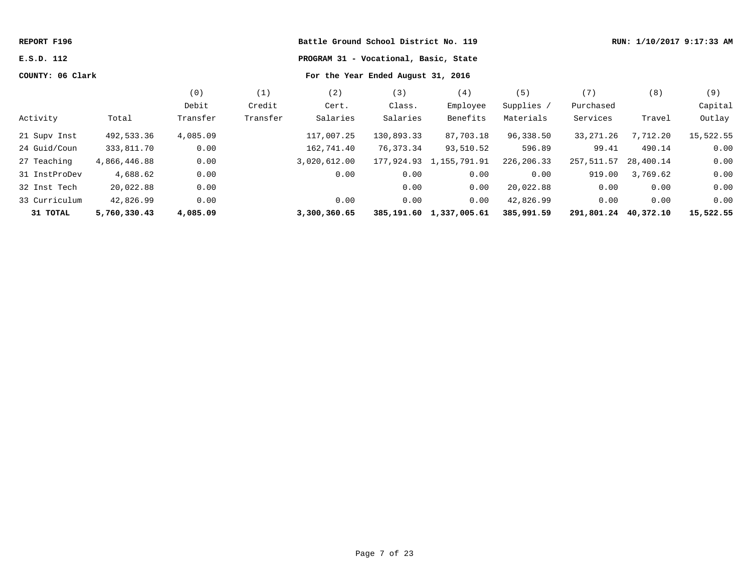**REPORT F196** | **Battle Ground School District No. 119** | **RUN: 1/10/2017 9:17:33 AM**

**E.S.D. 112** | **PROGRAM 31 - Vocational, Basic, State**

**COUNTY: 06 Clark** | **For the Year Ended August 31, 2016**

| Activity | Total | (0) Debit Transfer | (1) Credit Transfer | (2) Cert. Salaries | (3) Class. Salaries | (4) Employee Benefits | (5) Supplies / Materials | (7) Purchased Services | (8) Travel | (9) Capital Outlay |
|---|---|---|---|---|---|---|---|---|---|---|
| 21 Supv Inst | 492,533.36 | 4,085.09 | | 117,007.25 | 130,893.33 | 87,703.18 | 96,338.50 | 33,271.26 | 7,712.20 | 15,522.55 |
| 24 Guid/Coun | 333,811.70 | 0.00 | | 162,741.40 | 76,373.34 | 93,510.52 | 596.89 | 99.41 | 490.14 | 0.00 |
| 27 Teaching | 4,866,446.88 | 0.00 | | 3,020,612.00 | 177,924.93 | 1,155,791.91 | 226,206.33 | 257,511.57 | 28,400.14 | 0.00 |
| 31 InstProDev | 4,688.62 | 0.00 | | 0.00 | 0.00 | 0.00 | 0.00 | 919.00 | 3,769.62 | 0.00 |
| 32 Inst Tech | 20,022.88 | 0.00 | | | 0.00 | 0.00 | 20,022.88 | 0.00 | 0.00 | 0.00 |
| 33 Curriculum | 42,826.99 | 0.00 | | 0.00 | 0.00 | 0.00 | 42,826.99 | 0.00 | 0.00 | 0.00 |
| **31 TOTAL** | **5,760,330.43** | **4,085.09** | | **3,300,360.65** | **385,191.60** | **1,337,005.61** | **385,991.59** | **291,801.24** | **40,372.10** | **15,522.55** |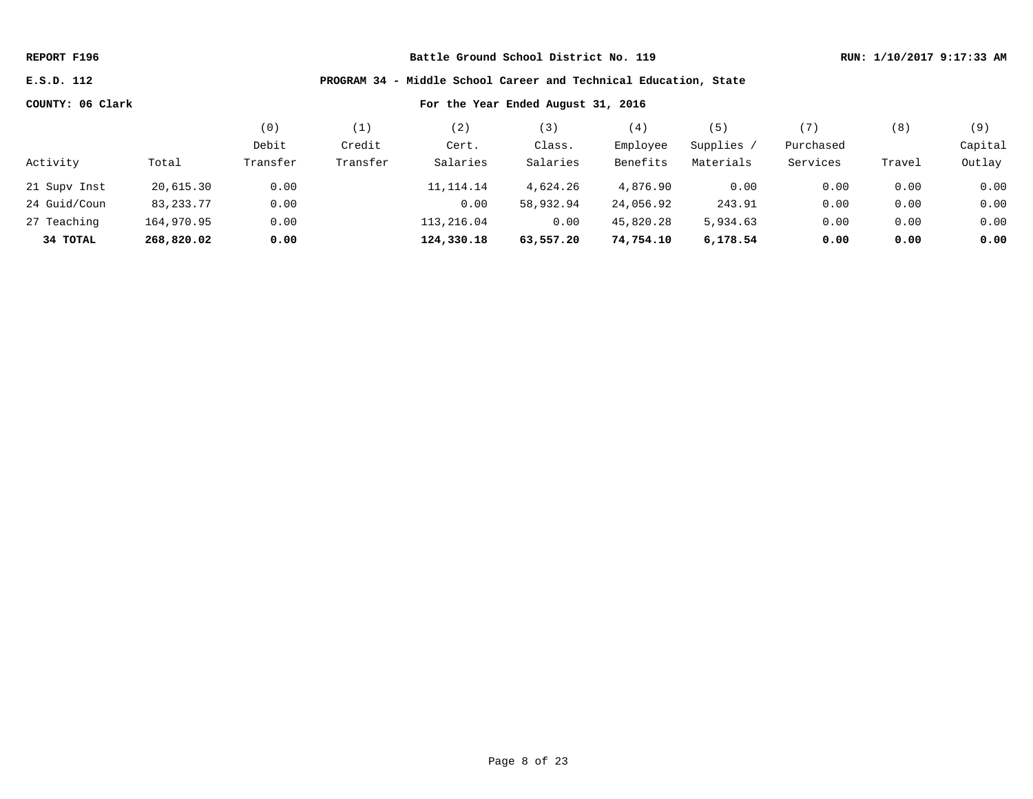REPORT F196 | Battle Ground School District No. 119 | RUN: 1/10/2017 9:17:33 AM

E.S.D. 112 | PROGRAM 34 - Middle School Career and Technical Education, State

COUNTY: 06 Clark | For the Year Ended August 31, 2016

| Activity | Total | (0) Debit Transfer | (1) Credit Transfer | (2) Cert. Salaries | (3) Class. Salaries | (4) Employee Benefits | (5) Supplies / Materials | (7) Purchased Services | (8) Travel | (9) Capital Outlay |
|---|---|---|---|---|---|---|---|---|---|---|
| 21 Supv Inst | 20,615.30 | 0.00 | | 11,114.14 | 4,624.26 | 4,876.90 | 0.00 | 0.00 | 0.00 | 0.00 |
| 24 Guid/Coun | 83,233.77 | 0.00 | | 0.00 | 58,932.94 | 24,056.92 | 243.91 | 0.00 | 0.00 | 0.00 |
| 27 Teaching | 164,970.95 | 0.00 | | 113,216.04 | 0.00 | 45,820.28 | 5,934.63 | 0.00 | 0.00 | 0.00 |
| **34 TOTAL** | **268,820.02** | **0.00** | | **124,330.18** | **63,557.20** | **74,754.10** | **6,178.54** | **0.00** | **0.00** | **0.00** |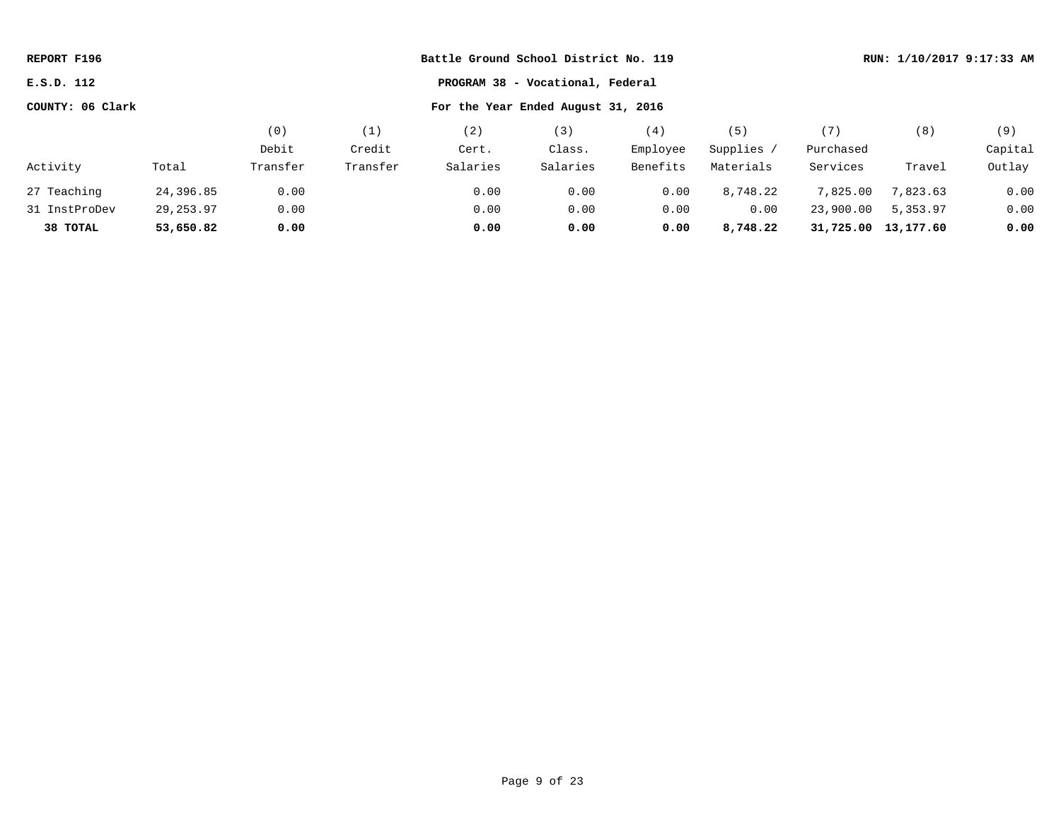**REPORT F196** | **Battle Ground School District No. 119** | **RUN: 1/10/2017 9:17:33 AM**

**E.S.D. 112** | **PROGRAM 38 - Vocational, Federal**

**COUNTY: 06 Clark** | **For the Year Ended August 31, 2016**

| Activity | Total | (0) Debit Transfer | (1) Credit Transfer | (2) Cert. Salaries | (3) Class. Salaries | (4) Employee Benefits | (5) Supplies / Materials | (7) Purchased Services | (8) Travel | (9) Capital Outlay |
|---|---|---|---|---|---|---|---|---|---|---|
| 27 Teaching | 24,396.85 | 0.00 | | 0.00 | 0.00 | 0.00 | 8,748.22 | 7,825.00 | 7,823.63 | 0.00 |
| 31 InstProDev | 29,253.97 | 0.00 | | 0.00 | 0.00 | 0.00 | 0.00 | 23,900.00 | 5,353.97 | 0.00 |
| **38 TOTAL** | **53,650.82** | **0.00** | | **0.00** | **0.00** | **0.00** | **8,748.22** | **31,725.00** | **13,177.60** | **0.00** |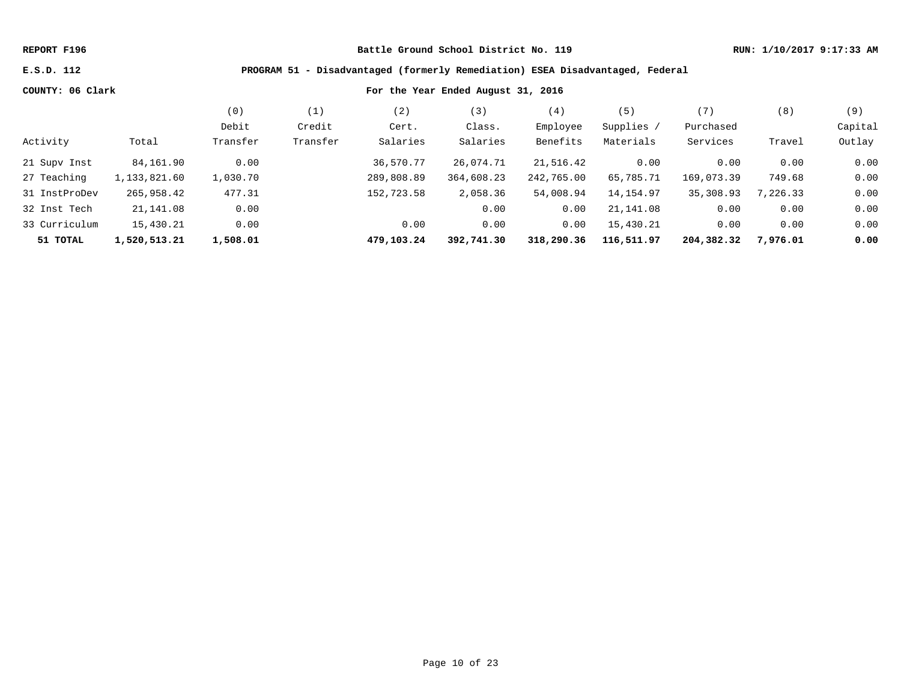REPORT F196 | Battle Ground School District No. 119 | RUN: 1/10/2017 9:17:33 AM

E.S.D. 112

**PROGRAM 51 - Disadvantaged (formerly Remediation) ESEA Disadvantaged, Federal**

COUNTY: 06 Clark

**For the Year Ended August 31, 2016**

| Activity | Total | (0) Debit Transfer | (1) Credit Transfer | (2) Cert. Salaries | (3) Class. Salaries | (4) Employee Benefits | (5) Supplies / Materials | (7) Purchased Services | (8) Travel | (9) Capital Outlay |
|---|---|---|---|---|---|---|---|---|---|---|
| 21 Supv Inst | 84,161.90 | 0.00 | | 36,570.77 | 26,074.71 | 21,516.42 | 0.00 | 0.00 | 0.00 | 0.00 |
| 27 Teaching | 1,133,821.60 | 1,030.70 | | 289,808.89 | 364,608.23 | 242,765.00 | 65,785.71 | 169,073.39 | 749.68 | 0.00 |
| 31 InstProDev | 265,958.42 | 477.31 | | 152,723.58 | 2,058.36 | 54,008.94 | 14,154.97 | 35,308.93 | 7,226.33 | 0.00 |
| 32 Inst Tech | 21,141.08 | 0.00 | | | 0.00 | 0.00 | 21,141.08 | 0.00 | 0.00 | 0.00 |
| 33 Curriculum | 15,430.21 | 0.00 | | 0.00 | 0.00 | 0.00 | 15,430.21 | 0.00 | 0.00 | 0.00 |
| **51 TOTAL** | **1,520,513.21** | **1,508.01** | | **479,103.24** | **392,741.30** | **318,290.36** | **116,511.97** | **204,382.32** | **7,976.01** | **0.00** |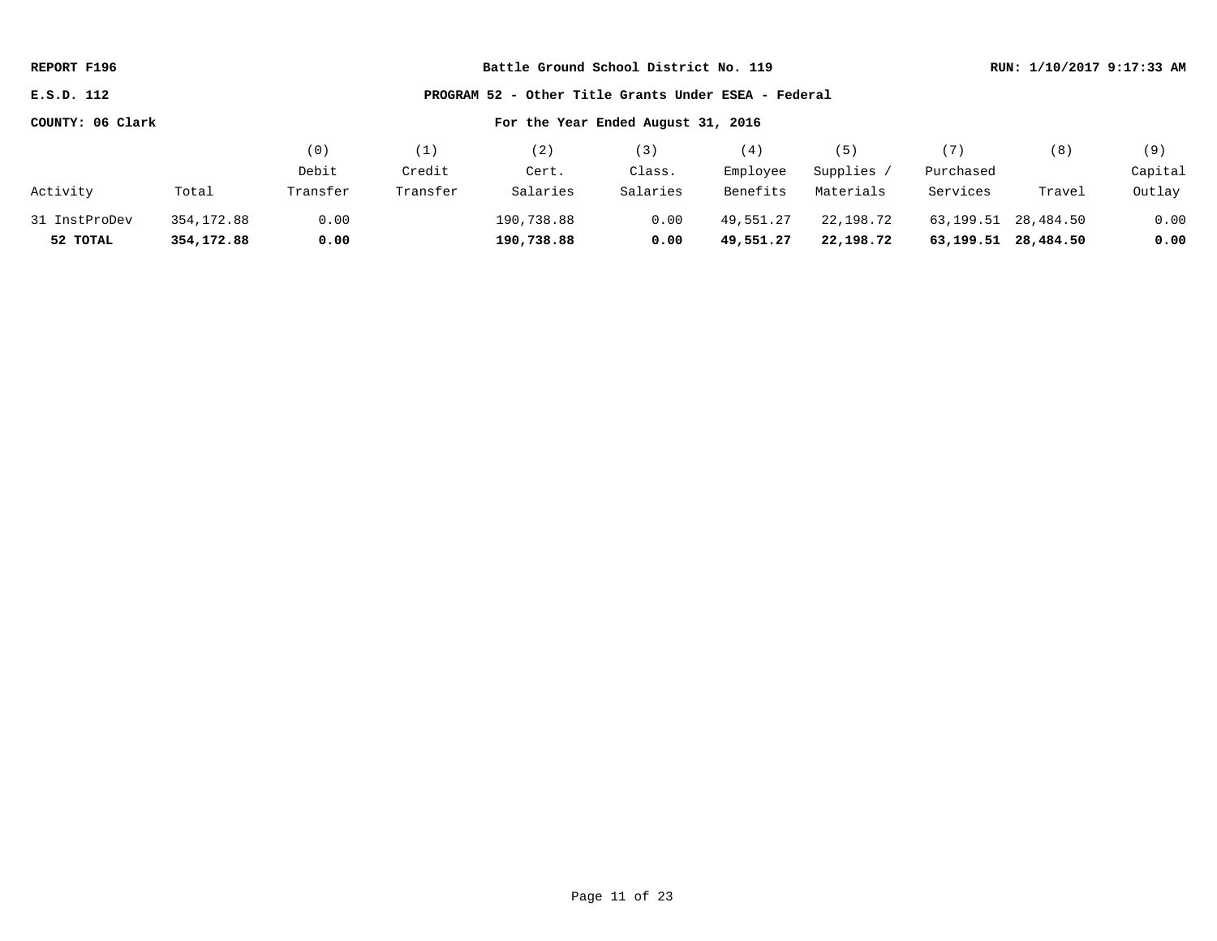**REPORT F196** | **Battle Ground School District No. 119** | **RUN: 1/10/2017 9:17:33 AM**

**E.S.D. 112** | **PROGRAM 52 - Other Title Grants Under ESEA - Federal**

**COUNTY: 06 Clark** | **For the Year Ended August 31, 2016**

| Activity | Total | (0) Debit Transfer | (1) Credit Transfer | (2) Cert. Salaries | (3) Class. Salaries | (4) Employee Benefits | (5) Supplies / Materials | (7) Purchased Services | (8) Travel | (9) Capital Outlay |
|---|---|---|---|---|---|---|---|---|---|---|
| 31 InstProDev | 354,172.88 | 0.00 | | 190,738.88 | 0.00 | 49,551.27 | 22,198.72 | 63,199.51 | 28,484.50 | 0.00 |
| **52 TOTAL** | **354,172.88** | **0.00** | | **190,738.88** | **0.00** | **49,551.27** | **22,198.72** | **63,199.51** | **28,484.50** | **0.00** |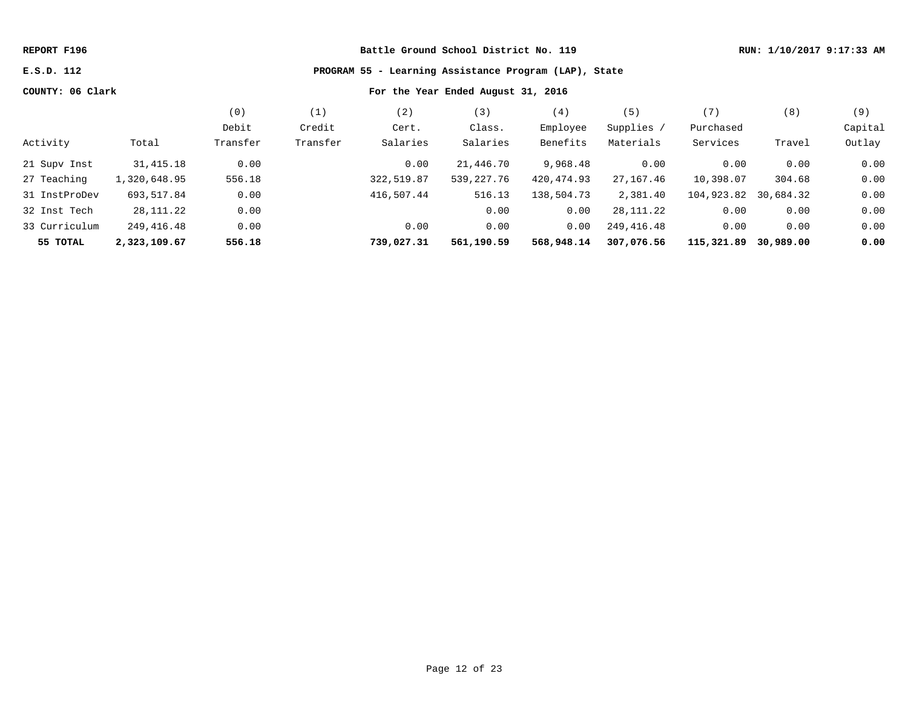**REPORT F196** **Battle Ground School District No. 119** **RUN: 1/10/2017 9:17:33 AM**

**E.S.D. 112** **PROGRAM 55 - Learning Assistance Program (LAP), State**

**COUNTY: 06 Clark** **For the Year Ended August 31, 2016**

| Activity | Total | (0) Debit Transfer | (1) Credit Transfer | (2) Cert. Salaries | (3) Class. Salaries | (4) Employee Benefits | (5) Supplies / Materials | (7) Purchased Services | (8) Travel | (9) Capital Outlay |
|---|---|---|---|---|---|---|---|---|---|---|
| 21 Supv Inst | 31,415.18 | 0.00 | | 0.00 | 21,446.70 | 9,968.48 | 0.00 | 0.00 | 0.00 | 0.00 |
| 27 Teaching | 1,320,648.95 | 556.18 | | 322,519.87 | 539,227.76 | 420,474.93 | 27,167.46 | 10,398.07 | 304.68 | 0.00 |
| 31 InstProDev | 693,517.84 | 0.00 | | 416,507.44 | 516.13 | 138,504.73 | 2,381.40 | 104,923.82 | 30,684.32 | 0.00 |
| 32 Inst Tech | 28,111.22 | 0.00 | | | 0.00 | 0.00 | 28,111.22 | 0.00 | 0.00 | 0.00 |
| 33 Curriculum | 249,416.48 | 0.00 | | 0.00 | 0.00 | 0.00 | 249,416.48 | 0.00 | 0.00 | 0.00 |
| **55 TOTAL** | **2,323,109.67** | **556.18** | | **739,027.31** | **561,190.59** | **568,948.14** | **307,076.56** | **115,321.89** | **30,989.00** | **0.00** |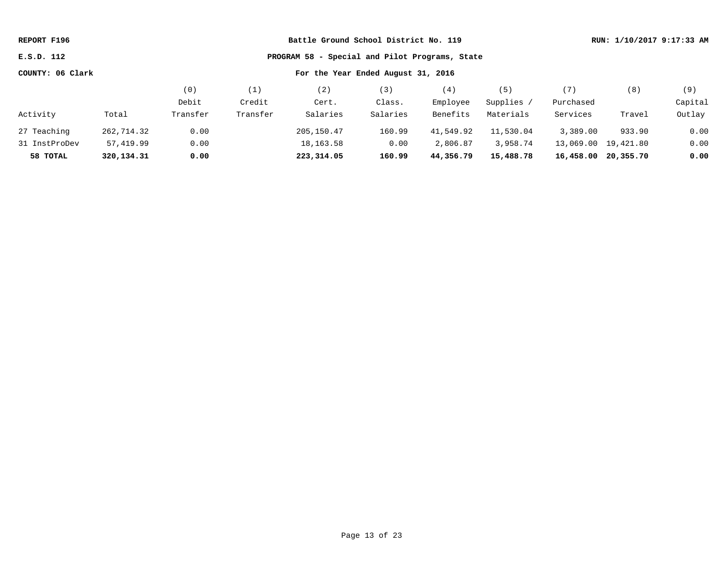REPORT F196 | Battle Ground School District No. 119 | RUN: 1/10/2017 9:17:33 AM

E.S.D. 112 | PROGRAM 58 - Special and Pilot Programs, State

COUNTY: 06 Clark | For the Year Ended August 31, 2016

| Activity | Total | (0) Debit Transfer | (1) Credit Transfer | (2) Cert. Salaries | (3) Class. Salaries | (4) Employee Benefits | (5) Supplies / Materials | (7) Purchased Services | (8) Travel | (9) Capital Outlay |
|---|---|---|---|---|---|---|---|---|---|---|
| 27 Teaching | 262,714.32 | 0.00 | | 205,150.47 | 160.99 | 41,549.92 | 11,530.04 | 3,389.00 | 933.90 | 0.00 |
| 31 InstProDev | 57,419.99 | 0.00 | | 18,163.58 | 0.00 | 2,806.87 | 3,958.74 | 13,069.00 | 19,421.80 | 0.00 |
| **58 TOTAL** | **320,134.31** | **0.00** | | **223,314.05** | **160.99** | **44,356.79** | **15,488.78** | **16,458.00** | **20,355.70** | **0.00** |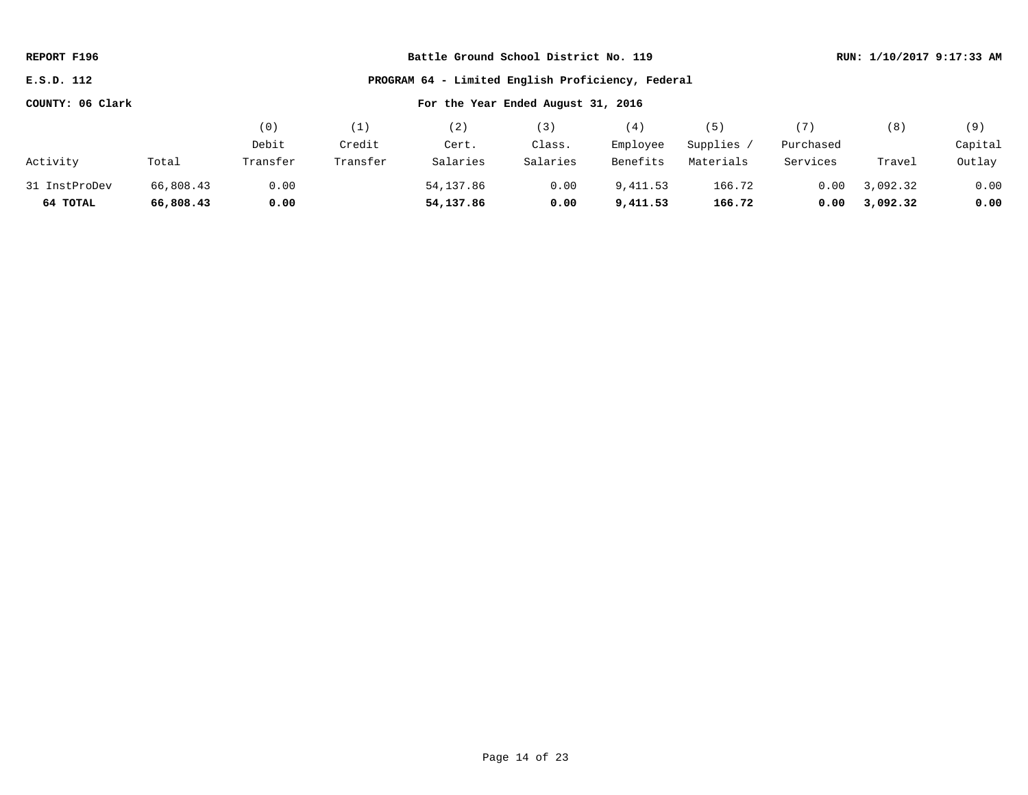**REPORT F196** | **Battle Ground School District No. 119** | **RUN: 1/10/2017 9:17:33 AM**

**E.S.D. 112** | **PROGRAM 64 - Limited English Proficiency, Federal**

**COUNTY: 06 Clark** | **For the Year Ended August 31, 2016**

| Activity | Total | (0) Debit Transfer | (1) Credit Transfer | (2) Cert. Salaries | (3) Class. Salaries | (4) Employee Benefits | (5) Supplies / Materials | (7) Purchased Services | (8) Travel | (9) Capital Outlay |
|---|---|---|---|---|---|---|---|---|---|---|
| 31 InstProDev | 66,808.43 | 0.00 | | 54,137.86 | 0.00 | 9,411.53 | 166.72 | 0.00 | 3,092.32 | 0.00 |
| **64 TOTAL** | **66,808.43** | **0.00** | | **54,137.86** | **0.00** | **9,411.53** | **166.72** | **0.00** | **3,092.32** | **0.00** |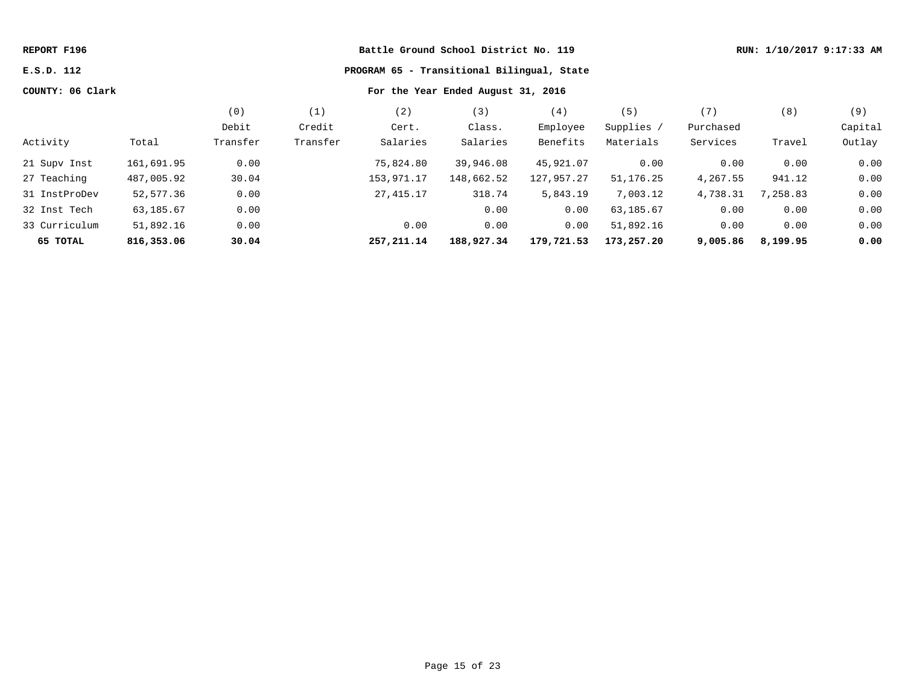REPORT F196 | Battle Ground School District No. 119 | RUN: 1/10/2017 9:17:33 AM

E.S.D. 112 | PROGRAM 65 - Transitional Bilingual, State

COUNTY: 06 Clark | For the Year Ended August 31, 2016

| Activity | Total | (0) Debit Transfer | (1) Credit Transfer | (2) Cert. Salaries | (3) Class. Salaries | (4) Employee Benefits | (5) Supplies / Materials | (7) Purchased Services | (8) Travel | (9) Capital Outlay |
|---|---|---|---|---|---|---|---|---|---|---|
| 21 Supv Inst | 161,691.95 | 0.00 | | 75,824.80 | 39,946.08 | 45,921.07 | 0.00 | 0.00 | 0.00 | 0.00 |
| 27 Teaching | 487,005.92 | 30.04 | | 153,971.17 | 148,662.52 | 127,957.27 | 51,176.25 | 4,267.55 | 941.12 | 0.00 |
| 31 InstProDev | 52,577.36 | 0.00 | | 27,415.17 | 318.74 | 5,843.19 | 7,003.12 | 4,738.31 | 7,258.83 | 0.00 |
| 32 Inst Tech | 63,185.67 | 0.00 | | | 0.00 | 0.00 | 63,185.67 | 0.00 | 0.00 | 0.00 |
| 33 Curriculum | 51,892.16 | 0.00 | | 0.00 | 0.00 | 0.00 | 51,892.16 | 0.00 | 0.00 | 0.00 |
| **65 TOTAL** | **816,353.06** | **30.04** | | **257,211.14** | **188,927.34** | **179,721.53** | **173,257.20** | **9,005.86** | **8,199.95** | **0.00** |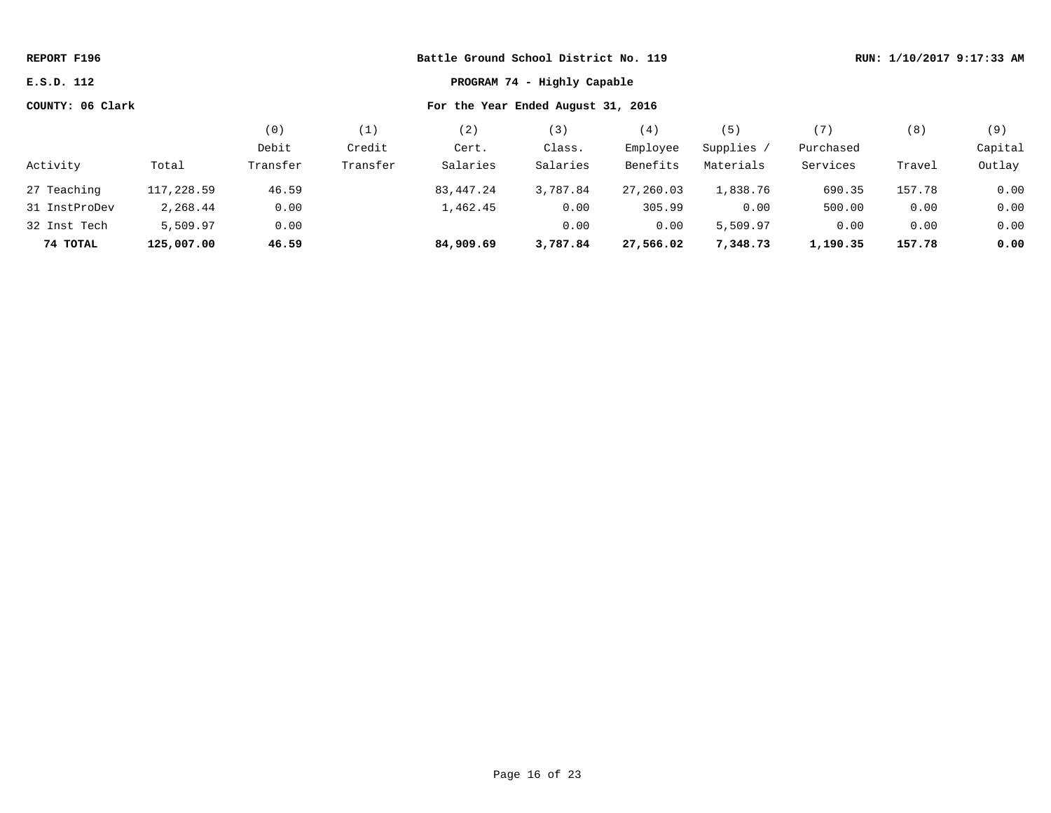**REPORT F196** | **Battle Ground School District No. 119** | **RUN: 1/10/2017 9:17:33 AM**

**E.S.D. 112** | **PROGRAM 74 - Highly Capable**

**COUNTY: 06 Clark** | **For the Year Ended August 31, 2016**

| Activity | Total | (0) Debit Transfer | (1) Credit Transfer | (2) Cert. Salaries | (3) Class. Salaries | (4) Employee Benefits | (5) Supplies / Materials | (7) Purchased Services | (8) Travel | (9) Capital Outlay |
|---|---|---|---|---|---|---|---|---|---|---|
| 27 Teaching | 117,228.59 | 46.59 | | 83,447.24 | 3,787.84 | 27,260.03 | 1,838.76 | 690.35 | 157.78 | 0.00 |
| 31 InstProDev | 2,268.44 | 0.00 | | 1,462.45 | 0.00 | 305.99 | 0.00 | 500.00 | 0.00 | 0.00 |
| 32 Inst Tech | 5,509.97 | 0.00 | | | 0.00 | 0.00 | 5,509.97 | 0.00 | 0.00 | 0.00 |
| **74 TOTAL** | **125,007.00** | **46.59** | | **84,909.69** | **3,787.84** | **27,566.02** | **7,348.73** | **1,190.35** | **157.78** | **0.00** |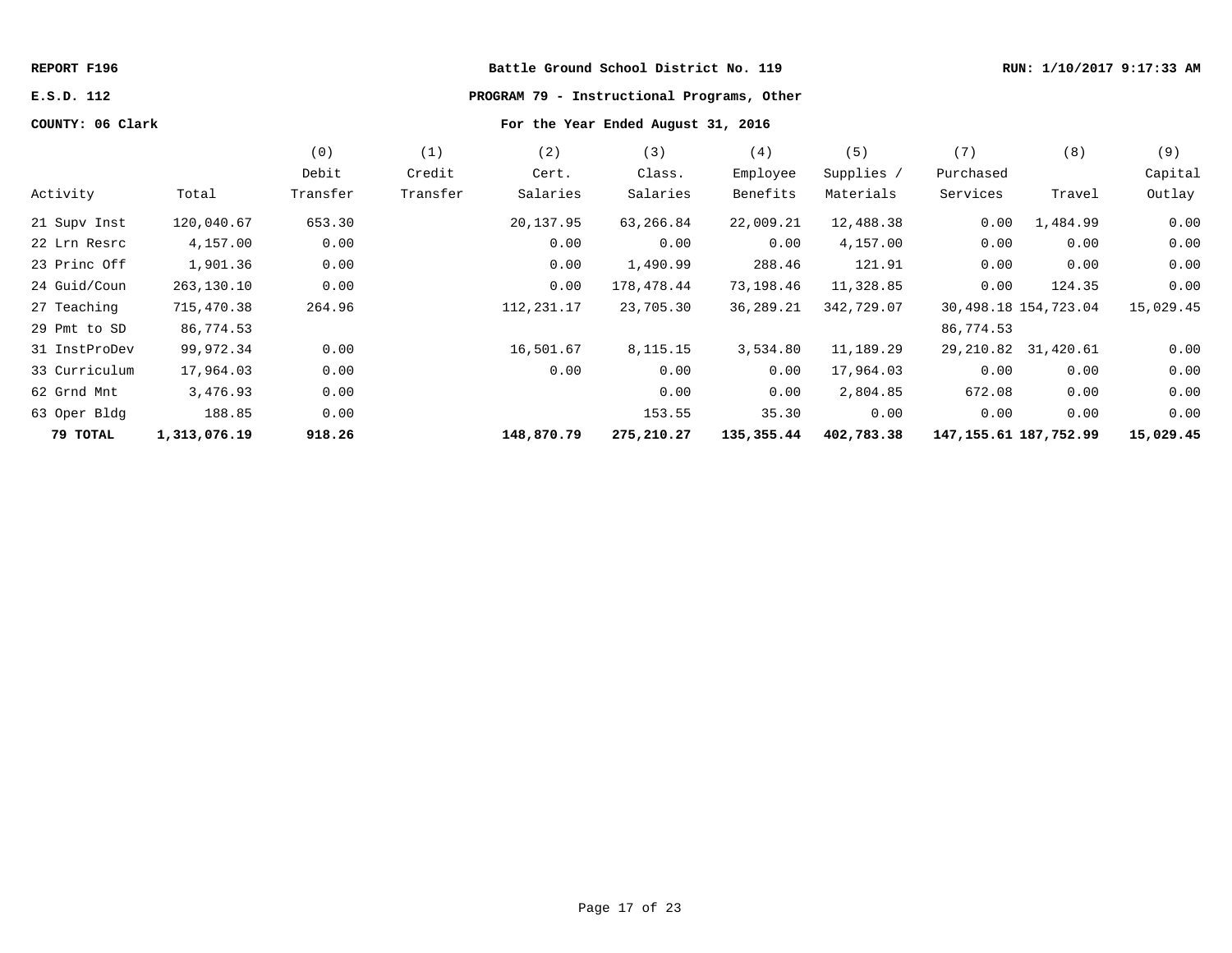REPORT F196 | Battle Ground School District No. 119 | RUN: 1/10/2017 9:17:33 AM

E.S.D. 112 | PROGRAM 79 - Instructional Programs, Other

COUNTY: 06 Clark | For the Year Ended August 31, 2016

| Activity | Total | (0) Debit Transfer | (1) Credit Transfer | (2) Cert. Salaries | (3) Class. Salaries | (4) Employee Benefits | (5) Supplies / Materials | (7) Purchased Services | (8) Travel | (9) Capital Outlay |
|---|---|---|---|---|---|---|---|---|---|---|
| 21 Supv Inst | 120,040.67 | 653.30 | | 20,137.95 | 63,266.84 | 22,009.21 | 12,488.38 | 0.00 | 1,484.99 | 0.00 |
| 22 Lrn Resrc | 4,157.00 | 0.00 | | 0.00 | 0.00 | 0.00 | 4,157.00 | 0.00 | 0.00 | 0.00 |
| 23 Princ Off | 1,901.36 | 0.00 | | 0.00 | 1,490.99 | 288.46 | 121.91 | 0.00 | 0.00 | 0.00 |
| 24 Guid/Coun | 263,130.10 | 0.00 | | 0.00 | 178,478.44 | 73,198.46 | 11,328.85 | 0.00 | 124.35 | 0.00 |
| 27 Teaching | 715,470.38 | 264.96 | | 112,231.17 | 23,705.30 | 36,289.21 | 342,729.07 | 30,498.18 | 154,723.04 | 15,029.45 |
| 29 Pmt to SD | 86,774.53 | | | | | | | 86,774.53 | | |
| 31 InstProDev | 99,972.34 | 0.00 | | 16,501.67 | 8,115.15 | 3,534.80 | 11,189.29 | 29,210.82 | 31,420.61 | 0.00 |
| 33 Curriculum | 17,964.03 | 0.00 | | 0.00 | 0.00 | 0.00 | 17,964.03 | 0.00 | 0.00 | 0.00 |
| 62 Grnd Mnt | 3,476.93 | 0.00 | | | 0.00 | 0.00 | 2,804.85 | 672.08 | 0.00 | 0.00 |
| 63 Oper Bldg | 188.85 | 0.00 | | | 153.55 | 35.30 | 0.00 | 0.00 | 0.00 | 0.00 |
| **79 TOTAL** | **1,313,076.19** | **918.26** | | **148,870.79** | **275,210.27** | **135,355.44** | **402,783.38** | **147,155.61** | **187,752.99** | **15,029.45** |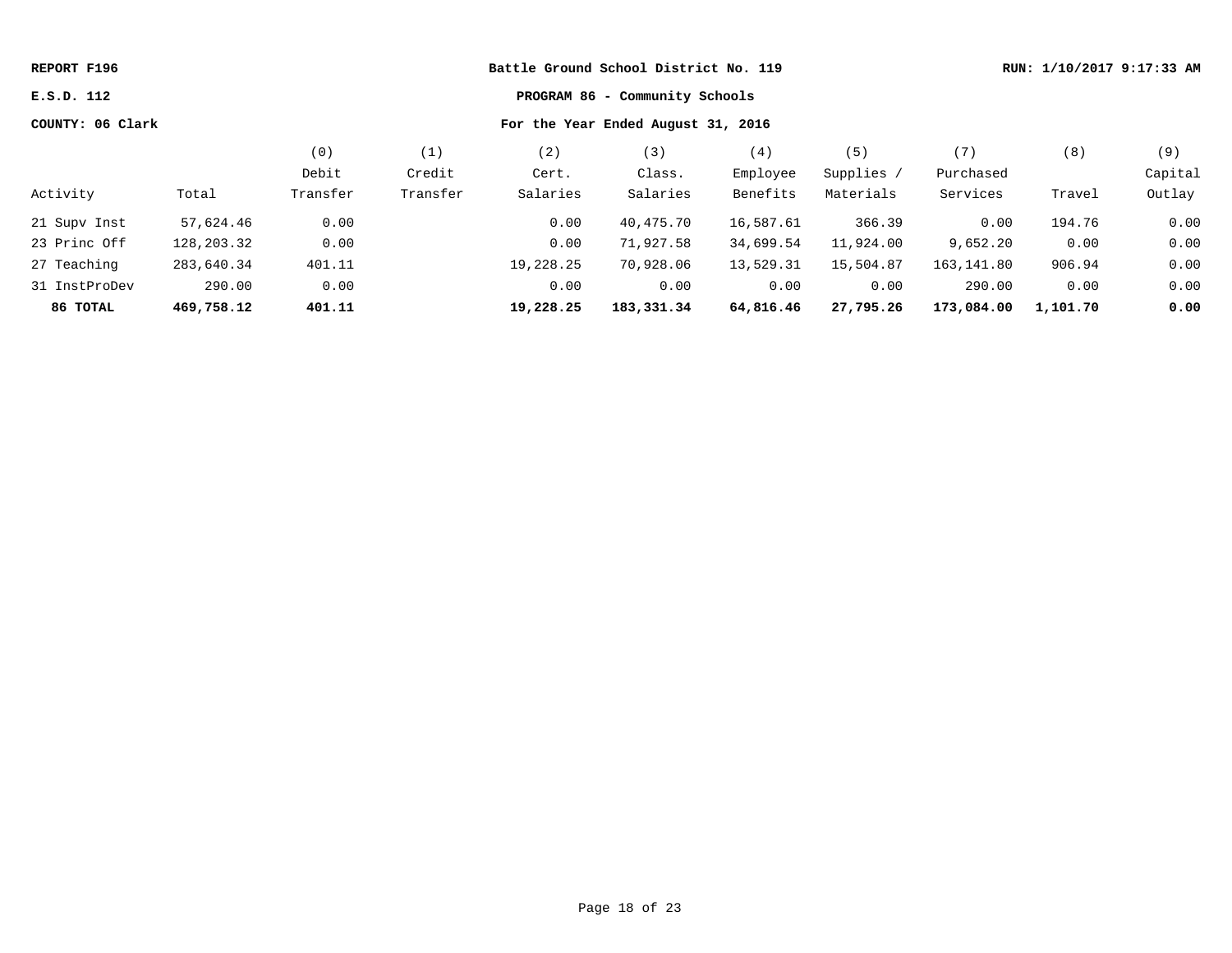REPORT F196 | Battle Ground School District No. 119 | RUN: 1/10/2017 9:17:33 AM

E.S.D. 112 | **PROGRAM 86 - Community Schools**

COUNTY: 06 Clark | **For the Year Ended August 31, 2016**

| Activity | Total | (0) Debit Transfer | (1) Credit Transfer | (2) Cert. Salaries | (3) Class. Salaries | (4) Employee Benefits | (5) Supplies / Materials | (7) Purchased Services | (8) Travel | (9) Capital Outlay |
|---|---|---|---|---|---|---|---|---|---|---|
| 21 Supv Inst | 57,624.46 | 0.00 | | 0.00 | 40,475.70 | 16,587.61 | 366.39 | 0.00 | 194.76 | 0.00 |
| 23 Princ Off | 128,203.32 | 0.00 | | 0.00 | 71,927.58 | 34,699.54 | 11,924.00 | 9,652.20 | 0.00 | 0.00 |
| 27 Teaching | 283,640.34 | 401.11 | | 19,228.25 | 70,928.06 | 13,529.31 | 15,504.87 | 163,141.80 | 906.94 | 0.00 |
| 31 InstProDev | 290.00 | 0.00 | | 0.00 | 0.00 | 0.00 | 0.00 | 290.00 | 0.00 | 0.00 |
| **86 TOTAL** | **469,758.12** | **401.11** | | **19,228.25** | **183,331.34** | **64,816.46** | **27,795.26** | **173,084.00** | **1,101.70** | **0.00** |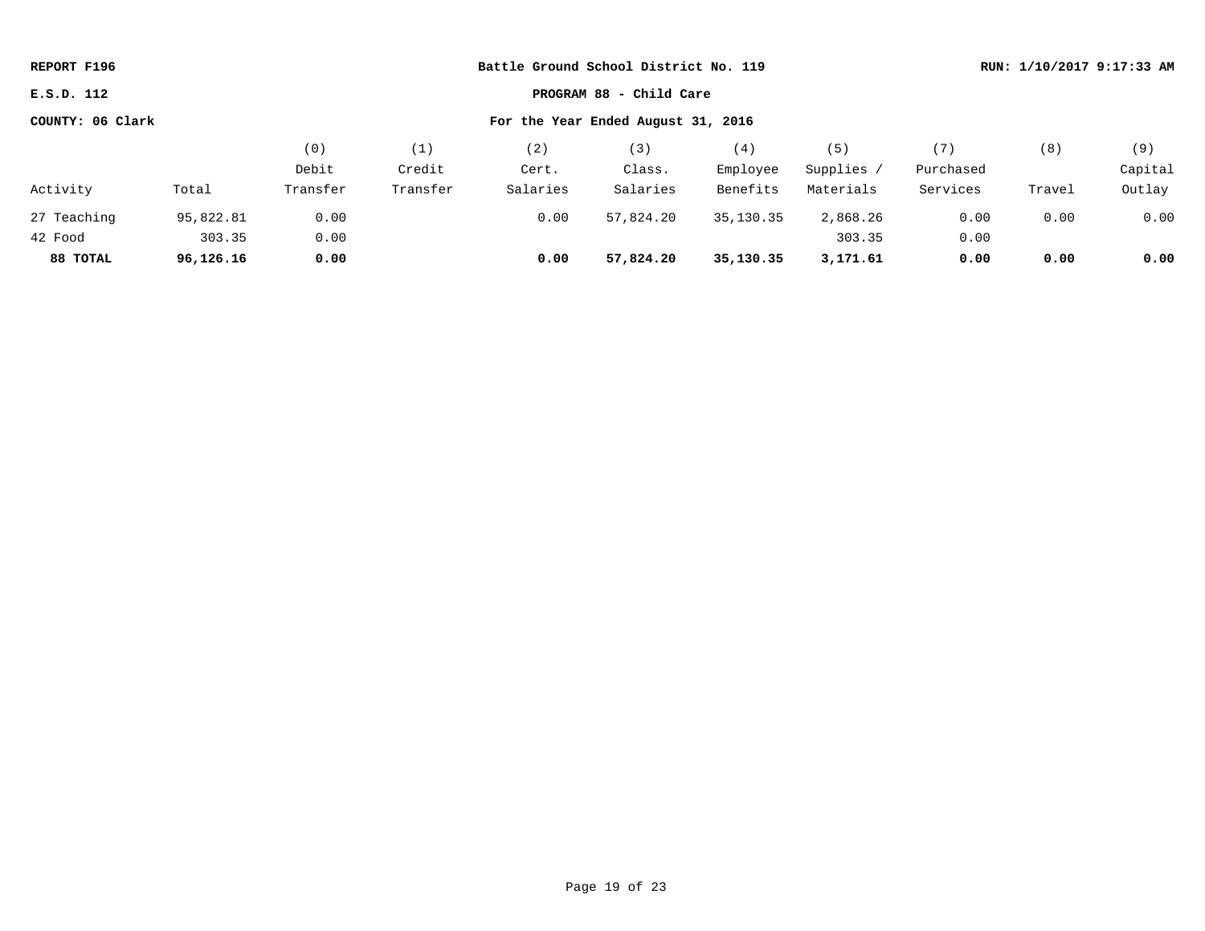**REPORT F196** | **Battle Ground School District No. 119** | **RUN: 1/10/2017 9:17:33 AM**

**E.S.D. 112** | **PROGRAM 88 - Child Care**

**COUNTY: 06 Clark** | **For the Year Ended August 31, 2016**

| Activity | Total | (0) Debit Transfer | (1) Credit Transfer | (2) Cert. Salaries | (3) Class. Salaries | (4) Employee Benefits | (5) Supplies / Materials | (7) Purchased Services | (8) Travel | (9) Capital Outlay |
|---|---|---|---|---|---|---|---|---|---|---|
| 27 Teaching | 95,822.81 | 0.00 | | 0.00 | 57,824.20 | 35,130.35 | 2,868.26 | 0.00 | 0.00 | 0.00 |
| 42 Food | 303.35 | 0.00 | | | | | 303.35 | 0.00 | | |
| **88 TOTAL** | **96,126.16** | **0.00** | | **0.00** | **57,824.20** | **35,130.35** | **3,171.61** | **0.00** | **0.00** | **0.00** |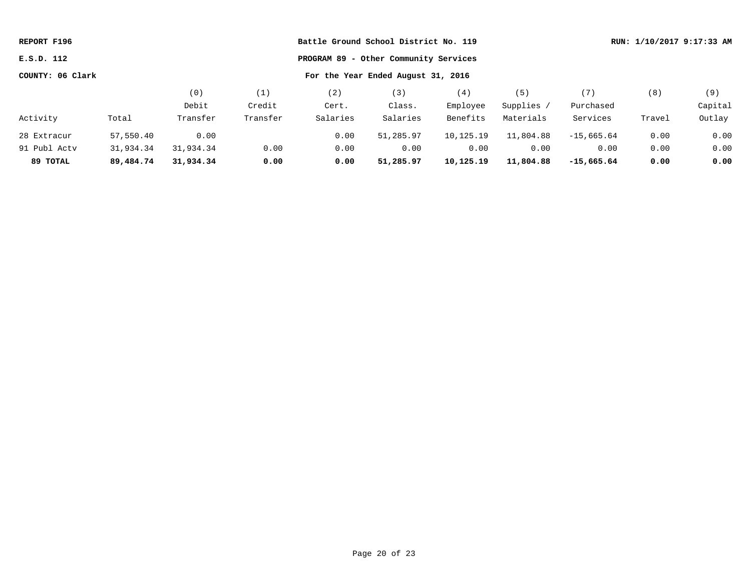**REPORT F196** | **Battle Ground School District No. 119** | **RUN: 1/10/2017 9:17:33 AM**

**E.S.D. 112** | **PROGRAM 89 - Other Community Services**

**COUNTY: 06 Clark** | **For the Year Ended August 31, 2016**

| Activity | Total | (0) Debit Transfer | (1) Credit Transfer | (2) Cert. Salaries | (3) Class. Salaries | (4) Employee Benefits | (5) Supplies / Materials | (7) Purchased Services | (8) Travel | (9) Capital Outlay |
|---|---|---|---|---|---|---|---|---|---|---|
| 28 Extracur | 57,550.40 | 0.00 | | 0.00 | 51,285.97 | 10,125.19 | 11,804.88 | -15,665.64 | 0.00 | 0.00 |
| 91 Publ Actv | 31,934.34 | 31,934.34 | 0.00 | 0.00 | 0.00 | 0.00 | 0.00 | 0.00 | 0.00 | 0.00 |
| **89 TOTAL** | **89,484.74** | **31,934.34** | **0.00** | **0.00** | **51,285.97** | **10,125.19** | **11,804.88** | **-15,665.64** | **0.00** | **0.00** |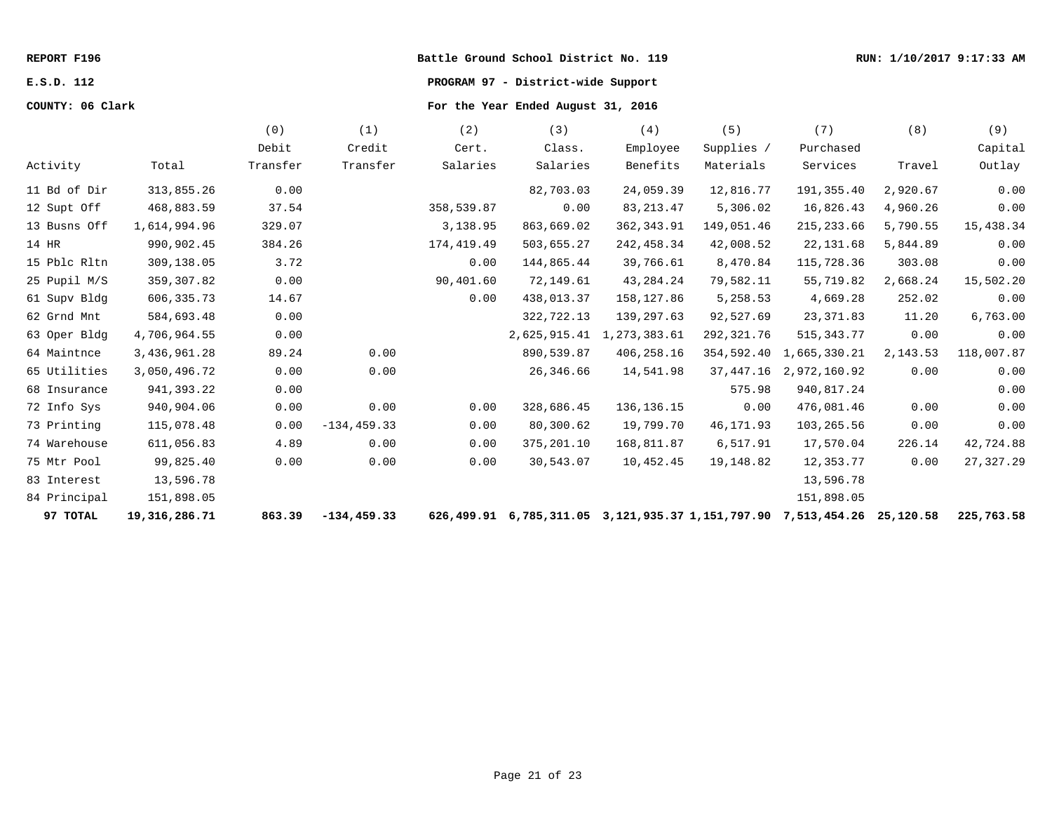REPORT F196 — Battle Ground School District No. 119 — RUN: 1/10/2017 9:17:33 AM

E.S.D. 112 — PROGRAM 97 - District-wide Support

COUNTY: 06 Clark — For the Year Ended August 31, 2016

| Activity | Total | (0) Debit Transfer | (1) Credit Transfer | (2) Cert. Salaries | (3) Class. Salaries | (4) Employee Benefits | (5) Supplies / Materials | (7) Purchased Services | (8) Travel | (9) Capital Outlay |
|---|---|---|---|---|---|---|---|---|---|---|
| 11 Bd of Dir | 313,855.26 | 0.00 | | | 82,703.03 | 24,059.39 | 12,816.77 | 191,355.40 | 2,920.67 | 0.00 |
| 12 Supt Off | 468,883.59 | 37.54 | | 358,539.87 | 0.00 | 83,213.47 | 5,306.02 | 16,826.43 | 4,960.26 | 0.00 |
| 13 Busns Off | 1,614,994.96 | 329.07 | | 3,138.95 | 863,669.02 | 362,343.91 | 149,051.46 | 215,233.66 | 5,790.55 | 15,438.34 |
| 14 HR | 990,902.45 | 384.26 | | 174,419.49 | 503,655.27 | 242,458.34 | 42,008.52 | 22,131.68 | 5,844.89 | 0.00 |
| 15 Pblc Rltn | 309,138.05 | 3.72 | | 0.00 | 144,865.44 | 39,766.61 | 8,470.84 | 115,728.36 | 303.08 | 0.00 |
| 25 Pupil M/S | 359,307.82 | 0.00 | | 90,401.60 | 72,149.61 | 43,284.24 | 79,582.11 | 55,719.82 | 2,668.24 | 15,502.20 |
| 61 Supv Bldg | 606,335.73 | 14.67 | | 0.00 | 438,013.37 | 158,127.86 | 5,258.53 | 4,669.28 | 252.02 | 0.00 |
| 62 Grnd Mnt | 584,693.48 | 0.00 | | | 322,722.13 | 139,297.63 | 92,527.69 | 23,371.83 | 11.20 | 6,763.00 |
| 63 Oper Bldg | 4,706,964.55 | 0.00 | | | 2,625,915.41 | 1,273,383.61 | 292,321.76 | 515,343.77 | 0.00 | 0.00 |
| 64 Maintnce | 3,436,961.28 | 89.24 | 0.00 | | 890,539.87 | 406,258.16 | 354,592.40 | 1,665,330.21 | 2,143.53 | 118,007.87 |
| 65 Utilities | 3,050,496.72 | 0.00 | 0.00 | | 26,346.66 | 14,541.98 | 37,447.16 | 2,972,160.92 | 0.00 | 0.00 |
| 68 Insurance | 941,393.22 | 0.00 | | | | | 575.98 | 940,817.24 | | 0.00 |
| 72 Info Sys | 940,904.06 | 0.00 | 0.00 | 0.00 | 328,686.45 | 136,136.15 | 0.00 | 476,081.46 | 0.00 | 0.00 |
| 73 Printing | 115,078.48 | 0.00 | -134,459.33 | 0.00 | 80,300.62 | 19,799.70 | 46,171.93 | 103,265.56 | 0.00 | 0.00 |
| 74 Warehouse | 611,056.83 | 4.89 | 0.00 | 0.00 | 375,201.10 | 168,811.87 | 6,517.91 | 17,570.04 | 226.14 | 42,724.88 |
| 75 Mtr Pool | 99,825.40 | 0.00 | 0.00 | 0.00 | 30,543.07 | 10,452.45 | 19,148.82 | 12,353.77 | 0.00 | 27,327.29 |
| 83 Interest | 13,596.78 | | | | | | | 13,596.78 | | |
| 84 Principal | 151,898.05 | | | | | | | 151,898.05 | | |
| **97 TOTAL** | **19,316,286.71** | **863.39** | **-134,459.33** | **626,499.91** | **6,785,311.05** | **3,121,935.37** | **1,151,797.90** | **7,513,454.26** | **25,120.58** | **225,763.58** |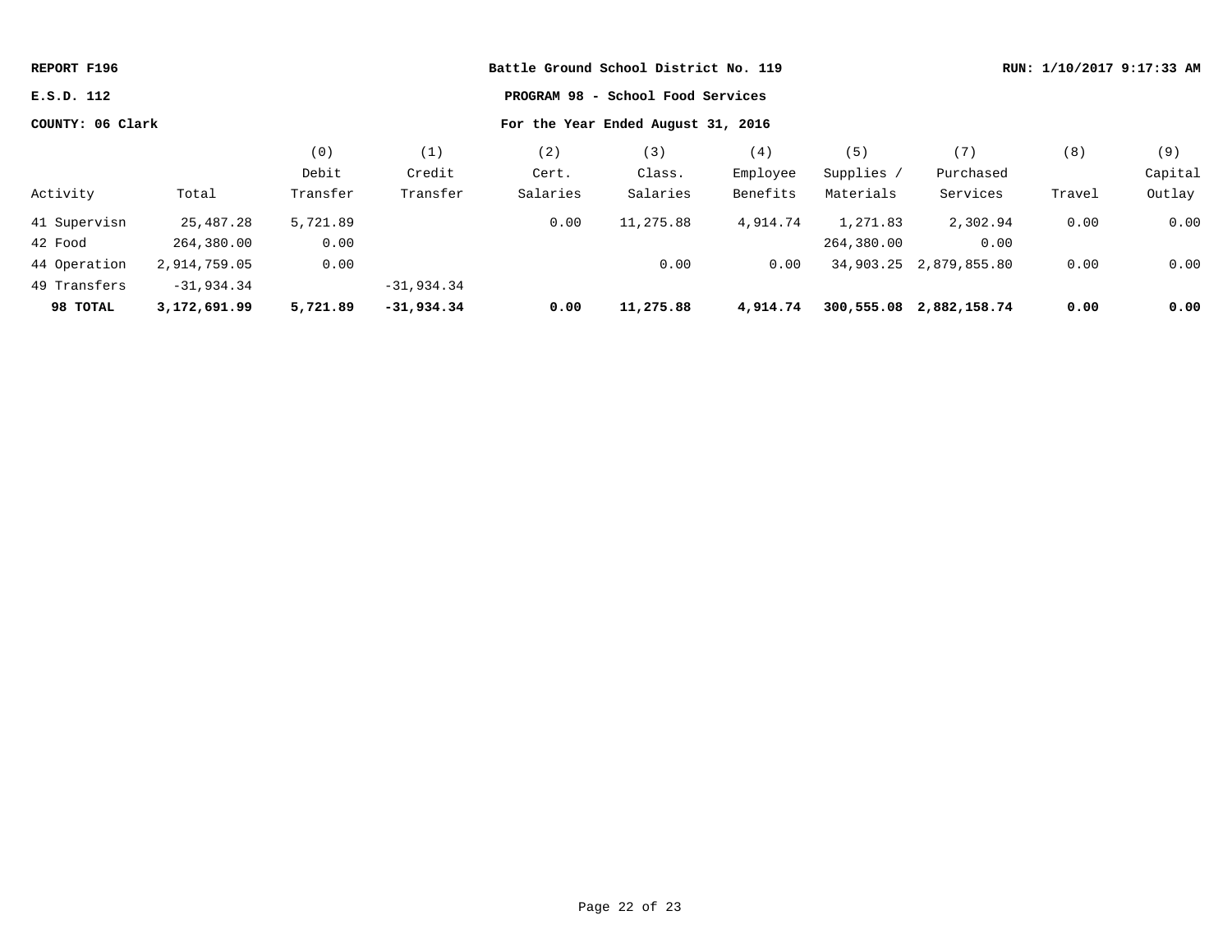REPORT F196 | Battle Ground School District No. 119 | RUN: 1/10/2017 9:17:33 AM

E.S.D. 112 | PROGRAM 98 - School Food Services

COUNTY: 06 Clark | For the Year Ended August 31, 2016

| Activity | Total | (0) Debit Transfer | (1) Credit Transfer | (2) Cert. Salaries | (3) Class. Salaries | (4) Employee Benefits | (5) Supplies / Materials | (7) Purchased Services | (8) Travel | (9) Capital Outlay |
|---|---|---|---|---|---|---|---|---|---|---|
| 41 Supervisn | 25,487.28 | 5,721.89 | | 0.00 | 11,275.88 | 4,914.74 | 1,271.83 | 2,302.94 | 0.00 | 0.00 |
| 42 Food | 264,380.00 | 0.00 | | | | | 264,380.00 | 0.00 | | |
| 44 Operation | 2,914,759.05 | 0.00 | | | 0.00 | 0.00 | 34,903.25 | 2,879,855.80 | 0.00 | 0.00 |
| 49 Transfers | -31,934.34 | | -31,934.34 | | | | | | | |
| **98 TOTAL** | **3,172,691.99** | **5,721.89** | **-31,934.34** | **0.00** | **11,275.88** | **4,914.74** | **300,555.08** | **2,882,158.74** | **0.00** | **0.00** |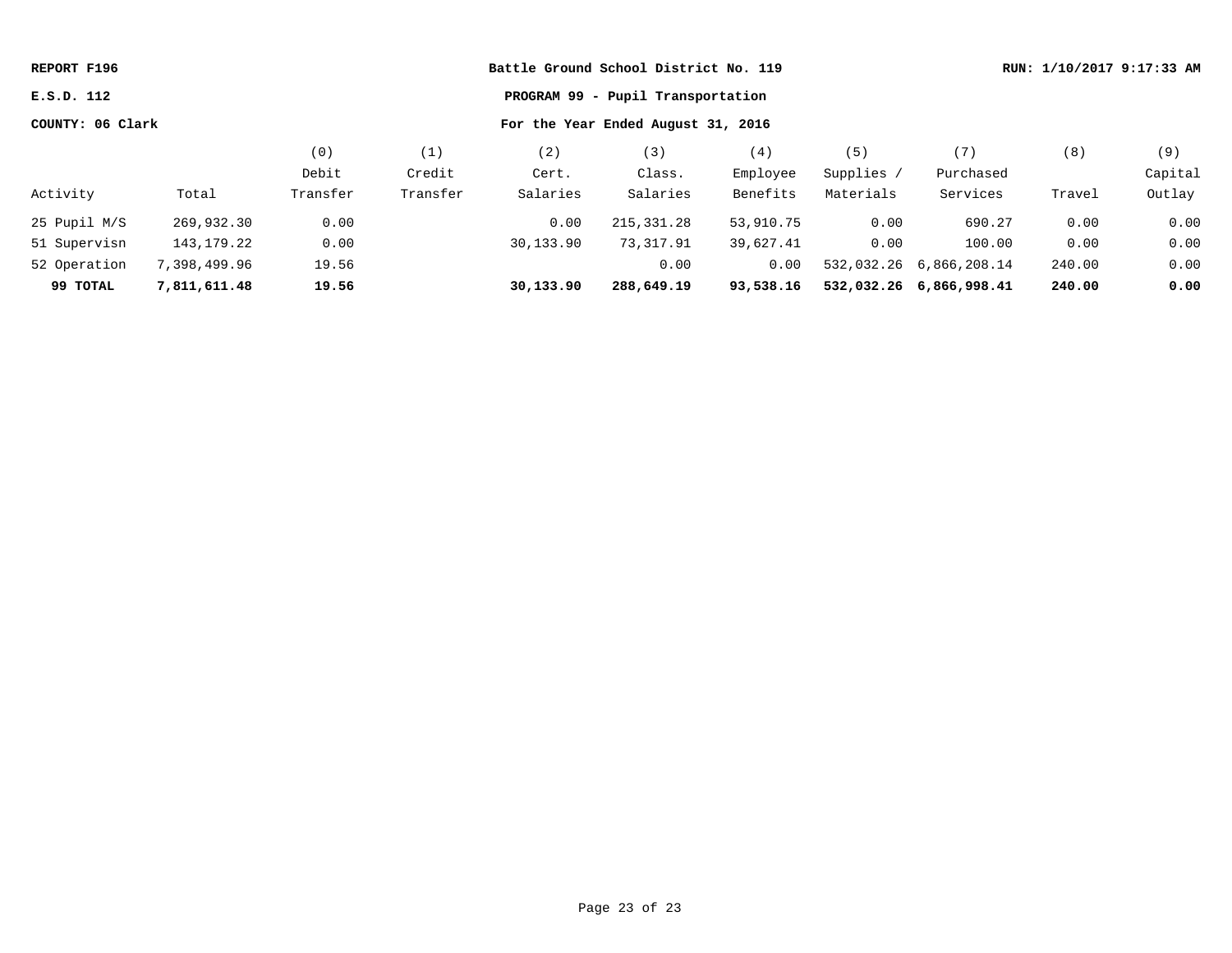REPORT F196

E.S.D. 112

COUNTY: 06 Clark

Battle Ground School District No. 119

PROGRAM 99 - Pupil Transportation

For the Year Ended August 31, 2016

RUN: 1/10/2017 9:17:33 AM

| Activity | Total | (0) Debit Transfer | (1) Credit Transfer | (2) Cert. Salaries | (3) Class. Salaries | (4) Employee Benefits | (5) Supplies / Materials | (7) Purchased Services | (8) Travel | (9) Capital Outlay |
|---|---|---|---|---|---|---|---|---|---|---|
| 25 Pupil M/S | 269,932.30 | 0.00 | | 0.00 | 215,331.28 | 53,910.75 | 0.00 | 690.27 | 0.00 | 0.00 |
| 51 Supervisn | 143,179.22 | 0.00 | | 30,133.90 | 73,317.91 | 39,627.41 | 0.00 | 100.00 | 0.00 | 0.00 |
| 52 Operation | 7,398,499.96 | 19.56 | | | 0.00 | 0.00 | 532,032.26 | 6,866,208.14 | 240.00 | 0.00 |
| **99 TOTAL** | **7,811,611.48** | **19.56** | | **30,133.90** | **288,649.19** | **93,538.16** | **532,032.26** | **6,866,998.41** | **240.00** | **0.00** |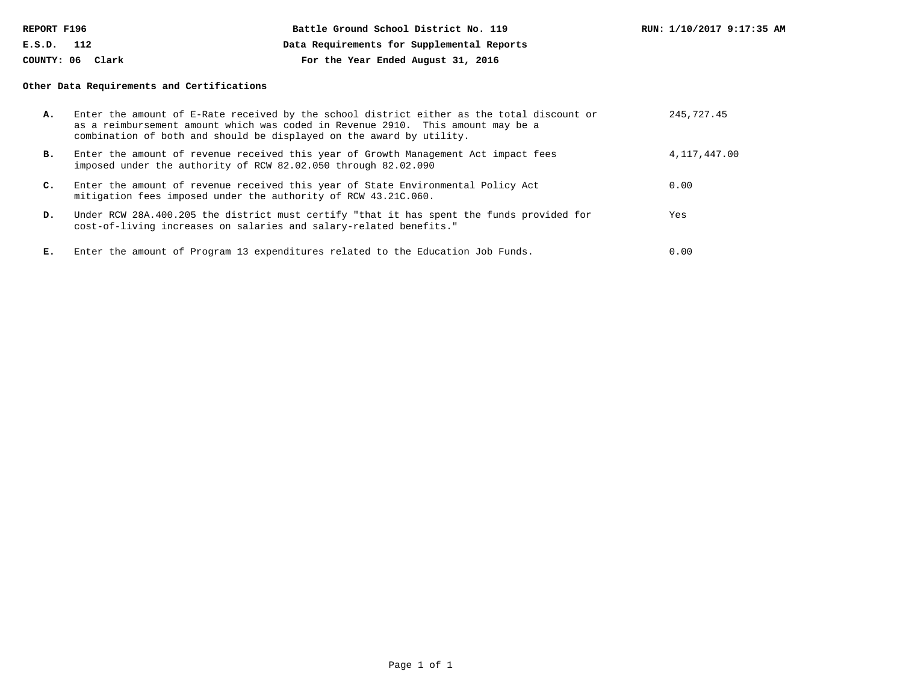**REPORT F196** | **Battle Ground School District No. 119** | **RUN: 1/10/2017 9:17:35 AM**

**E.S.D. 112** | **Data Requirements for Supplemental Reports**

**COUNTY: 06 Clark** | **For the Year Ended August 31, 2016**

### Other Data Requirements and Certifications

| | | |
|---|---|---|
| **A.** | Enter the amount of E-Rate received by the school district either as the total discount or as a reimbursement amount which was coded in Revenue 2910. This amount may be a combination of both and should be displayed on the award by utility. | 245,727.45 |
| **B.** | Enter the amount of revenue received this year of Growth Management Act impact fees imposed under the authority of RCW 82.02.050 through 82.02.090 | 4,117,447.00 |
| **C.** | Enter the amount of revenue received this year of State Environmental Policy Act mitigation fees imposed under the authority of RCW 43.21C.060. | 0.00 |
| **D.** | Under RCW 28A.400.205 the district must certify "that it has spent the funds provided for cost-of-living increases on salaries and salary-related benefits." | Yes |
| **E.** | Enter the amount of Program 13 expenditures related to the Education Job Funds. | 0.00 |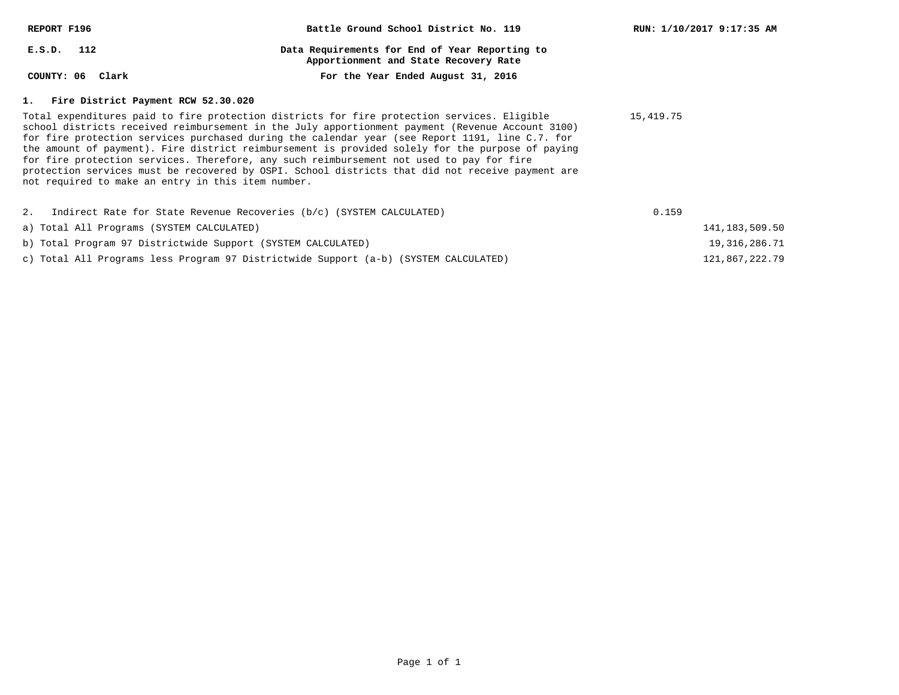REPORT F196

Battle Ground School District No. 119

RUN: 1/10/2017 9:17:35 AM

E.S.D. 112

Data Requirements for End of Year Reporting to Apportionment and State Recovery Rate

COUNTY: 06 Clark

For the Year Ended August 31, 2016

### 1. Fire District Payment RCW 52.30.020

Total expenditures paid to fire protection districts for fire protection services. Eligible school districts received reimbursement in the July apportionment payment (Revenue Account 3100) for fire protection services purchased during the calendar year (see Report 1191, line C.7. for the amount of payment). Fire district reimbursement is provided solely for the purpose of paying for fire protection services. Therefore, any such reimbursement not used to pay for fire protection services must be recovered by OSPI. School districts that did not receive payment are not required to make an entry in this item number. — 15,419.75

| | | |
|---|---|---|
| 2. Indirect Rate for State Revenue Recoveries (b/c) (SYSTEM CALCULATED) | 0.159 | |
| a) Total All Programs (SYSTEM CALCULATED) | | 141,183,509.50 |
| b) Total Program 97 Districtwide Support (SYSTEM CALCULATED) | | 19,316,286.71 |
| c) Total All Programs less Program 97 Districtwide Support (a-b) (SYSTEM CALCULATED) | | 121,867,222.79 |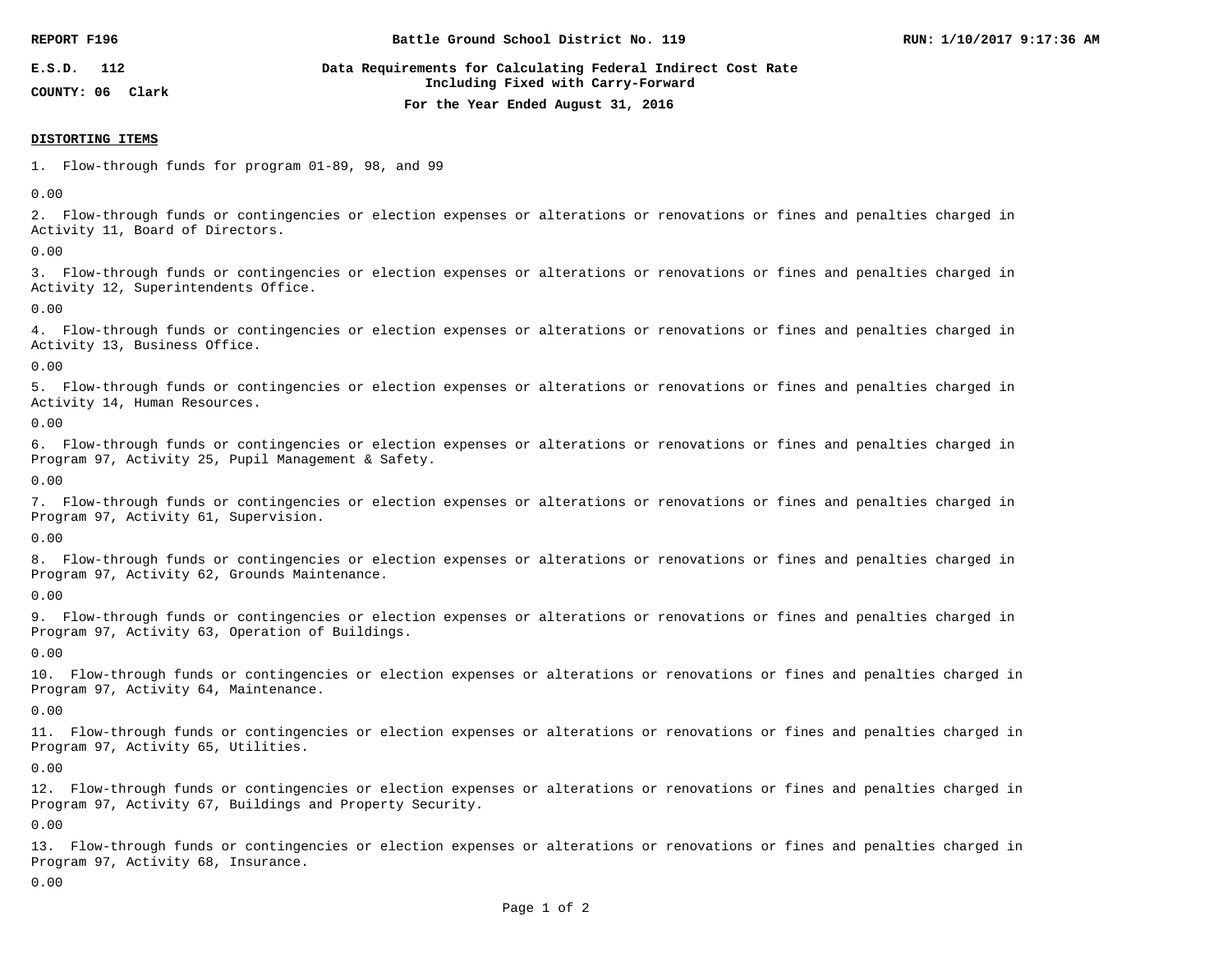REPORT F196 | Battle Ground School District No. 119 | RUN: 1/10/2017 9:17:36 AM

E.S.D. 112

COUNTY: 06 Clark

**Data Requirements for Calculating Federal Indirect Cost Rate Including Fixed with Carry-Forward**

**For the Year Ended August 31, 2016**

## DISTORTING ITEMS

1. Flow-through funds for program 01-89, 98, and 99

0.00

2. Flow-through funds or contingencies or election expenses or alterations or renovations or fines and penalties charged in Activity 11, Board of Directors.

0.00

3. Flow-through funds or contingencies or election expenses or alterations or renovations or fines and penalties charged in Activity 12, Superintendents Office.

0.00

4. Flow-through funds or contingencies or election expenses or alterations or renovations or fines and penalties charged in Activity 13, Business Office.

0.00

5. Flow-through funds or contingencies or election expenses or alterations or renovations or fines and penalties charged in Activity 14, Human Resources.

0.00

6. Flow-through funds or contingencies or election expenses or alterations or renovations or fines and penalties charged in Program 97, Activity 25, Pupil Management & Safety.

0.00

7. Flow-through funds or contingencies or election expenses or alterations or renovations or fines and penalties charged in Program 97, Activity 61, Supervision.

0.00

8. Flow-through funds or contingencies or election expenses or alterations or renovations or fines and penalties charged in Program 97, Activity 62, Grounds Maintenance.

0.00

9. Flow-through funds or contingencies or election expenses or alterations or renovations or fines and penalties charged in Program 97, Activity 63, Operation of Buildings.

0.00

10. Flow-through funds or contingencies or election expenses or alterations or renovations or fines and penalties charged in Program 97, Activity 64, Maintenance.

0.00

11. Flow-through funds or contingencies or election expenses or alterations or renovations or fines and penalties charged in Program 97, Activity 65, Utilities.

0.00

12. Flow-through funds or contingencies or election expenses or alterations or renovations or fines and penalties charged in Program 97, Activity 67, Buildings and Property Security.

0.00

13. Flow-through funds or contingencies or election expenses or alterations or renovations or fines and penalties charged in Program 97, Activity 68, Insurance.

0.00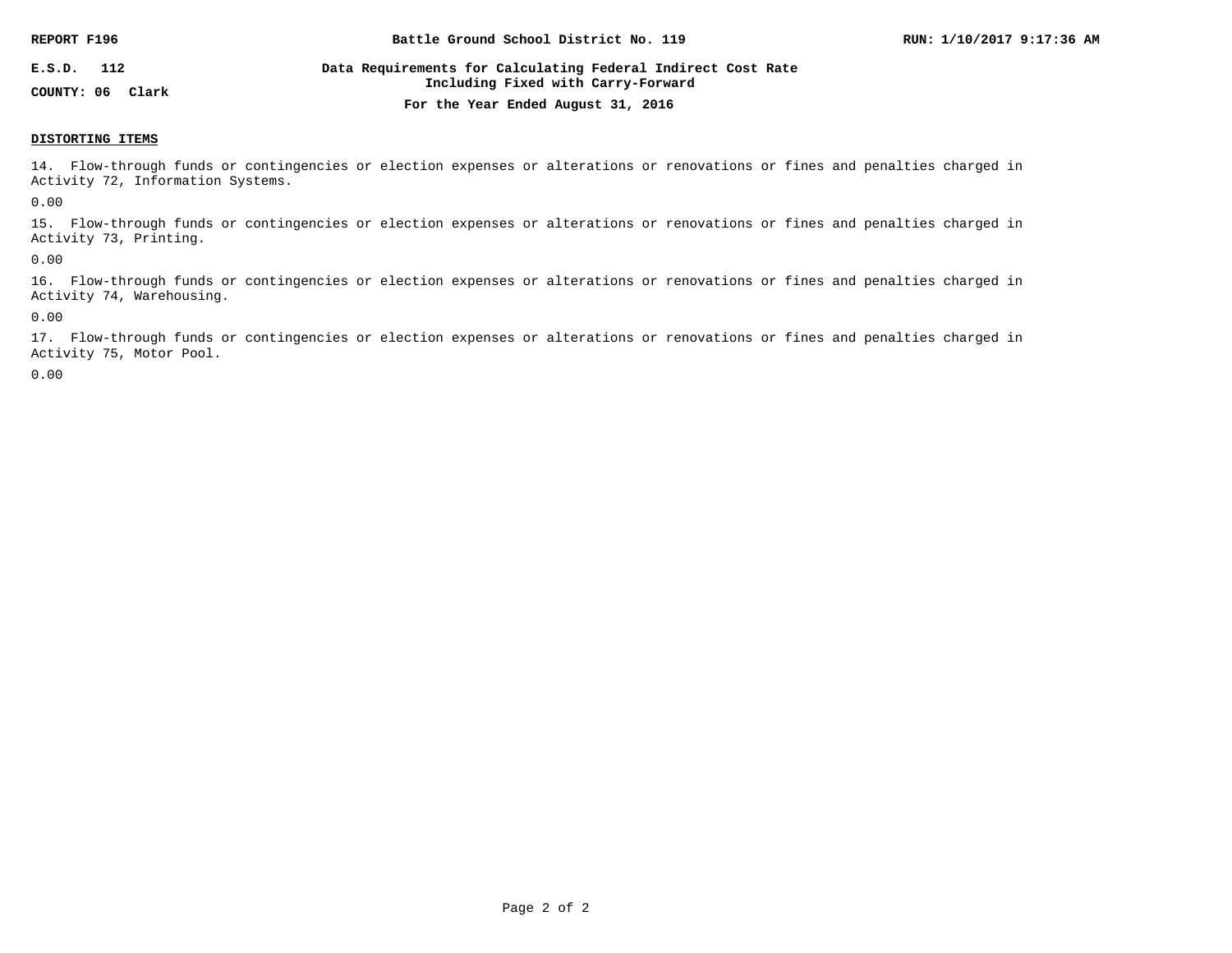REPORT F196 — Battle Ground School District No. 119 — RUN: 1/10/2017 9:17:36 AM

E.S.D. 112

COUNTY: 06 Clark

**Data Requirements for Calculating Federal Indirect Cost Rate**
**Including Fixed with Carry-Forward**
**For the Year Ended August 31, 2016**

**DISTORTING ITEMS**

14. Flow-through funds or contingencies or election expenses or alterations or renovations or fines and penalties charged in Activity 72, Information Systems.

0.00

15. Flow-through funds or contingencies or election expenses or alterations or renovations or fines and penalties charged in Activity 73, Printing.

0.00

16. Flow-through funds or contingencies or election expenses or alterations or renovations or fines and penalties charged in Activity 74, Warehousing.

0.00

17. Flow-through funds or contingencies or election expenses or alterations or renovations or fines and penalties charged in Activity 75, Motor Pool.

0.00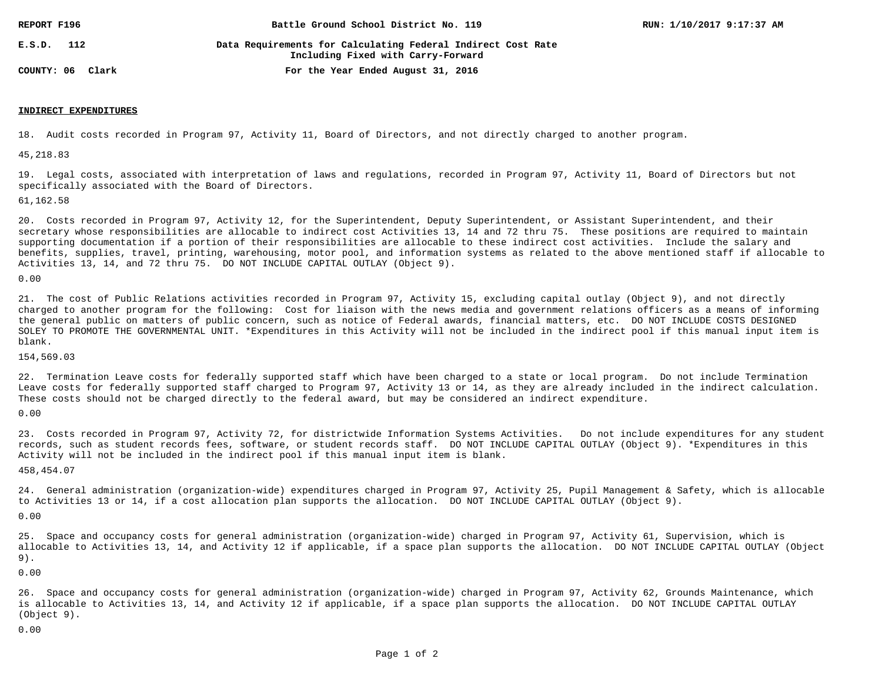REPORT F196 — Battle Ground School District No. 119 — RUN: 1/10/2017 9:17:37 AM

E.S.D. 112 — Data Requirements for Calculating Federal Indirect Cost Rate Including Fixed with Carry-Forward

COUNTY: 06 Clark — For the Year Ended August 31, 2016

**INDIRECT EXPENDITURES**

18. Audit costs recorded in Program 97, Activity 11, Board of Directors, and not directly charged to another program.

45,218.83

19. Legal costs, associated with interpretation of laws and regulations, recorded in Program 97, Activity 11, Board of Directors but not specifically associated with the Board of Directors.

61,162.58

20. Costs recorded in Program 97, Activity 12, for the Superintendent, Deputy Superintendent, or Assistant Superintendent, and their secretary whose responsibilities are allocable to indirect cost Activities 13, 14 and 72 thru 75. These positions are required to maintain supporting documentation if a portion of their responsibilities are allocable to these indirect cost activities. Include the salary and benefits, supplies, travel, printing, warehousing, motor pool, and information systems as related to the above mentioned staff if allocable to Activities 13, 14, and 72 thru 75. DO NOT INCLUDE CAPITAL OUTLAY (Object 9).

0.00

21. The cost of Public Relations activities recorded in Program 97, Activity 15, excluding capital outlay (Object 9), and not directly charged to another program for the following: Cost for liaison with the news media and government relations officers as a means of informing the general public on matters of public concern, such as notice of Federal awards, financial matters, etc. DO NOT INCLUDE COSTS DESIGNED SOLEY TO PROMOTE THE GOVERNMENTAL UNIT. *Expenditures in this Activity will not be included in the indirect pool if this manual input item is blank.

154,569.03

22. Termination Leave costs for federally supported staff which have been charged to a state or local program. Do not include Termination Leave costs for federally supported staff charged to Program 97, Activity 13 or 14, as they are already included in the indirect calculation. These costs should not be charged directly to the federal award, but may be considered an indirect expenditure.

0.00

23. Costs recorded in Program 97, Activity 72, for districtwide Information Systems Activities. Do not include expenditures for any student records, such as student records fees, software, or student records staff. DO NOT INCLUDE CAPITAL OUTLAY (Object 9). *Expenditures in this Activity will not be included in the indirect pool if this manual input item is blank.

458,454.07

24. General administration (organization-wide) expenditures charged in Program 97, Activity 25, Pupil Management & Safety, which is allocable to Activities 13 or 14, if a cost allocation plan supports the allocation. DO NOT INCLUDE CAPITAL OUTLAY (Object 9).

0.00

25. Space and occupancy costs for general administration (organization-wide) charged in Program 97, Activity 61, Supervision, which is allocable to Activities 13, 14, and Activity 12 if applicable, if a space plan supports the allocation. DO NOT INCLUDE CAPITAL OUTLAY (Object 9).

0.00

26. Space and occupancy costs for general administration (organization-wide) charged in Program 97, Activity 62, Grounds Maintenance, which is allocable to Activities 13, 14, and Activity 12 if applicable, if a space plan supports the allocation. DO NOT INCLUDE CAPITAL OUTLAY (Object 9).

0.00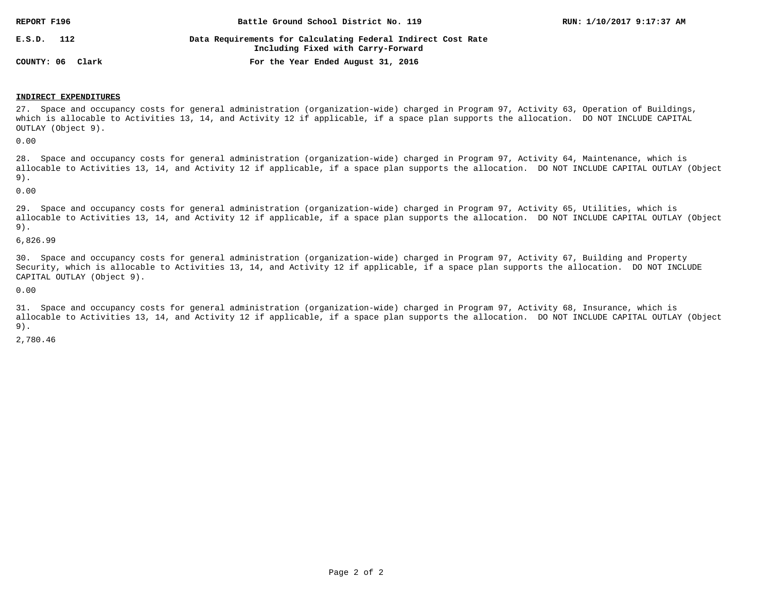**REPORT F196** | **Battle Ground School District No. 119** | **RUN: 1/10/2017 9:17:37 AM**

**E.S.D. 112** | **Data Requirements for Calculating Federal Indirect Cost Rate Including Fixed with Carry-Forward**

**COUNTY: 06 Clark** | **For the Year Ended August 31, 2016**

## INDIRECT EXPENDITURES

27. Space and occupancy costs for general administration (organization-wide) charged in Program 97, Activity 63, Operation of Buildings, which is allocable to Activities 13, 14, and Activity 12 if applicable, if a space plan supports the allocation. DO NOT INCLUDE CAPITAL OUTLAY (Object 9).

0.00

28. Space and occupancy costs for general administration (organization-wide) charged in Program 97, Activity 64, Maintenance, which is allocable to Activities 13, 14, and Activity 12 if applicable, if a space plan supports the allocation. DO NOT INCLUDE CAPITAL OUTLAY (Object 9).

0.00

29. Space and occupancy costs for general administration (organization-wide) charged in Program 97, Activity 65, Utilities, which is allocable to Activities 13, 14, and Activity 12 if applicable, if a space plan supports the allocation. DO NOT INCLUDE CAPITAL OUTLAY (Object 9).

6,826.99

30. Space and occupancy costs for general administration (organization-wide) charged in Program 97, Activity 67, Building and Property Security, which is allocable to Activities 13, 14, and Activity 12 if applicable, if a space plan supports the allocation. DO NOT INCLUDE CAPITAL OUTLAY (Object 9).

0.00

31. Space and occupancy costs for general administration (organization-wide) charged in Program 97, Activity 68, Insurance, which is allocable to Activities 13, 14, and Activity 12 if applicable, if a space plan supports the allocation. DO NOT INCLUDE CAPITAL OUTLAY (Object 9).

2,780.46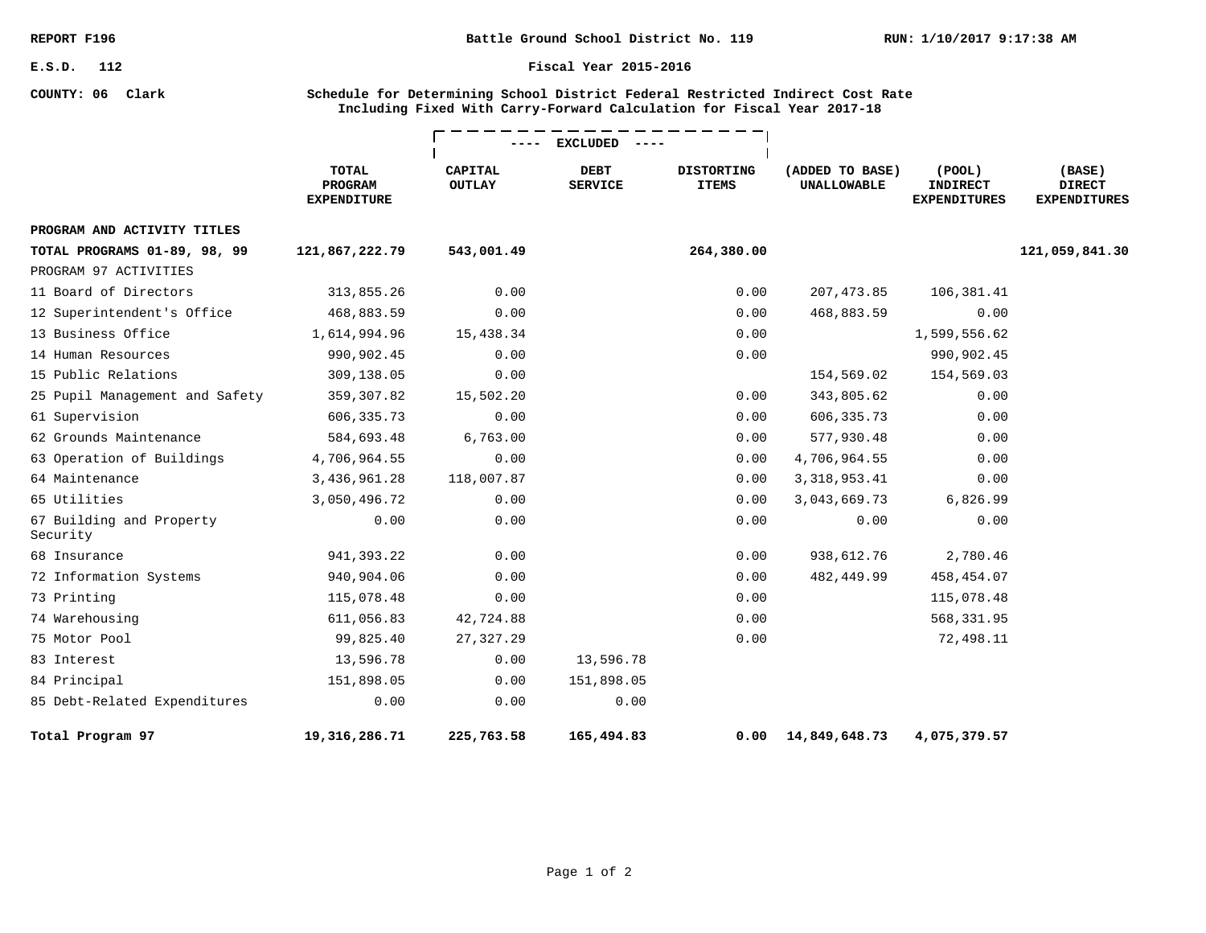REPORT F196 | Battle Ground School District No. 119 | RUN: 1/10/2017 9:17:38 AM

E.S.D. 112 | Fiscal Year 2015-2016

COUNTY: 06 Clark

**Schedule for Determining School District Federal Restricted Indirect Cost Rate Including Fixed With Carry-Forward Calculation for Fiscal Year 2017-18**

| | TOTAL PROGRAM EXPENDITURE | ---- EXCLUDED ---- CAPITAL OUTLAY | DEBT SERVICE | DISTORTING ITEMS | (ADDED TO BASE) UNALLOWABLE | (POOL) INDIRECT EXPENDITURES | (BASE) DIRECT EXPENDITURES |
|---|---|---|---|---|---|---|---|
| **PROGRAM AND ACTIVITY TITLES** | | | | | | | |
| **TOTAL PROGRAMS 01-89, 98, 99** | **121,867,222.79** | **543,001.49** | | **264,380.00** | | | **121,059,841.30** |
| PROGRAM 97 ACTIVITIES | | | | | | | |
| 11 Board of Directors | 313,855.26 | 0.00 | | 0.00 | 207,473.85 | 106,381.41 | |
| 12 Superintendent's Office | 468,883.59 | 0.00 | | 0.00 | 468,883.59 | 0.00 | |
| 13 Business Office | 1,614,994.96 | 15,438.34 | | 0.00 | | 1,599,556.62 | |
| 14 Human Resources | 990,902.45 | 0.00 | | 0.00 | | 990,902.45 | |
| 15 Public Relations | 309,138.05 | 0.00 | | | 154,569.02 | 154,569.03 | |
| 25 Pupil Management and Safety | 359,307.82 | 15,502.20 | | 0.00 | 343,805.62 | 0.00 | |
| 61 Supervision | 606,335.73 | 0.00 | | 0.00 | 606,335.73 | 0.00 | |
| 62 Grounds Maintenance | 584,693.48 | 6,763.00 | | 0.00 | 577,930.48 | 0.00 | |
| 63 Operation of Buildings | 4,706,964.55 | 0.00 | | 0.00 | 4,706,964.55 | 0.00 | |
| 64 Maintenance | 3,436,961.28 | 118,007.87 | | 0.00 | 3,318,953.41 | 0.00 | |
| 65 Utilities | 3,050,496.72 | 0.00 | | 0.00 | 3,043,669.73 | 6,826.99 | |
| 67 Building and Property Security | 0.00 | 0.00 | | 0.00 | 0.00 | 0.00 | |
| 68 Insurance | 941,393.22 | 0.00 | | 0.00 | 938,612.76 | 2,780.46 | |
| 72 Information Systems | 940,904.06 | 0.00 | | 0.00 | 482,449.99 | 458,454.07 | |
| 73 Printing | 115,078.48 | 0.00 | | 0.00 | | 115,078.48 | |
| 74 Warehousing | 611,056.83 | 42,724.88 | | 0.00 | | 568,331.95 | |
| 75 Motor Pool | 99,825.40 | 27,327.29 | | 0.00 | | 72,498.11 | |
| 83 Interest | 13,596.78 | 0.00 | 13,596.78 | | | | |
| 84 Principal | 151,898.05 | 0.00 | 151,898.05 | | | | |
| 85 Debt-Related Expenditures | 0.00 | 0.00 | 0.00 | | | | |
| **Total Program 97** | **19,316,286.71** | **225,763.58** | **165,494.83** | **0.00** | **14,849,648.73** | **4,075,379.57** | |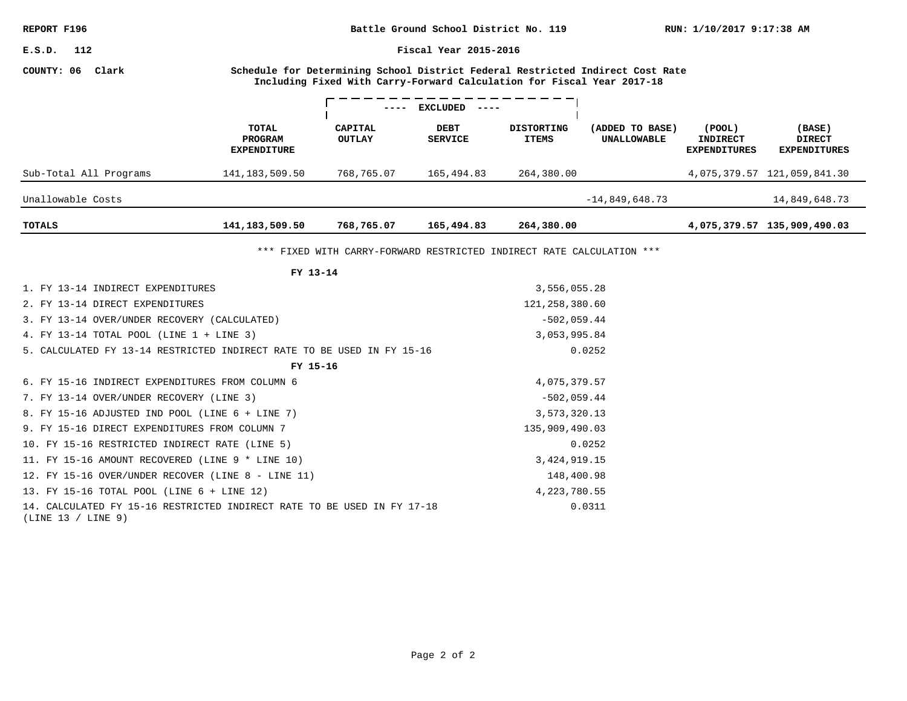REPORT F196 | Battle Ground School District No. 119 | RUN: 1/10/2017 9:17:38 AM

E.S.D. 112 | Fiscal Year 2015-2016

COUNTY: 06 Clark

**Schedule for Determining School District Federal Restricted Indirect Cost Rate Including Fixed With Carry-Forward Calculation for Fiscal Year 2017-18**

| | TOTAL PROGRAM EXPENDITURE | ---- EXCLUDED ---- CAPITAL OUTLAY | DEBT SERVICE | DISTORTING ITEMS | (ADDED TO BASE) UNALLOWABLE | (POOL) INDIRECT EXPENDITURES | (BASE) DIRECT EXPENDITURES |
|---|---|---|---|---|---|---|---|
| Sub-Total All Programs | 141,183,509.50 | 768,765.07 | 165,494.83 | 264,380.00 | | 4,075,379.57 | 121,059,841.30 |
| Unallowable Costs | | | | | -14,849,648.73 | | 14,849,648.73 |
| **TOTALS** | **141,183,509.50** | **768,765.07** | **165,494.83** | **264,380.00** | | **4,075,379.57** | **135,909,490.03** |

*** FIXED WITH CARRY-FORWARD RESTRICTED INDIRECT RATE CALCULATION ***

| | |
|---|---|
| **FY 13-14** | |
| 1. FY 13-14 INDIRECT EXPENDITURES | 3,556,055.28 |
| 2. FY 13-14 DIRECT EXPENDITURES | 121,258,380.60 |
| 3. FY 13-14 OVER/UNDER RECOVERY (CALCULATED) | -502,059.44 |
| 4. FY 13-14 TOTAL POOL (LINE 1 + LINE 3) | 3,053,995.84 |
| 5. CALCULATED FY 13-14 RESTRICTED INDIRECT RATE TO BE USED IN FY 15-16 | 0.0252 |
| **FY 15-16** | |
| 6. FY 15-16 INDIRECT EXPENDITURES FROM COLUMN 6 | 4,075,379.57 |
| 7. FY 13-14 OVER/UNDER RECOVERY (LINE 3) | -502,059.44 |
| 8. FY 15-16 ADJUSTED IND POOL (LINE 6 + LINE 7) | 3,573,320.13 |
| 9. FY 15-16 DIRECT EXPENDITURES FROM COLUMN 7 | 135,909,490.03 |
| 10. FY 15-16 RESTRICTED INDIRECT RATE (LINE 5) | 0.0252 |
| 11. FY 15-16 AMOUNT RECOVERED (LINE 9 * LINE 10) | 3,424,919.15 |
| 12. FY 15-16 OVER/UNDER RECOVER (LINE 8 - LINE 11) | 148,400.98 |
| 13. FY 15-16 TOTAL POOL (LINE 6 + LINE 12) | 4,223,780.55 |
| 14. CALCULATED FY 15-16 RESTRICTED INDIRECT RATE TO BE USED IN FY 17-18 (LINE 13 / LINE 9) | 0.0311 |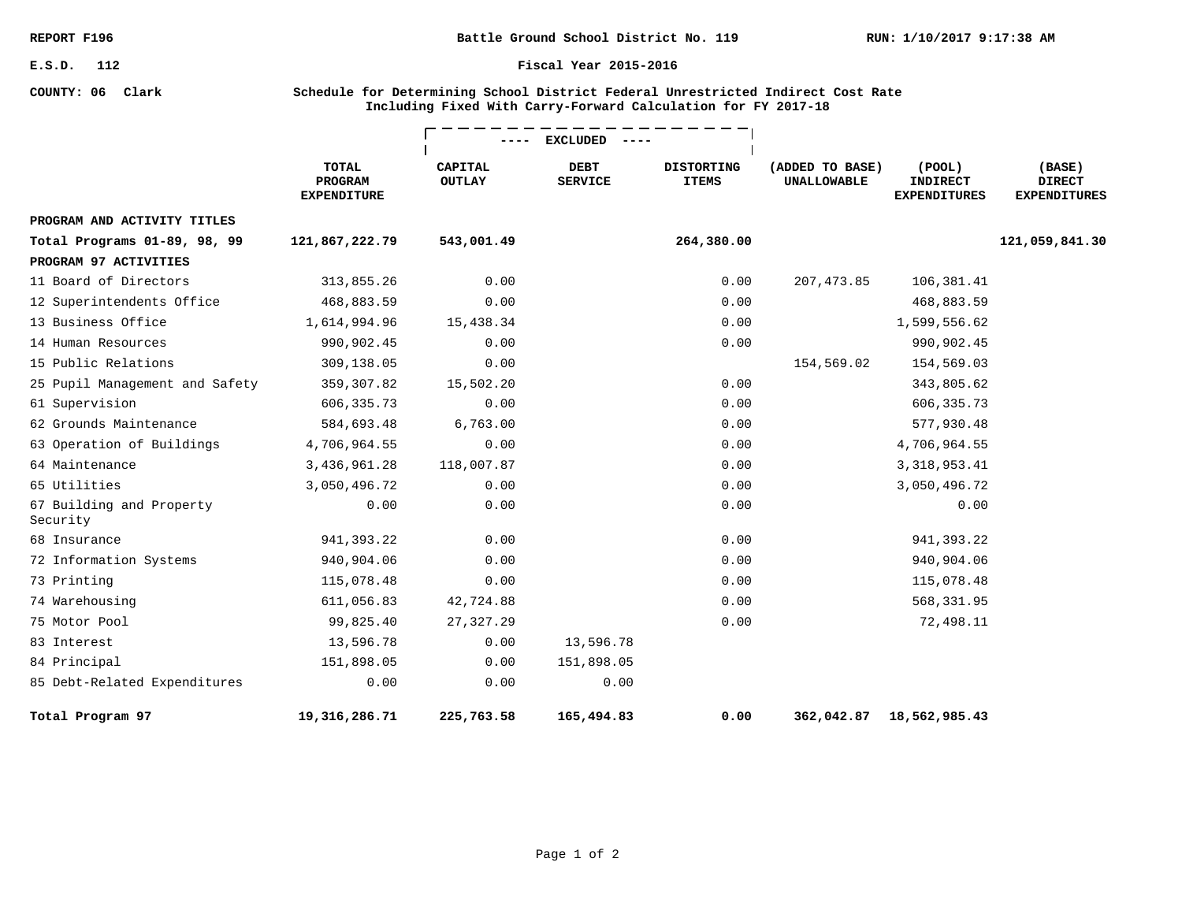REPORT F196 | Battle Ground School District No. 119 | RUN: 1/10/2017 9:17:38 AM

E.S.D. 112 | Fiscal Year 2015-2016

COUNTY: 06 Clark

**Schedule for Determining School District Federal Unrestricted Indirect Cost Rate Including Fixed With Carry-Forward Calculation for FY 2017-18**

| | | ---- EXCLUDED ---- | | | | | |
|---|---|---|---|---|---|---|---|
| | TOTAL PROGRAM EXPENDITURE | CAPITAL OUTLAY | DEBT SERVICE | DISTORTING ITEMS | (ADDED TO BASE) UNALLOWABLE | (POOL) INDIRECT EXPENDITURES | (BASE) DIRECT EXPENDITURES |
| **PROGRAM AND ACTIVITY TITLES** | | | | | | | |
| **Total Programs 01-89, 98, 99** | **121,867,222.79** | **543,001.49** | | **264,380.00** | | | **121,059,841.30** |
| **PROGRAM 97 ACTIVITIES** | | | | | | | |
| 11 Board of Directors | 313,855.26 | 0.00 | | 0.00 | 207,473.85 | 106,381.41 | |
| 12 Superintendents Office | 468,883.59 | 0.00 | | 0.00 | | 468,883.59 | |
| 13 Business Office | 1,614,994.96 | 15,438.34 | | 0.00 | | 1,599,556.62 | |
| 14 Human Resources | 990,902.45 | 0.00 | | 0.00 | | 990,902.45 | |
| 15 Public Relations | 309,138.05 | 0.00 | | | 154,569.02 | 154,569.03 | |
| 25 Pupil Management and Safety | 359,307.82 | 15,502.20 | | 0.00 | | 343,805.62 | |
| 61 Supervision | 606,335.73 | 0.00 | | 0.00 | | 606,335.73 | |
| 62 Grounds Maintenance | 584,693.48 | 6,763.00 | | 0.00 | | 577,930.48 | |
| 63 Operation of Buildings | 4,706,964.55 | 0.00 | | 0.00 | | 4,706,964.55 | |
| 64 Maintenance | 3,436,961.28 | 118,007.87 | | 0.00 | | 3,318,953.41 | |
| 65 Utilities | 3,050,496.72 | 0.00 | | 0.00 | | 3,050,496.72 | |
| 67 Building and Property Security | 0.00 | 0.00 | | 0.00 | | 0.00 | |
| 68 Insurance | 941,393.22 | 0.00 | | 0.00 | | 941,393.22 | |
| 72 Information Systems | 940,904.06 | 0.00 | | 0.00 | | 940,904.06 | |
| 73 Printing | 115,078.48 | 0.00 | | 0.00 | | 115,078.48 | |
| 74 Warehousing | 611,056.83 | 42,724.88 | | 0.00 | | 568,331.95 | |
| 75 Motor Pool | 99,825.40 | 27,327.29 | | 0.00 | | 72,498.11 | |
| 83 Interest | 13,596.78 | 0.00 | 13,596.78 | | | | |
| 84 Principal | 151,898.05 | 0.00 | 151,898.05 | | | | |
| 85 Debt-Related Expenditures | 0.00 | 0.00 | 0.00 | | | | |
| **Total Program 97** | **19,316,286.71** | **225,763.58** | **165,494.83** | **0.00** | **362,042.87** | **18,562,985.43** | |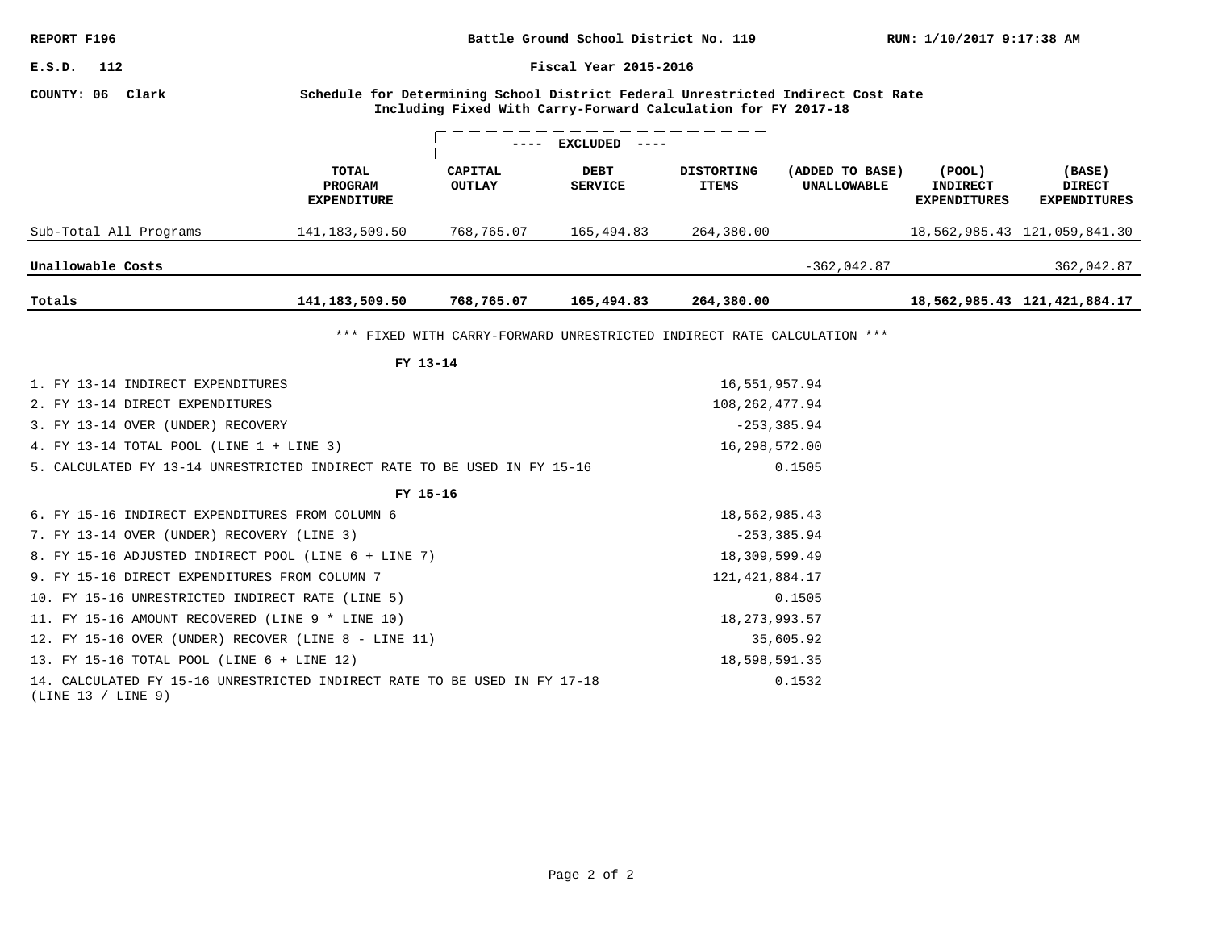REPORT F196 | Battle Ground School District No. 119 | RUN: 1/10/2017 9:17:38 AM

E.S.D. 112 | Fiscal Year 2015-2016

COUNTY: 06 Clark

**Schedule for Determining School District Federal Unrestricted Indirect Cost Rate Including Fixed With Carry-Forward Calculation for FY 2017-18**

| | | ---- EXCLUDED ---- | | | | | |
|---|---|---|---|---|---|---|---|
| | **TOTAL PROGRAM EXPENDITURE** | **CAPITAL OUTLAY** | **DEBT SERVICE** | **DISTORTING ITEMS** | **(ADDED TO BASE) UNALLOWABLE** | **(POOL) INDIRECT EXPENDITURES** | **(BASE) DIRECT EXPENDITURES** |
| Sub-Total All Programs | 141,183,509.50 | 768,765.07 | 165,494.83 | 264,380.00 | | 18,562,985.43 | 121,059,841.30 |
| **Unallowable Costs** | | | | | -362,042.87 | | 362,042.87 |
| **Totals** | **141,183,509.50** | **768,765.07** | **165,494.83** | **264,380.00** | | **18,562,985.43** | **121,421,884.17** |

*** FIXED WITH CARRY-FORWARD UNRESTRICTED INDIRECT RATE CALCULATION ***

**FY 13-14**

| | |
|---|---|
| 1. FY 13-14 INDIRECT EXPENDITURES | 16,551,957.94 |
| 2. FY 13-14 DIRECT EXPENDITURES | 108,262,477.94 |
| 3. FY 13-14 OVER (UNDER) RECOVERY | -253,385.94 |
| 4. FY 13-14 TOTAL POOL (LINE 1 + LINE 3) | 16,298,572.00 |
| 5. CALCULATED FY 13-14 UNRESTRICTED INDIRECT RATE TO BE USED IN FY 15-16 | 0.1505 |

**FY 15-16**

| | |
|---|---|
| 6. FY 15-16 INDIRECT EXPENDITURES FROM COLUMN 6 | 18,562,985.43 |
| 7. FY 13-14 OVER (UNDER) RECOVERY (LINE 3) | -253,385.94 |
| 8. FY 15-16 ADJUSTED INDIRECT POOL (LINE 6 + LINE 7) | 18,309,599.49 |
| 9. FY 15-16 DIRECT EXPENDITURES FROM COLUMN 7 | 121,421,884.17 |
| 10. FY 15-16 UNRESTRICTED INDIRECT RATE (LINE 5) | 0.1505 |
| 11. FY 15-16 AMOUNT RECOVERED (LINE 9 * LINE 10) | 18,273,993.57 |
| 12. FY 15-16 OVER (UNDER) RECOVER (LINE 8 - LINE 11) | 35,605.92 |
| 13. FY 15-16 TOTAL POOL (LINE 6 + LINE 12) | 18,598,591.35 |
| 14. CALCULATED FY 15-16 UNRESTRICTED INDIRECT RATE TO BE USED IN FY 17-18 (LINE 13 / LINE 9) | 0.1532 |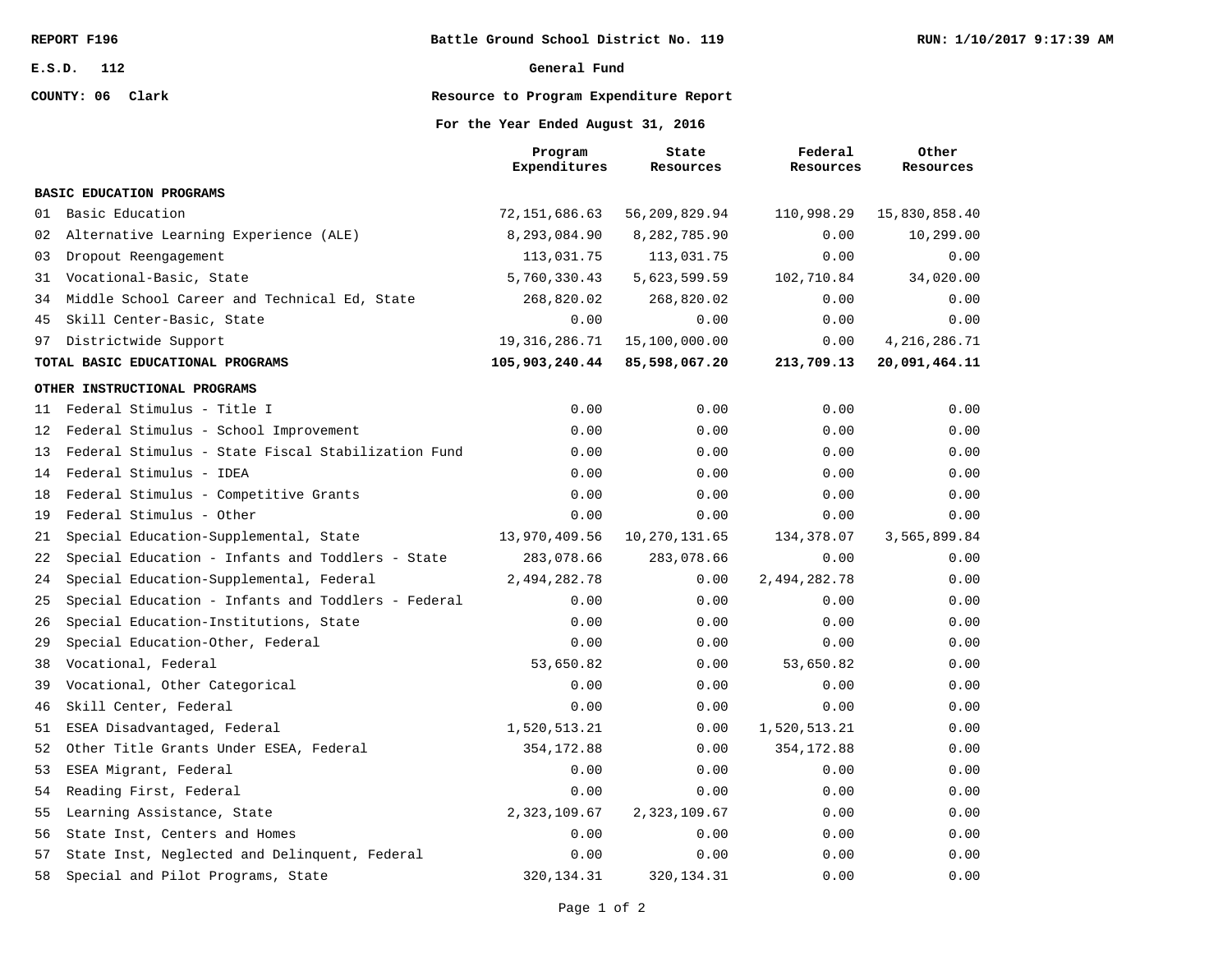REPORT F196 | Battle Ground School District No. 119 | RUN: 1/10/2017 9:17:39 AM

E.S.D. 112 | General Fund

COUNTY: 06 Clark | Resource to Program Expenditure Report

**For the Year Ended August 31, 2016**

| | | Program Expenditures | State Resources | Federal Resources | Other Resources |
|---|---|---|---|---|---|
| **BASIC EDUCATION PROGRAMS** | | | | | |
| 01 | Basic Education | 72,151,686.63 | 56,209,829.94 | 110,998.29 | 15,830,858.40 |
| 02 | Alternative Learning Experience (ALE) | 8,293,084.90 | 8,282,785.90 | 0.00 | 10,299.00 |
| 03 | Dropout Reengagement | 113,031.75 | 113,031.75 | 0.00 | 0.00 |
| 31 | Vocational-Basic, State | 5,760,330.43 | 5,623,599.59 | 102,710.84 | 34,020.00 |
| 34 | Middle School Career and Technical Ed, State | 268,820.02 | 268,820.02 | 0.00 | 0.00 |
| 45 | Skill Center-Basic, State | 0.00 | 0.00 | 0.00 | 0.00 |
| 97 | Districtwide Support | 19,316,286.71 | 15,100,000.00 | 0.00 | 4,216,286.71 |
| **TOTAL BASIC EDUCATIONAL PROGRAMS** | | **105,903,240.44** | **85,598,067.20** | **213,709.13** | **20,091,464.11** |
| **OTHER INSTRUCTIONAL PROGRAMS** | | | | | |
| 11 | Federal Stimulus - Title I | 0.00 | 0.00 | 0.00 | 0.00 |
| 12 | Federal Stimulus - School Improvement | 0.00 | 0.00 | 0.00 | 0.00 |
| 13 | Federal Stimulus - State Fiscal Stabilization Fund | 0.00 | 0.00 | 0.00 | 0.00 |
| 14 | Federal Stimulus - IDEA | 0.00 | 0.00 | 0.00 | 0.00 |
| 18 | Federal Stimulus - Competitive Grants | 0.00 | 0.00 | 0.00 | 0.00 |
| 19 | Federal Stimulus - Other | 0.00 | 0.00 | 0.00 | 0.00 |
| 21 | Special Education-Supplemental, State | 13,970,409.56 | 10,270,131.65 | 134,378.07 | 3,565,899.84 |
| 22 | Special Education - Infants and Toddlers - State | 283,078.66 | 283,078.66 | 0.00 | 0.00 |
| 24 | Special Education-Supplemental, Federal | 2,494,282.78 | 0.00 | 2,494,282.78 | 0.00 |
| 25 | Special Education - Infants and Toddlers - Federal | 0.00 | 0.00 | 0.00 | 0.00 |
| 26 | Special Education-Institutions, State | 0.00 | 0.00 | 0.00 | 0.00 |
| 29 | Special Education-Other, Federal | 0.00 | 0.00 | 0.00 | 0.00 |
| 38 | Vocational, Federal | 53,650.82 | 0.00 | 53,650.82 | 0.00 |
| 39 | Vocational, Other Categorical | 0.00 | 0.00 | 0.00 | 0.00 |
| 46 | Skill Center, Federal | 0.00 | 0.00 | 0.00 | 0.00 |
| 51 | ESEA Disadvantaged, Federal | 1,520,513.21 | 0.00 | 1,520,513.21 | 0.00 |
| 52 | Other Title Grants Under ESEA, Federal | 354,172.88 | 0.00 | 354,172.88 | 0.00 |
| 53 | ESEA Migrant, Federal | 0.00 | 0.00 | 0.00 | 0.00 |
| 54 | Reading First, Federal | 0.00 | 0.00 | 0.00 | 0.00 |
| 55 | Learning Assistance, State | 2,323,109.67 | 2,323,109.67 | 0.00 | 0.00 |
| 56 | State Inst, Centers and Homes | 0.00 | 0.00 | 0.00 | 0.00 |
| 57 | State Inst, Neglected and Delinquent, Federal | 0.00 | 0.00 | 0.00 | 0.00 |
| 58 | Special and Pilot Programs, State | 320,134.31 | 320,134.31 | 0.00 | 0.00 |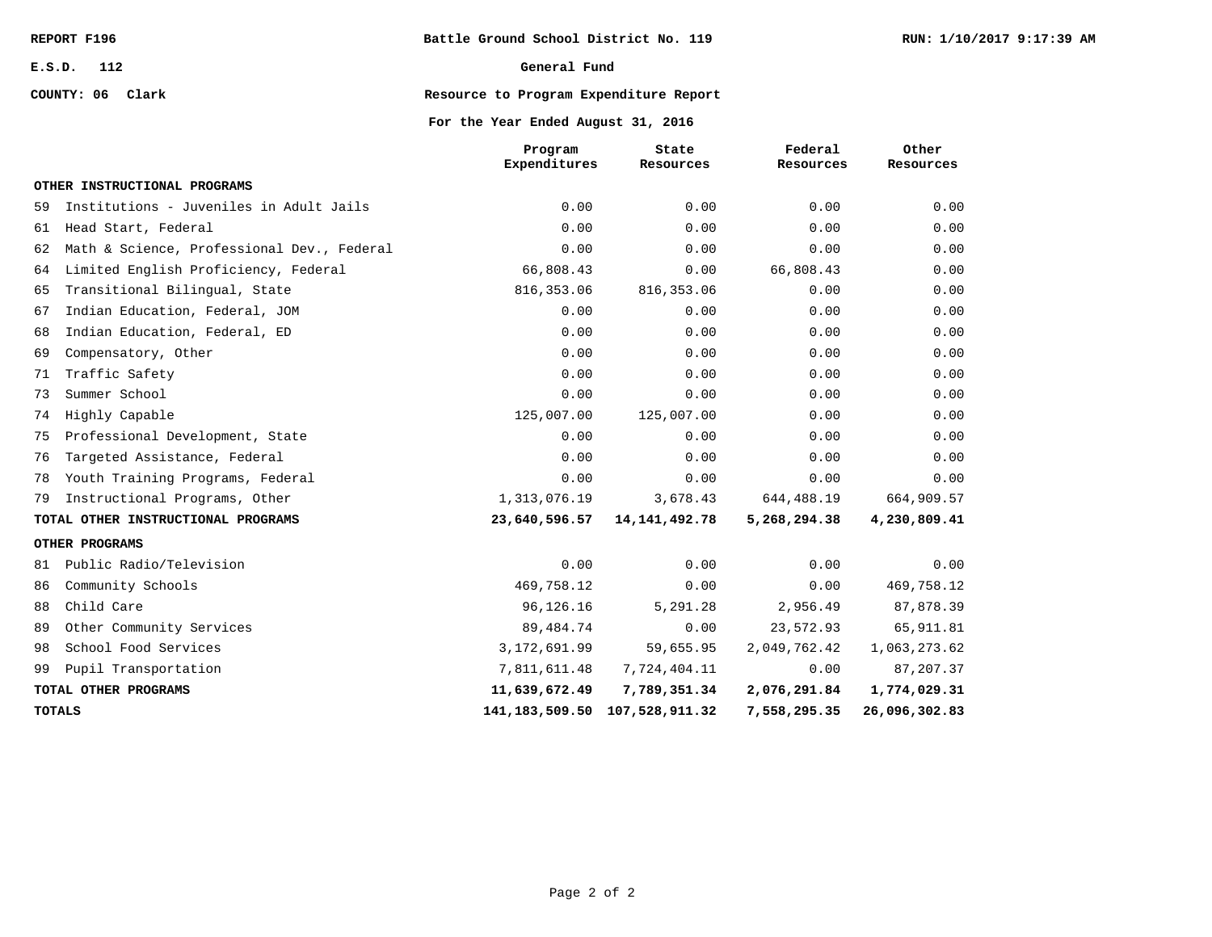REPORT F196 | Battle Ground School District No. 119 | RUN: 1/10/2017 9:17:39 AM

E.S.D. 112

COUNTY: 06 Clark

**General Fund**

**Resource to Program Expenditure Report**

**For the Year Ended August 31, 2016**

| | Program Expenditures | State Resources | Federal Resources | Other Resources |
|---|---|---|---|---|
| **OTHER INSTRUCTIONAL PROGRAMS** | | | | |
| 59 Institutions - Juveniles in Adult Jails | 0.00 | 0.00 | 0.00 | 0.00 |
| 61 Head Start, Federal | 0.00 | 0.00 | 0.00 | 0.00 |
| 62 Math & Science, Professional Dev., Federal | 0.00 | 0.00 | 0.00 | 0.00 |
| 64 Limited English Proficiency, Federal | 66,808.43 | 0.00 | 66,808.43 | 0.00 |
| 65 Transitional Bilingual, State | 816,353.06 | 816,353.06 | 0.00 | 0.00 |
| 67 Indian Education, Federal, JOM | 0.00 | 0.00 | 0.00 | 0.00 |
| 68 Indian Education, Federal, ED | 0.00 | 0.00 | 0.00 | 0.00 |
| 69 Compensatory, Other | 0.00 | 0.00 | 0.00 | 0.00 |
| 71 Traffic Safety | 0.00 | 0.00 | 0.00 | 0.00 |
| 73 Summer School | 0.00 | 0.00 | 0.00 | 0.00 |
| 74 Highly Capable | 125,007.00 | 125,007.00 | 0.00 | 0.00 |
| 75 Professional Development, State | 0.00 | 0.00 | 0.00 | 0.00 |
| 76 Targeted Assistance, Federal | 0.00 | 0.00 | 0.00 | 0.00 |
| 78 Youth Training Programs, Federal | 0.00 | 0.00 | 0.00 | 0.00 |
| 79 Instructional Programs, Other | 1,313,076.19 | 3,678.43 | 644,488.19 | 664,909.57 |
| **TOTAL OTHER INSTRUCTIONAL PROGRAMS** | **23,640,596.57** | **14,141,492.78** | **5,268,294.38** | **4,230,809.41** |
| **OTHER PROGRAMS** | | | | |
| 81 Public Radio/Television | 0.00 | 0.00 | 0.00 | 0.00 |
| 86 Community Schools | 469,758.12 | 0.00 | 0.00 | 469,758.12 |
| 88 Child Care | 96,126.16 | 5,291.28 | 2,956.49 | 87,878.39 |
| 89 Other Community Services | 89,484.74 | 0.00 | 23,572.93 | 65,911.81 |
| 98 School Food Services | 3,172,691.99 | 59,655.95 | 2,049,762.42 | 1,063,273.62 |
| 99 Pupil Transportation | 7,811,611.48 | 7,724,404.11 | 0.00 | 87,207.37 |
| **TOTAL OTHER PROGRAMS** | **11,639,672.49** | **7,789,351.34** | **2,076,291.84** | **1,774,029.31** |
| **TOTALS** | **141,183,509.50** | **107,528,911.32** | **7,558,295.35** | **26,096,302.83** |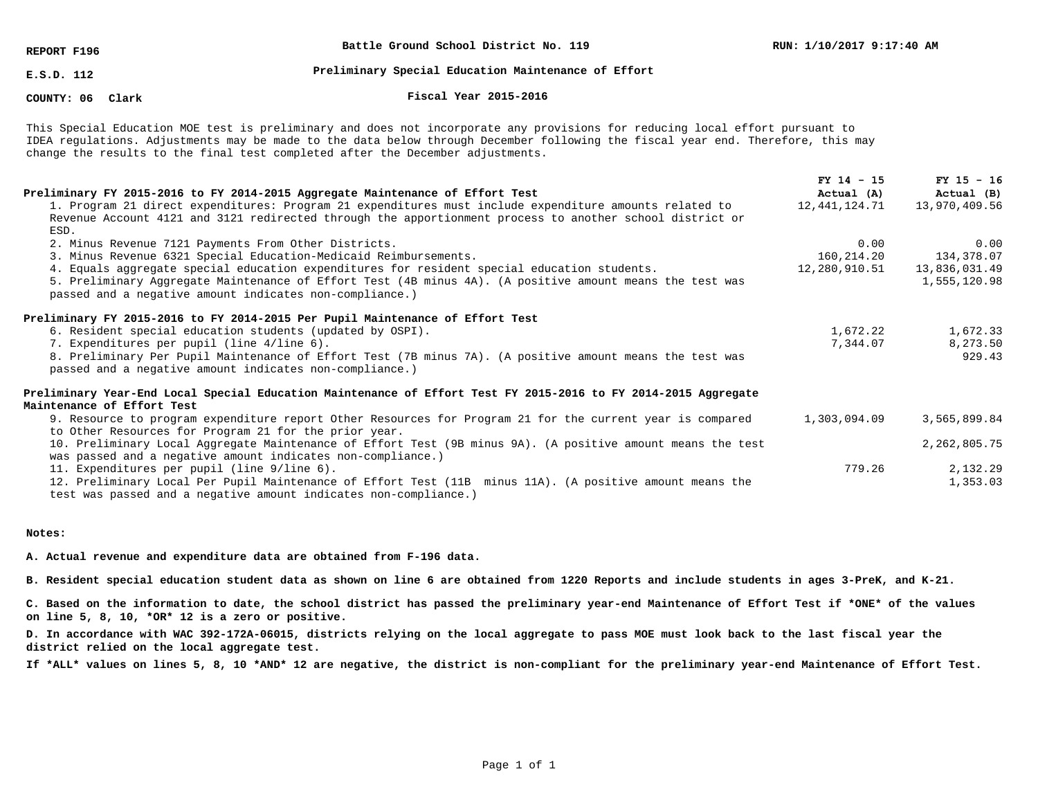**REPORT F196** | **Battle Ground School District No. 119** | **RUN: 1/10/2017 9:17:40 AM**

**E.S.D. 112** | **Preliminary Special Education Maintenance of Effort**

**COUNTY: 06 Clark** | **Fiscal Year 2015-2016**

This Special Education MOE test is preliminary and does not incorporate any provisions for reducing local effort pursuant to IDEA regulations. Adjustments may be made to the data below through December following the fiscal year end. Therefore, this may change the results to the final test completed after the December adjustments.

| | FY 14 – 15 Actual (A) | FY 15 – 16 Actual (B) |
|---|---|---|
| **Preliminary FY 2015-2016 to FY 2014-2015 Aggregate Maintenance of Effort Test** | | |
| 1. Program 21 direct expenditures: Program 21 expenditures must include expenditure amounts related to Revenue Account 4121 and 3121 redirected through the apportionment process to another school district or ESD. | 12,441,124.71 | 13,970,409.56 |
| 2. Minus Revenue 7121 Payments From Other Districts. | 0.00 | 0.00 |
| 3. Minus Revenue 6321 Special Education-Medicaid Reimbursements. | 160,214.20 | 134,378.07 |
| 4. Equals aggregate special education expenditures for resident special education students. | 12,280,910.51 | 13,836,031.49 |
| 5. Preliminary Aggregate Maintenance of Effort Test (4B minus 4A). (A positive amount means the test was passed and a negative amount indicates non-compliance.) | | 1,555,120.98 |
| **Preliminary FY 2015-2016 to FY 2014-2015 Per Pupil Maintenance of Effort Test** | | |
| 6. Resident special education students (updated by OSPI). | 1,672.22 | 1,672.33 |
| 7. Expenditures per pupil (line 4/line 6). | 7,344.07 | 8,273.50 |
| 8. Preliminary Per Pupil Maintenance of Effort Test (7B minus 7A). (A positive amount means the test was passed and a negative amount indicates non-compliance.) | | 929.43 |
| **Preliminary Year-End Local Special Education Maintenance of Effort Test FY 2015-2016 to FY 2014-2015 Aggregate Maintenance of Effort Test** | | |
| 9. Resource to program expenditure report Other Resources for Program 21 for the current year is compared to Other Resources for Program 21 for the prior year. | 1,303,094.09 | 3,565,899.84 |
| 10. Preliminary Local Aggregate Maintenance of Effort Test (9B minus 9A). (A positive amount means the test was passed and a negative amount indicates non-compliance.) | | 2,262,805.75 |
| 11. Expenditures per pupil (line 9/line 6). | 779.26 | 2,132.29 |
| 12. Preliminary Local Per Pupil Maintenance of Effort Test (11B minus 11A). (A positive amount means the test was passed and a negative amount indicates non-compliance.) | | 1,353.03 |

**Notes:**

**A. Actual revenue and expenditure data are obtained from F-196 data.**

**B. Resident special education student data as shown on line 6 are obtained from 1220 Reports and include students in ages 3-PreK, and K-21.**

**C. Based on the information to date, the school district has passed the preliminary year-end Maintenance of Effort Test if *ONE* of the values on line 5, 8, 10, *OR* 12 is a zero or positive.**

**D. In accordance with WAC 392-172A-06015, districts relying on the local aggregate to pass MOE must look back to the last fiscal year the district relied on the local aggregate test.**

**If *ALL* values on lines 5, 8, 10 *AND* 12 are negative, the district is non-compliant for the preliminary year-end Maintenance of Effort Test.**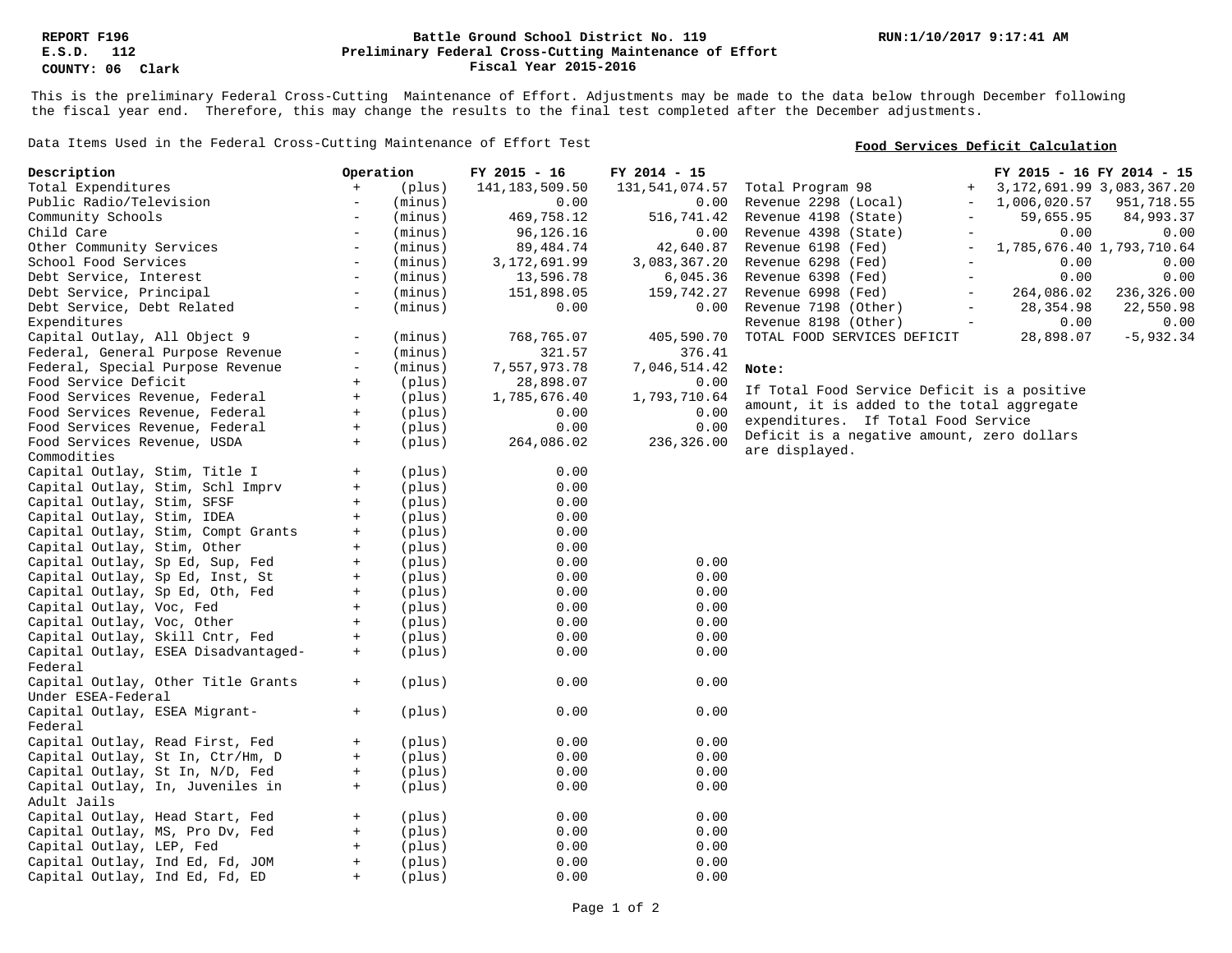REPORT F196
E.S.D. 112
COUNTY: 06 Clark

**Battle Ground School District No. 119**
**Preliminary Federal Cross-Cutting Maintenance of Effort**
**Fiscal Year 2015-2016**

RUN:1/10/2017 9:17:41 AM

This is the preliminary Federal Cross-Cutting Maintenance of Effort. Adjustments may be made to the data below through December following the fiscal year end. Therefore, this may change the results to the final test completed after the December adjustments.

Data Items Used in the Federal Cross-Cutting Maintenance of Effort Test

| Description | Operation | | FY 2015 - 16 | FY 2014 - 15 |
|---|---|---|---|---|
| Total Expenditures | + | (plus) | 141,183,509.50 | 131,541,074.57 |
| Public Radio/Television | - | (minus) | 0.00 | 0.00 |
| Community Schools | - | (minus) | 469,758.12 | 516,741.42 |
| Child Care | - | (minus) | 96,126.16 | 0.00 |
| Other Community Services | - | (minus) | 89,484.74 | 42,640.87 |
| School Food Services | - | (minus) | 3,172,691.99 | 3,083,367.20 |
| Debt Service, Interest | - | (minus) | 13,596.78 | 6,045.36 |
| Debt Service, Principal | - | (minus) | 151,898.05 | 159,742.27 |
| Debt Service, Debt Related Expenditures | - | (minus) | 0.00 | 0.00 |
| Capital Outlay, All Object 9 | - | (minus) | 768,765.07 | 405,590.70 |
| Federal, General Purpose Revenue | - | (minus) | 321.57 | 376.41 |
| Federal, Special Purpose Revenue | - | (minus) | 7,557,973.78 | 7,046,514.42 |
| Food Service Deficit | + | (plus) | 28,898.07 | 0.00 |
| Food Services Revenue, Federal | + | (plus) | 1,785,676.40 | 1,793,710.64 |
| Food Services Revenue, Federal | + | (plus) | 0.00 | 0.00 |
| Food Services Revenue, Federal | + | (plus) | 0.00 | 0.00 |
| Food Services Revenue, USDA Commodities | + | (plus) | 264,086.02 | 236,326.00 |
| Capital Outlay, Stim, Title I | + | (plus) | 0.00 | |
| Capital Outlay, Stim, Schl Imprv | + | (plus) | 0.00 | |
| Capital Outlay, Stim, SFSF | + | (plus) | 0.00 | |
| Capital Outlay, Stim, IDEA | + | (plus) | 0.00 | |
| Capital Outlay, Stim, Compt Grants | + | (plus) | 0.00 | |
| Capital Outlay, Stim, Other | + | (plus) | 0.00 | |
| Capital Outlay, Sp Ed, Sup, Fed | + | (plus) | 0.00 | 0.00 |
| Capital Outlay, Sp Ed, Inst, St | + | (plus) | 0.00 | 0.00 |
| Capital Outlay, Sp Ed, Oth, Fed | + | (plus) | 0.00 | 0.00 |
| Capital Outlay, Voc, Fed | + | (plus) | 0.00 | 0.00 |
| Capital Outlay, Voc, Other | + | (plus) | 0.00 | 0.00 |
| Capital Outlay, Skill Cntr, Fed | + | (plus) | 0.00 | 0.00 |
| Capital Outlay, ESEA Disadvantaged-Federal | + | (plus) | 0.00 | 0.00 |
| Capital Outlay, Other Title Grants Under ESEA-Federal | + | (plus) | 0.00 | 0.00 |
| Capital Outlay, ESEA Migrant-Federal | + | (plus) | 0.00 | 0.00 |
| Capital Outlay, Read First, Fed | + | (plus) | 0.00 | 0.00 |
| Capital Outlay, St In, Ctr/Hm, D | + | (plus) | 0.00 | 0.00 |
| Capital Outlay, St In, N/D, Fed | + | (plus) | 0.00 | 0.00 |
| Capital Outlay, In, Juveniles in Adult Jails | + | (plus) | 0.00 | 0.00 |
| Capital Outlay, Head Start, Fed | + | (plus) | 0.00 | 0.00 |
| Capital Outlay, MS, Pro Dv, Fed | + | (plus) | 0.00 | 0.00 |
| Capital Outlay, LEP, Fed | + | (plus) | 0.00 | 0.00 |
| Capital Outlay, Ind Ed, Fd, JOM | + | (plus) | 0.00 | 0.00 |
| Capital Outlay, Ind Ed, Fd, ED | + | (plus) | 0.00 | 0.00 |

**Food Services Deficit Calculation**

| | | FY 2015 - 16 | FY 2014 - 15 |
|---|---|---|---|
| Total Program 98 | + | 3,172,691.99 | 3,083,367.20 |
| Revenue 2298 (Local) | - | 1,006,020.57 | 951,718.55 |
| Revenue 4198 (State) | - | 59,655.95 | 84,993.37 |
| Revenue 4398 (State) | - | 0.00 | 0.00 |
| Revenue 6198 (Fed) | - | 1,785,676.40 | 1,793,710.64 |
| Revenue 6298 (Fed) | - | 0.00 | 0.00 |
| Revenue 6398 (Fed) | - | 0.00 | 0.00 |
| Revenue 6998 (Fed) | - | 264,086.02 | 236,326.00 |
| Revenue 7198 (Other) | - | 28,354.98 | 22,550.98 |
| Revenue 8198 (Other) | - | 0.00 | 0.00 |
| TOTAL FOOD SERVICES DEFICIT | | 28,898.07 | -5,932.34 |

**Note:**

If Total Food Service Deficit is a positive amount, it is added to the total aggregate expenditures. If Total Food Service Deficit is a negative amount, zero dollars are displayed.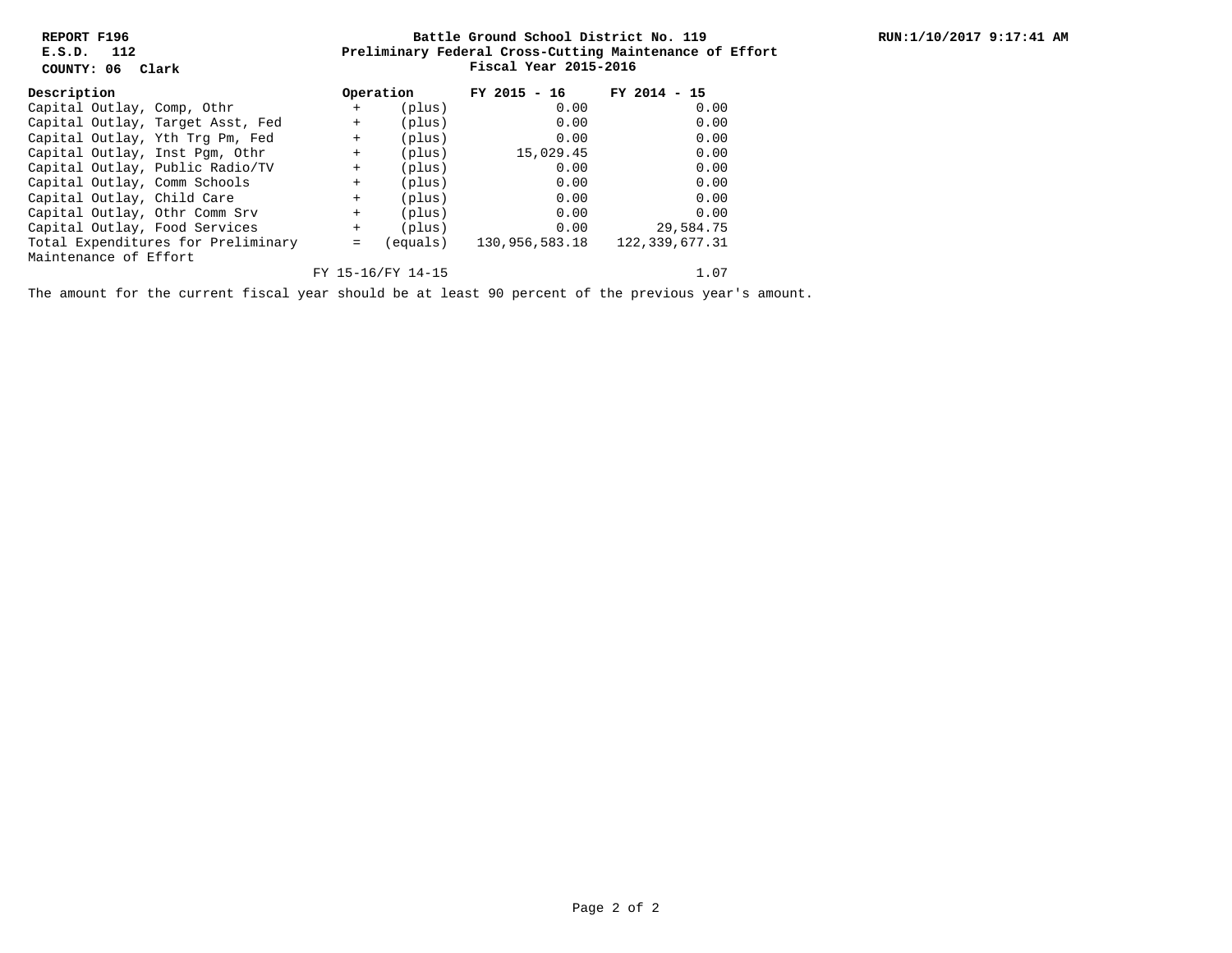**REPORT F196**
**E.S.D. 112**
**COUNTY: 06 Clark**

**Battle Ground School District No. 119**
**Preliminary Federal Cross-Cutting Maintenance of Effort**
**Fiscal Year 2015-2016**

**RUN:1/10/2017 9:17:41 AM**

| Description | Operation | | FY 2015 - 16 | FY 2014 - 15 |
|---|---|---|---|---|
| Capital Outlay, Comp, Othr | + | (plus) | 0.00 | 0.00 |
| Capital Outlay, Target Asst, Fed | + | (plus) | 0.00 | 0.00 |
| Capital Outlay, Yth Trg Pm, Fed | + | (plus) | 0.00 | 0.00 |
| Capital Outlay, Inst Pgm, Othr | + | (plus) | 15,029.45 | 0.00 |
| Capital Outlay, Public Radio/TV | + | (plus) | 0.00 | 0.00 |
| Capital Outlay, Comm Schools | + | (plus) | 0.00 | 0.00 |
| Capital Outlay, Child Care | + | (plus) | 0.00 | 0.00 |
| Capital Outlay, Othr Comm Srv | + | (plus) | 0.00 | 0.00 |
| Capital Outlay, Food Services | + | (plus) | 0.00 | 29,584.75 |
| Total Expenditures for Preliminary Maintenance of Effort | = | (equals) | 130,956,583.18 | 122,339,677.31 |
| | FY 15-16/FY 14-15 | | | 1.07 |

The amount for the current fiscal year should be at least 90 percent of the previous year's amount.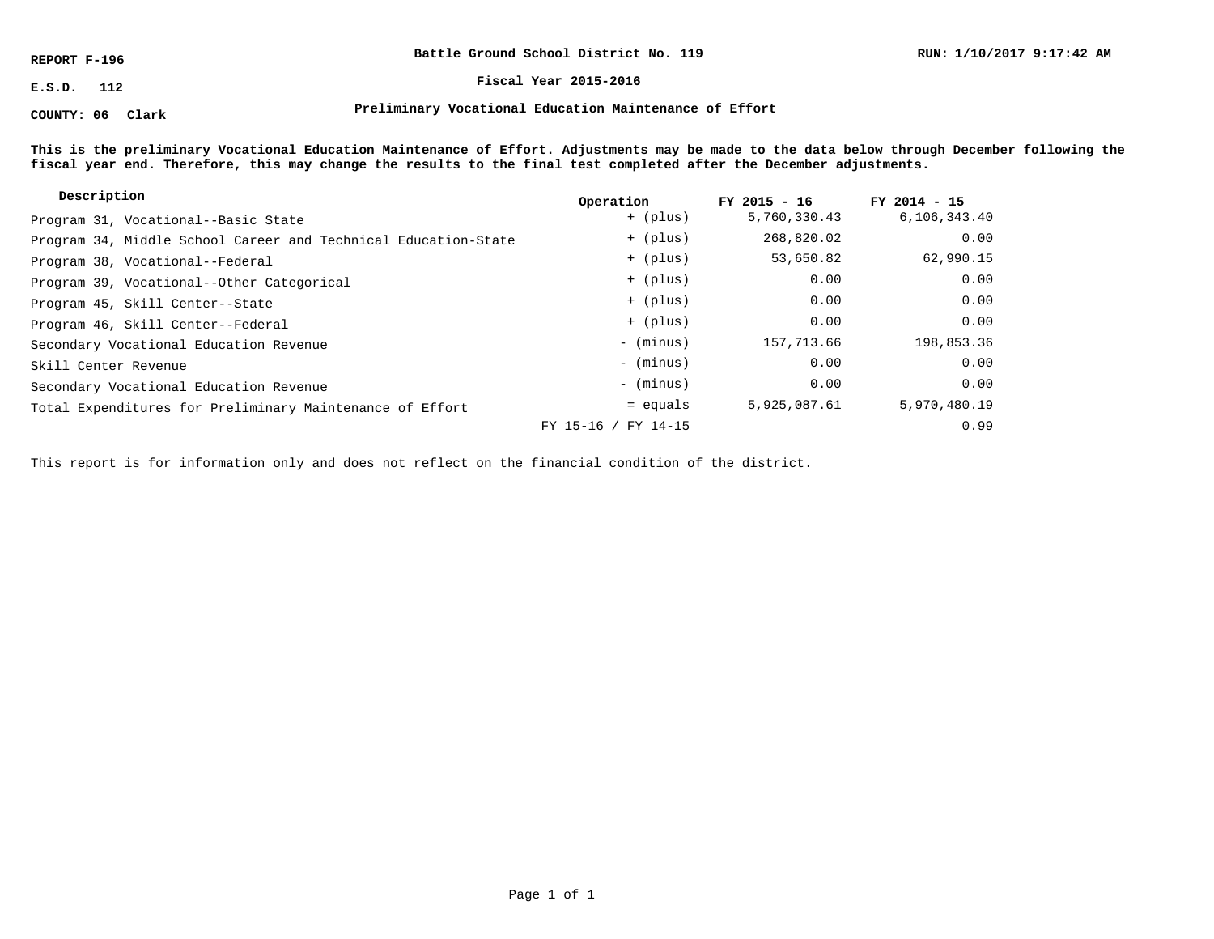REPORT F-196

E.S.D. 112

COUNTY: 06 Clark

**Battle Ground School District No. 119**

**Fiscal Year 2015-2016**

**Preliminary Vocational Education Maintenance of Effort**

RUN: 1/10/2017 9:17:42 AM

**This is the preliminary Vocational Education Maintenance of Effort. Adjustments may be made to the data below through December following the fiscal year end. Therefore, this may change the results to the final test completed after the December adjustments.**

| Description | Operation | FY 2015 - 16 | FY 2014 - 15 |
|---|---|---|---|
| Program 31, Vocational--Basic State | + (plus) | 5,760,330.43 | 6,106,343.40 |
| Program 34, Middle School Career and Technical Education-State | + (plus) | 268,820.02 | 0.00 |
| Program 38, Vocational--Federal | + (plus) | 53,650.82 | 62,990.15 |
| Program 39, Vocational--Other Categorical | + (plus) | 0.00 | 0.00 |
| Program 45, Skill Center--State | + (plus) | 0.00 | 0.00 |
| Program 46, Skill Center--Federal | + (plus) | 0.00 | 0.00 |
| Secondary Vocational Education Revenue | - (minus) | 157,713.66 | 198,853.36 |
| Skill Center Revenue | - (minus) | 0.00 | 0.00 |
| Secondary Vocational Education Revenue | - (minus) | 0.00 | 0.00 |
| Total Expenditures for Preliminary Maintenance of Effort | = equals | 5,925,087.61 | 5,970,480.19 |
| | FY 15-16 / FY 14-15 | | 0.99 |

This report is for information only and does not reflect on the financial condition of the district.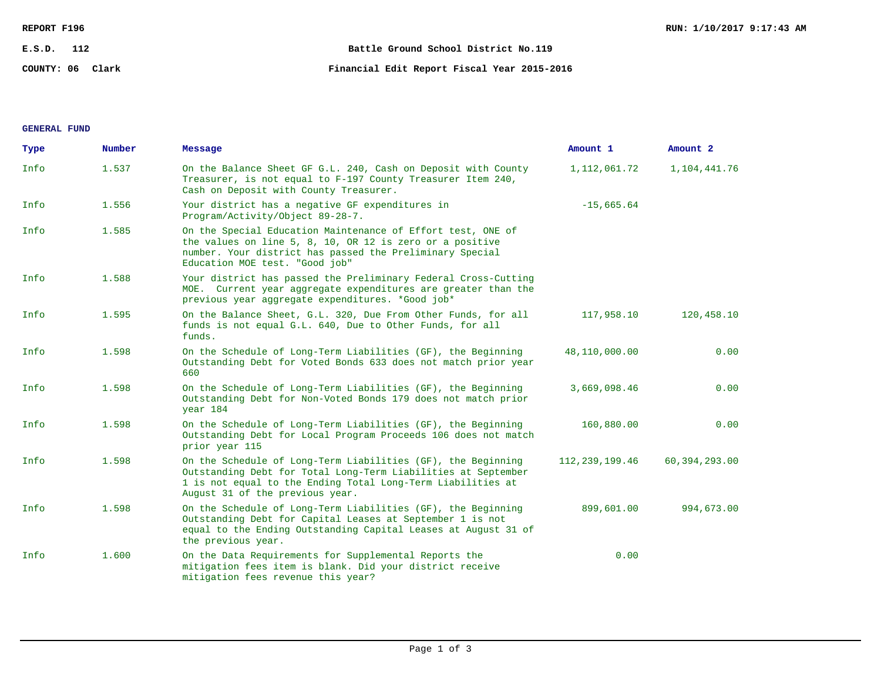REPORT F196

E.S.D. 112

COUNTY: 06 Clark

RUN: 1/10/2017 9:17:43 AM

**Battle Ground School District No.119**

**Financial Edit Report Fiscal Year 2015-2016**

## GENERAL FUND

| Type | Number | Message | Amount 1 | Amount 2 |
|---|---|---|---|---|
| Info | 1.537 | On the Balance Sheet GF G.L. 240, Cash on Deposit with County Treasurer, is not equal to F-197 County Treasurer Item 240, Cash on Deposit with County Treasurer. | 1,112,061.72 | 1,104,441.76 |
| Info | 1.556 | Your district has a negative GF expenditures in Program/Activity/Object 89-28-7. | -15,665.64 | |
| Info | 1.585 | On the Special Education Maintenance of Effort test, ONE of the values on line 5, 8, 10, OR 12 is zero or a positive number. Your district has passed the Preliminary Special Education MOE test. "Good job" | | |
| Info | 1.588 | Your district has passed the Preliminary Federal Cross-Cutting MOE. Current year aggregate expenditures are greater than the previous year aggregate expenditures. *Good job* | | |
| Info | 1.595 | On the Balance Sheet, G.L. 320, Due From Other Funds, for all funds is not equal G.L. 640, Due to Other Funds, for all funds. | 117,958.10 | 120,458.10 |
| Info | 1.598 | On the Schedule of Long-Term Liabilities (GF), the Beginning Outstanding Debt for Voted Bonds 633 does not match prior year 660 | 48,110,000.00 | 0.00 |
| Info | 1.598 | On the Schedule of Long-Term Liabilities (GF), the Beginning Outstanding Debt for Non-Voted Bonds 179 does not match prior year 184 | 3,669,098.46 | 0.00 |
| Info | 1.598 | On the Schedule of Long-Term Liabilities (GF), the Beginning Outstanding Debt for Local Program Proceeds 106 does not match prior year 115 | 160,880.00 | 0.00 |
| Info | 1.598 | On the Schedule of Long-Term Liabilities (GF), the Beginning Outstanding Debt for Total Long-Term Liabilities at September 1 is not equal to the Ending Total Long-Term Liabilities at August 31 of the previous year. | 112,239,199.46 | 60,394,293.00 |
| Info | 1.598 | On the Schedule of Long-Term Liabilities (GF), the Beginning Outstanding Debt for Capital Leases at September 1 is not equal to the Ending Outstanding Capital Leases at August 31 of the previous year. | 899,601.00 | 994,673.00 |
| Info | 1.600 | On the Data Requirements for Supplemental Reports the mitigation fees item is blank. Did your district receive mitigation fees revenue this year? | 0.00 | |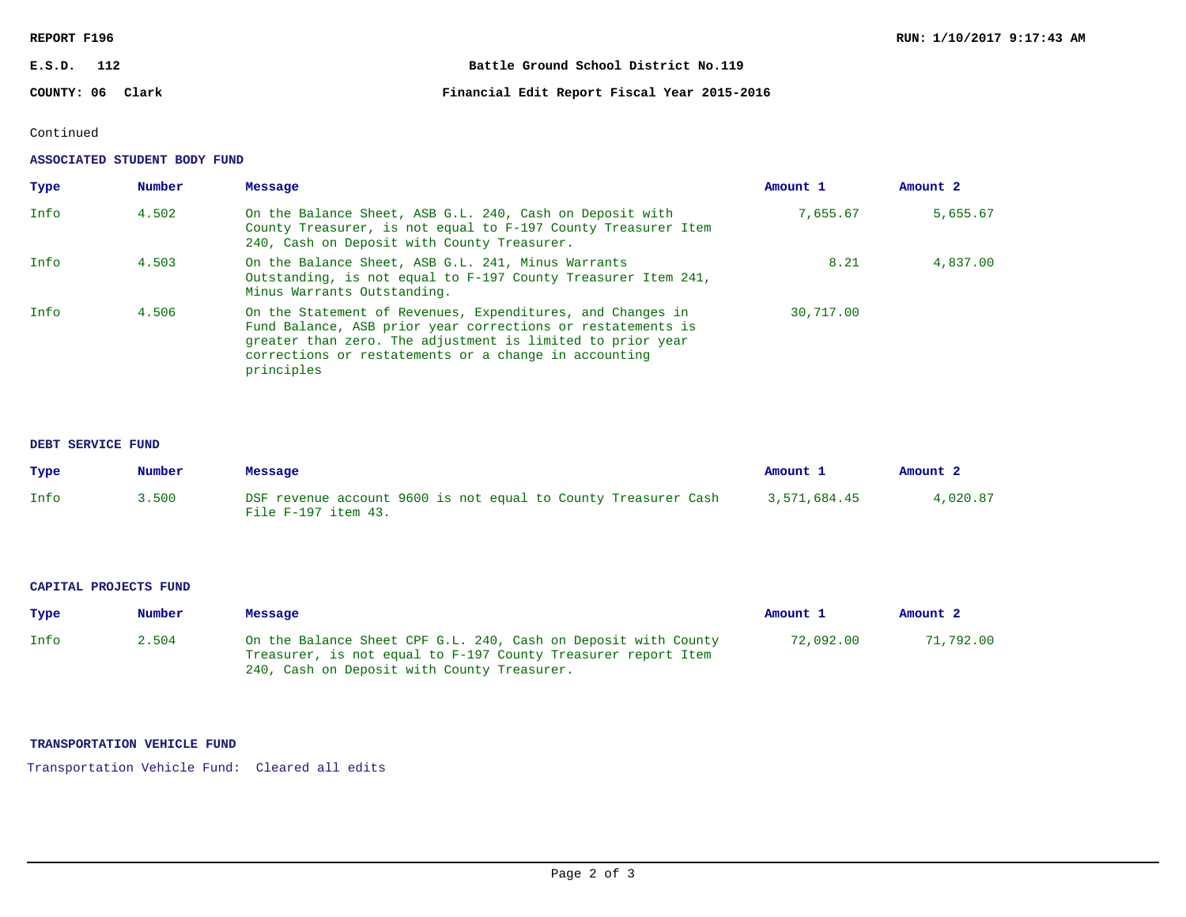REPORT F196

RUN: 1/10/2017 9:17:43 AM

E.S.D. 112

Battle Ground School District No.119

COUNTY: 06 Clark

Financial Edit Report Fiscal Year 2015-2016

Continued

### ASSOCIATED STUDENT BODY FUND

| Type | Number | Message | Amount 1 | Amount 2 |
|---|---|---|---|---|
| Info | 4.502 | On the Balance Sheet, ASB G.L. 240, Cash on Deposit with County Treasurer, is not equal to F-197 County Treasurer Item 240, Cash on Deposit with County Treasurer. | 7,655.67 | 5,655.67 |
| Info | 4.503 | On the Balance Sheet, ASB G.L. 241, Minus Warrants Outstanding, is not equal to F-197 County Treasurer Item 241, Minus Warrants Outstanding. | 8.21 | 4,837.00 |
| Info | 4.506 | On the Statement of Revenues, Expenditures, and Changes in Fund Balance, ASB prior year corrections or restatements is greater than zero. The adjustment is limited to prior year corrections or restatements or a change in accounting principles | 30,717.00 | |

### DEBT SERVICE FUND

| Type | Number | Message | Amount 1 | Amount 2 |
|---|---|---|---|---|
| Info | 3.500 | DSF revenue account 9600 is not equal to County Treasurer Cash File F-197 item 43. | 3,571,684.45 | 4,020.87 |

### CAPITAL PROJECTS FUND

| Type | Number | Message | Amount 1 | Amount 2 |
|---|---|---|---|---|
| Info | 2.504 | On the Balance Sheet CPF G.L. 240, Cash on Deposit with County Treasurer, is not equal to F-197 County Treasurer report Item 240, Cash on Deposit with County Treasurer. | 72,092.00 | 71,792.00 |

### TRANSPORTATION VEHICLE FUND

Transportation Vehicle Fund: Cleared all edits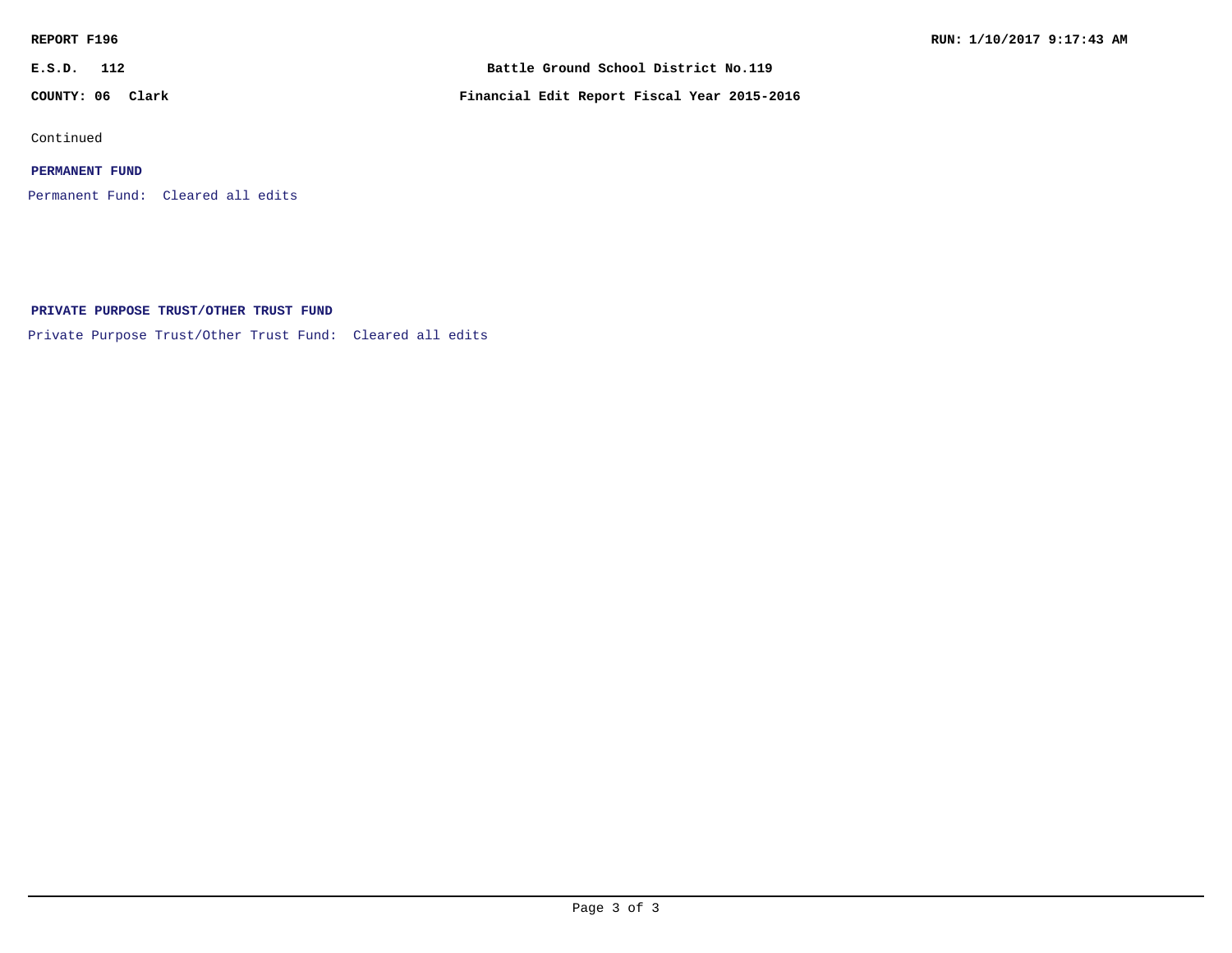Continued

**PERMANENT FUND**

Permanent Fund: Cleared all edits

**PRIVATE PURPOSE TRUST/OTHER TRUST FUND**

Private Purpose Trust/Other Trust Fund: Cleared all edits